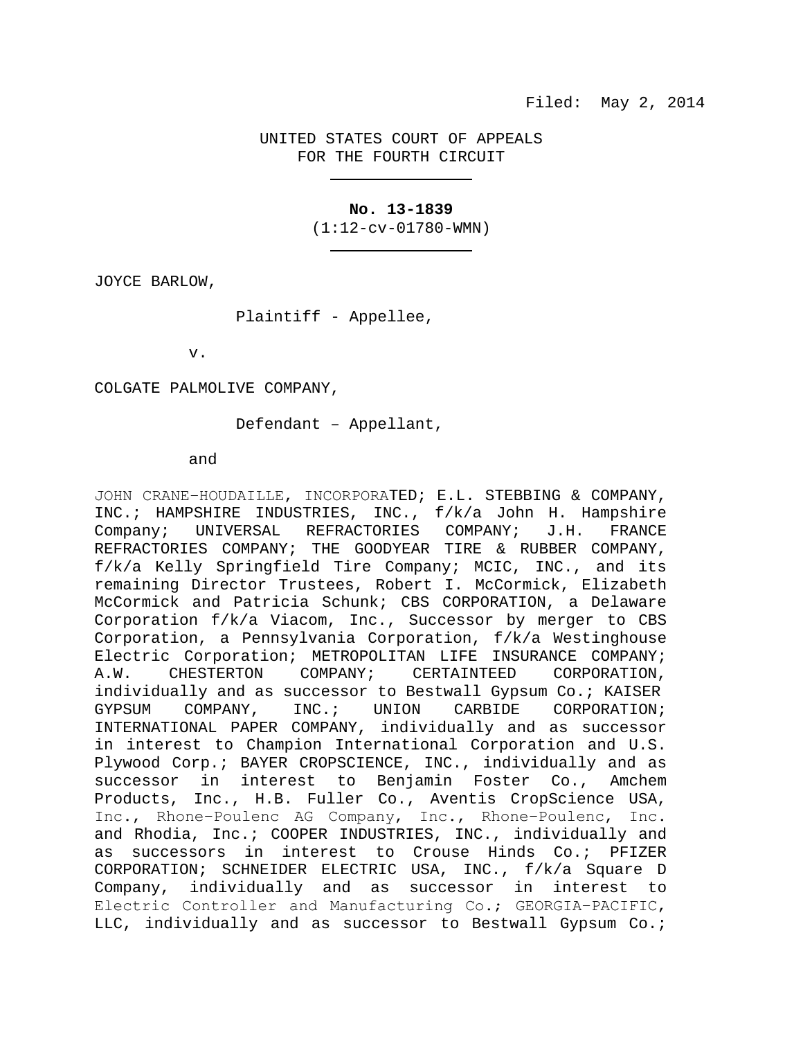Filed: May 2, 2014

UNITED STATES COURT OF APPEALS
FOR THE FOURTH CIRCUIT

---

**No. 13-1839**
(1:12-cv-01780-WMN)

---

JOYCE BARLOW,

Plaintiff - Appellee,

v.

COLGATE PALMOLIVE COMPANY,

Defendant – Appellant,

and

JOHN CRANE-HOUDAILLE, INCORPORATED; E.L. STEBBING & COMPANY, INC.; HAMPSHIRE INDUSTRIES, INC., f/k/a John H. Hampshire Company; UNIVERSAL REFRACTORIES COMPANY; J.H. FRANCE REFRACTORIES COMPANY; THE GOODYEAR TIRE & RUBBER COMPANY, f/k/a Kelly Springfield Tire Company; MCIC, INC., and its remaining Director Trustees, Robert I. McCormick, Elizabeth McCormick and Patricia Schunk; CBS CORPORATION, a Delaware Corporation f/k/a Viacom, Inc., Successor by merger to CBS Corporation, a Pennsylvania Corporation, f/k/a Westinghouse Electric Corporation; METROPOLITAN LIFE INSURANCE COMPANY; A.W. CHESTERTON COMPANY; CERTAINTEED CORPORATION, individually and as successor to Bestwall Gypsum Co.; KAISER GYPSUM COMPANY, INC.; UNION CARBIDE CORPORATION; INTERNATIONAL PAPER COMPANY, individually and as successor in interest to Champion International Corporation and U.S. Plywood Corp.; BAYER CROPSCIENCE, INC., individually and as successor in interest to Benjamin Foster Co., Amchem Products, Inc., H.B. Fuller Co., Aventis CropScience USA, Inc., Rhone-Poulenc AG Company, Inc., Rhone-Poulenc, Inc. and Rhodia, Inc.; COOPER INDUSTRIES, INC., individually and as successors in interest to Crouse Hinds Co.; PFIZER CORPORATION; SCHNEIDER ELECTRIC USA, INC., f/k/a Square D Company, individually and as successor in interest to Electric Controller and Manufacturing Co.; GEORGIA-PACIFIC, LLC, individually and as successor to Bestwall Gypsum Co.;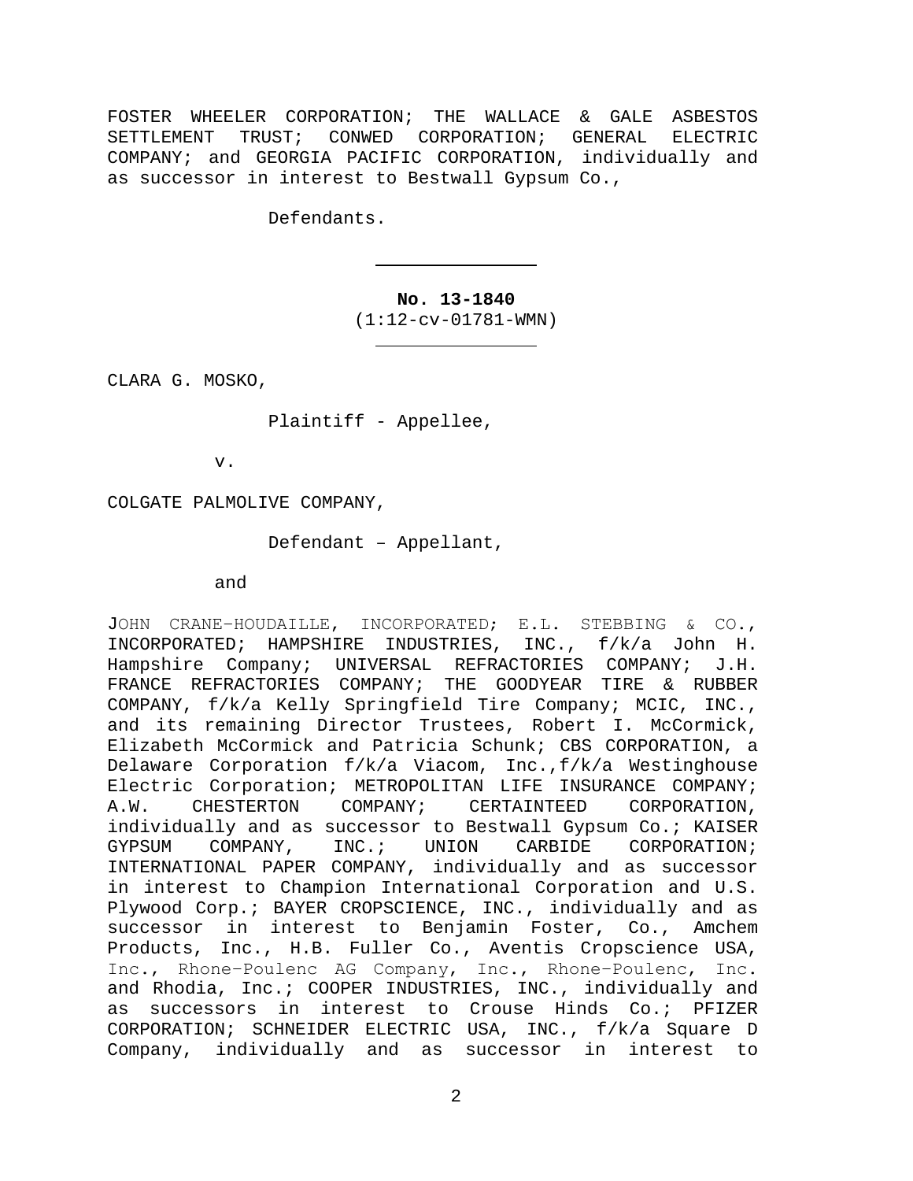FOSTER WHEELER CORPORATION; THE WALLACE & GALE ASBESTOS SETTLEMENT TRUST; CONWED CORPORATION; GENERAL ELECTRIC COMPANY; and GEORGIA PACIFIC CORPORATION, individually and as successor in interest to Bestwall Gypsum Co.,

Defendants.

---

**No. 13-1840**
(1:12-cv-01781-WMN)

---

CLARA G. MOSKO,

Plaintiff - Appellee,

v.

COLGATE PALMOLIVE COMPANY,

Defendant – Appellant,

and

JOHN CRANE-HOUDAILLE, INCORPORATED; E.L. STEBBING & CO., INCORPORATED; HAMPSHIRE INDUSTRIES, INC., f/k/a John H. Hampshire Company; UNIVERSAL REFRACTORIES COMPANY; J.H. FRANCE REFRACTORIES COMPANY; THE GOODYEAR TIRE & RUBBER COMPANY, f/k/a Kelly Springfield Tire Company; MCIC, INC., and its remaining Director Trustees, Robert I. McCormick, Elizabeth McCormick and Patricia Schunk; CBS CORPORATION, a Delaware Corporation f/k/a Viacom, Inc.,f/k/a Westinghouse Electric Corporation; METROPOLITAN LIFE INSURANCE COMPANY; A.W. CHESTERTON COMPANY; CERTAINTEED CORPORATION, individually and as successor to Bestwall Gypsum Co.; KAISER GYPSUM COMPANY, INC.; UNION CARBIDE CORPORATION; INTERNATIONAL PAPER COMPANY, individually and as successor in interest to Champion International Corporation and U.S. Plywood Corp.; BAYER CROPSCIENCE, INC., individually and as successor in interest to Benjamin Foster, Co., Amchem Products, Inc., H.B. Fuller Co., Aventis Cropscience USA, Inc., Rhone-Poulenc AG Company, Inc., Rhone-Poulenc, Inc. and Rhodia, Inc.; COOPER INDUSTRIES, INC., individually and as successors in interest to Crouse Hinds Co.; PFIZER CORPORATION; SCHNEIDER ELECTRIC USA, INC., f/k/a Square D Company, individually and as successor in interest to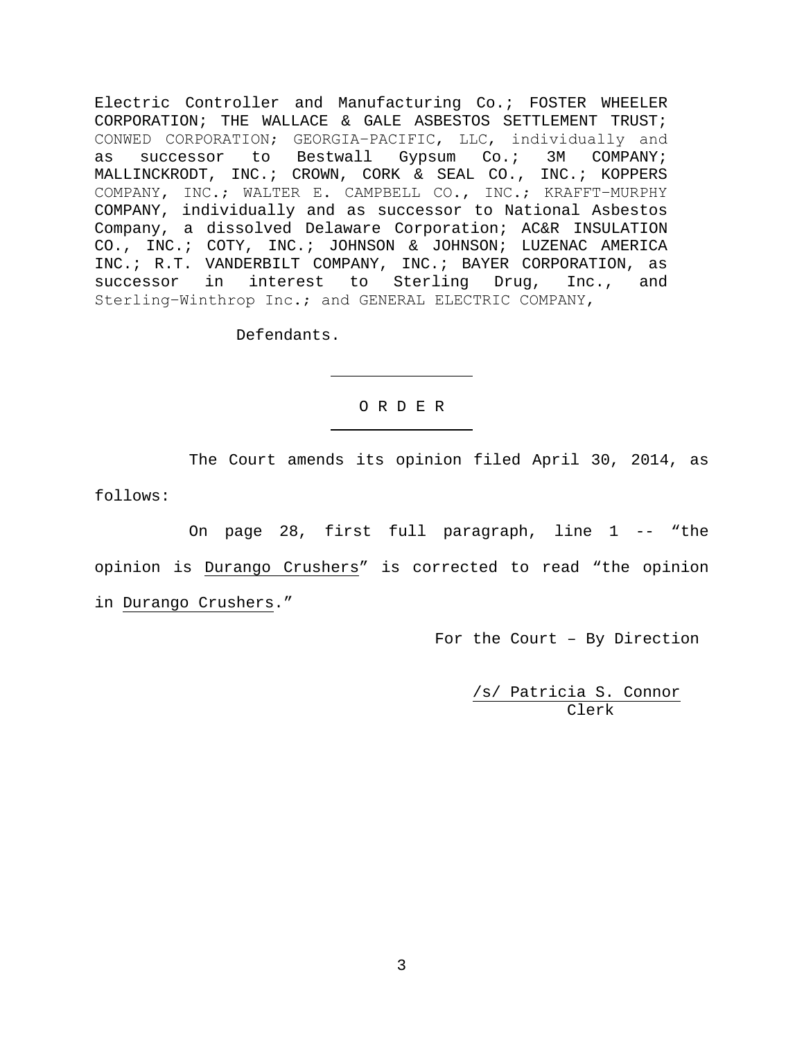Electric Controller and Manufacturing Co.; FOSTER WHEELER CORPORATION; THE WALLACE & GALE ASBESTOS SETTLEMENT TRUST; CONWED CORPORATION; GEORGIA-PACIFIC, LLC, individually and as successor to Bestwall Gypsum Co.; 3M COMPANY; MALLINCKRODT, INC.; CROWN, CORK & SEAL CO., INC.; KOPPERS COMPANY, INC.; WALTER E. CAMPBELL CO., INC.; KRAFFT-MURPHY COMPANY, individually and as successor to National Asbestos Company, a dissolved Delaware Corporation; AC&R INSULATION CO., INC.; COTY, INC.; JOHNSON & JOHNSON; LUZENAC AMERICA INC.; R.T. VANDERBILT COMPANY, INC.; BAYER CORPORATION, as successor in interest to Sterling Drug, Inc., and Sterling-Winthrop Inc.; and GENERAL ELECTRIC COMPANY,

Defendants.

---

O R D E R

---

The Court amends its opinion filed April 30, 2014, as follows:

On page 28, first full paragraph, line 1 -- "the opinion is Durango Crushers" is corrected to read "the opinion in Durango Crushers."

For the Court – By Direction

/s/ Patricia S. Connor
Clerk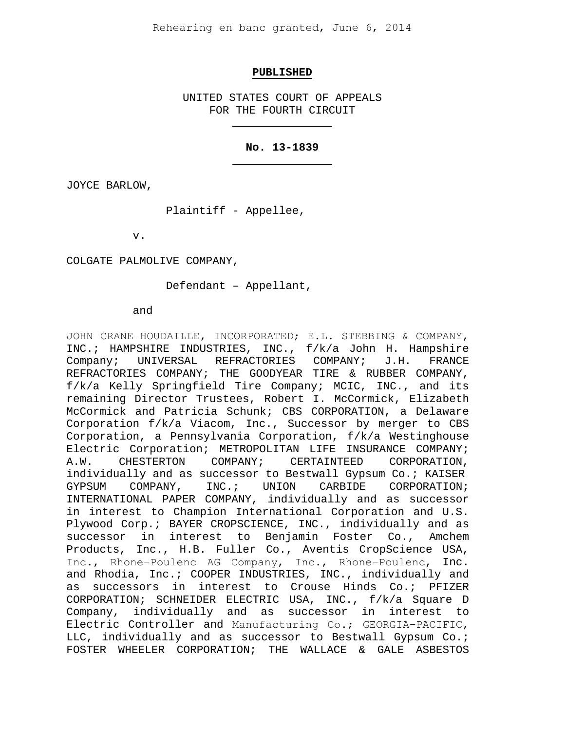Rehearing en banc granted, June 6, 2014

**PUBLISHED**

UNITED STATES COURT OF APPEALS
FOR THE FOURTH CIRCUIT

**No. 13-1839**

JOYCE BARLOW,

Plaintiff - Appellee,

v.

COLGATE PALMOLIVE COMPANY,

Defendant – Appellant,

and

JOHN CRANE-HOUDAILLE, INCORPORATED; E.L. STEBBING & COMPANY, INC.; HAMPSHIRE INDUSTRIES, INC., f/k/a John H. Hampshire Company; UNIVERSAL REFRACTORIES COMPANY; J.H. FRANCE REFRACTORIES COMPANY; THE GOODYEAR TIRE & RUBBER COMPANY, f/k/a Kelly Springfield Tire Company; MCIC, INC., and its remaining Director Trustees, Robert I. McCormick, Elizabeth McCormick and Patricia Schunk; CBS CORPORATION, a Delaware Corporation f/k/a Viacom, Inc., Successor by merger to CBS Corporation, a Pennsylvania Corporation, f/k/a Westinghouse Electric Corporation; METROPOLITAN LIFE INSURANCE COMPANY; A.W. CHESTERTON COMPANY; CERTAINTEED CORPORATION, individually and as successor to Bestwall Gypsum Co.; KAISER GYPSUM COMPANY, INC.; UNION CARBIDE CORPORATION; INTERNATIONAL PAPER COMPANY, individually and as successor in interest to Champion International Corporation and U.S. Plywood Corp.; BAYER CROPSCIENCE, INC., individually and as successor in interest to Benjamin Foster Co., Amchem Products, Inc., H.B. Fuller Co., Aventis CropScience USA, Inc., Rhone-Poulenc AG Company, Inc., Rhone-Poulenc, Inc. and Rhodia, Inc.; COOPER INDUSTRIES, INC., individually and as successors in interest to Crouse Hinds Co.; PFIZER CORPORATION; SCHNEIDER ELECTRIC USA, INC., f/k/a Square D Company, individually and as successor in interest to Electric Controller and Manufacturing Co.; GEORGIA-PACIFIC, LLC, individually and as successor to Bestwall Gypsum Co.; FOSTER WHEELER CORPORATION; THE WALLACE & GALE ASBESTOS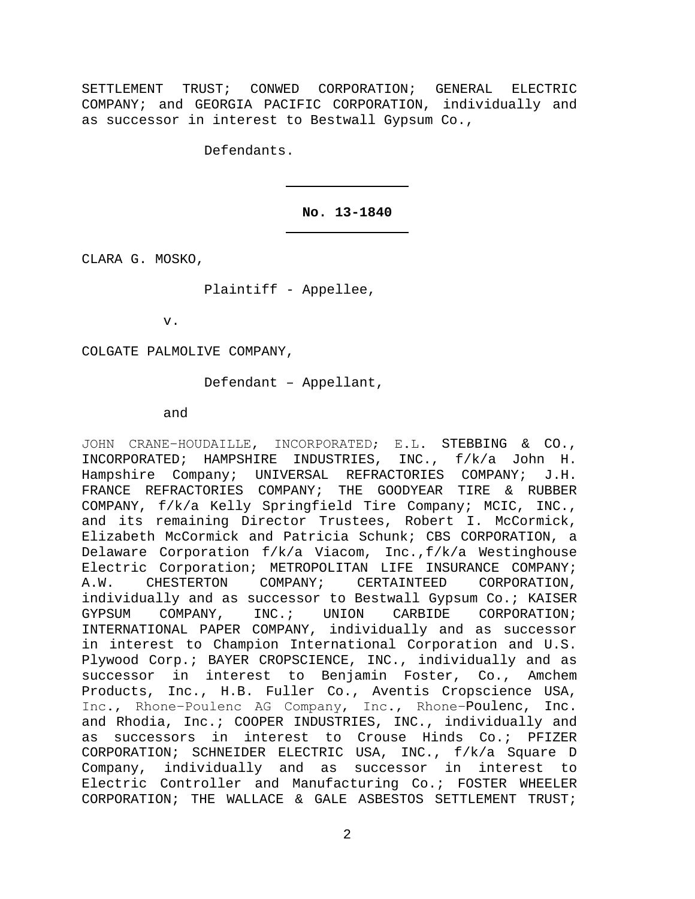SETTLEMENT TRUST; CONWED CORPORATION; GENERAL ELECTRIC COMPANY; and GEORGIA PACIFIC CORPORATION, individually and as successor in interest to Bestwall Gypsum Co.,

Defendants.

---

**No. 13-1840**

---

CLARA G. MOSKO,

Plaintiff - Appellee,

v.

COLGATE PALMOLIVE COMPANY,

Defendant – Appellant,

and

JOHN CRANE–HOUDAILLE, INCORPORATED; E.L. STEBBING & CO., INCORPORATED; HAMPSHIRE INDUSTRIES, INC., f/k/a John H. Hampshire Company; UNIVERSAL REFRACTORIES COMPANY; J.H. FRANCE REFRACTORIES COMPANY; THE GOODYEAR TIRE & RUBBER COMPANY, f/k/a Kelly Springfield Tire Company; MCIC, INC., and its remaining Director Trustees, Robert I. McCormick, Elizabeth McCormick and Patricia Schunk; CBS CORPORATION, a Delaware Corporation f/k/a Viacom, Inc.,f/k/a Westinghouse Electric Corporation; METROPOLITAN LIFE INSURANCE COMPANY; A.W. CHESTERTON COMPANY; CERTAINTEED CORPORATION, individually and as successor to Bestwall Gypsum Co.; KAISER GYPSUM COMPANY, INC.; UNION CARBIDE CORPORATION; INTERNATIONAL PAPER COMPANY, individually and as successor in interest to Champion International Corporation and U.S. Plywood Corp.; BAYER CROPSCIENCE, INC., individually and as successor in interest to Benjamin Foster, Co., Amchem Products, Inc., H.B. Fuller Co., Aventis Cropscience USA, Inc., Rhone–Poulenc AG Company, Inc., Rhone–Poulenc, Inc. and Rhodia, Inc.; COOPER INDUSTRIES, INC., individually and as successors in interest to Crouse Hinds Co.; PFIZER CORPORATION; SCHNEIDER ELECTRIC USA, INC., f/k/a Square D Company, individually and as successor in interest to Electric Controller and Manufacturing Co.; FOSTER WHEELER CORPORATION; THE WALLACE & GALE ASBESTOS SETTLEMENT TRUST;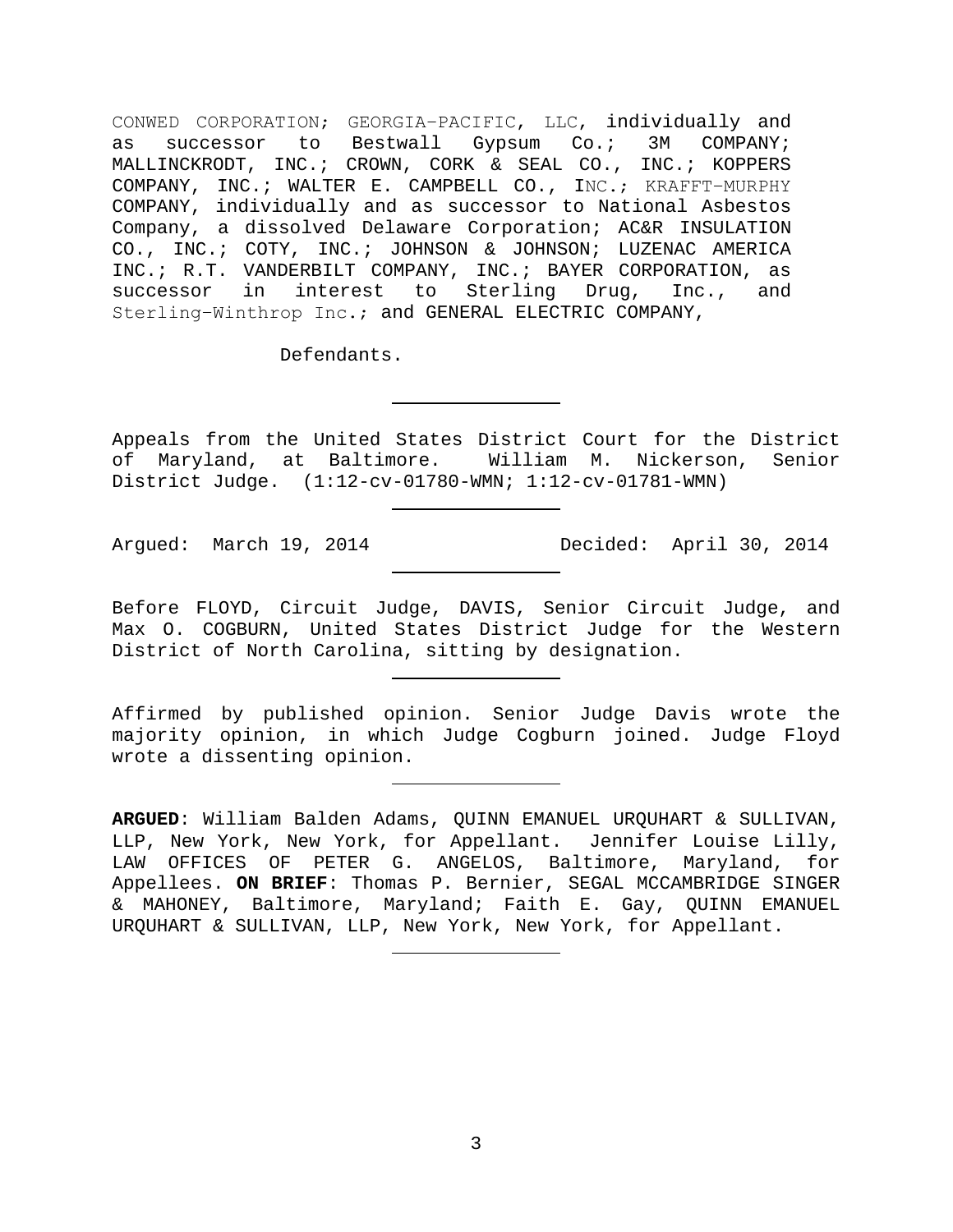CONWED CORPORATION; GEORGIA-PACIFIC, LLC, individually and as successor to Bestwall Gypsum Co.; 3M COMPANY; MALLINCKRODT, INC.; CROWN, CORK & SEAL CO., INC.; KOPPERS COMPANY, INC.; WALTER E. CAMPBELL CO., INC.; KRAFFT-MURPHY COMPANY, individually and as successor to National Asbestos Company, a dissolved Delaware Corporation; AC&R INSULATION CO., INC.; COTY, INC.; JOHNSON & JOHNSON; LUZENAC AMERICA INC.; R.T. VANDERBILT COMPANY, INC.; BAYER CORPORATION, as successor in interest to Sterling Drug, Inc., and Sterling-Winthrop Inc.; and GENERAL ELECTRIC COMPANY,

Defendants.

---

Appeals from the United States District Court for the District of Maryland, at Baltimore. William M. Nickerson, Senior District Judge. (1:12-cv-01780-WMN; 1:12-cv-01781-WMN)

---

Argued: March 19, 2014 Decided: April 30, 2014

---

Before FLOYD, Circuit Judge, DAVIS, Senior Circuit Judge, and Max O. COGBURN, United States District Judge for the Western District of North Carolina, sitting by designation.

---

Affirmed by published opinion. Senior Judge Davis wrote the majority opinion, in which Judge Cogburn joined. Judge Floyd wrote a dissenting opinion.

---

**ARGUED**: William Balden Adams, QUINN EMANUEL URQUHART & SULLIVAN, LLP, New York, New York, for Appellant. Jennifer Louise Lilly, LAW OFFICES OF PETER G. ANGELOS, Baltimore, Maryland, for Appellees. **ON BRIEF**: Thomas P. Bernier, SEGAL MCCAMBRIDGE SINGER & MAHONEY, Baltimore, Maryland; Faith E. Gay, QUINN EMANUEL URQUHART & SULLIVAN, LLP, New York, New York, for Appellant.

---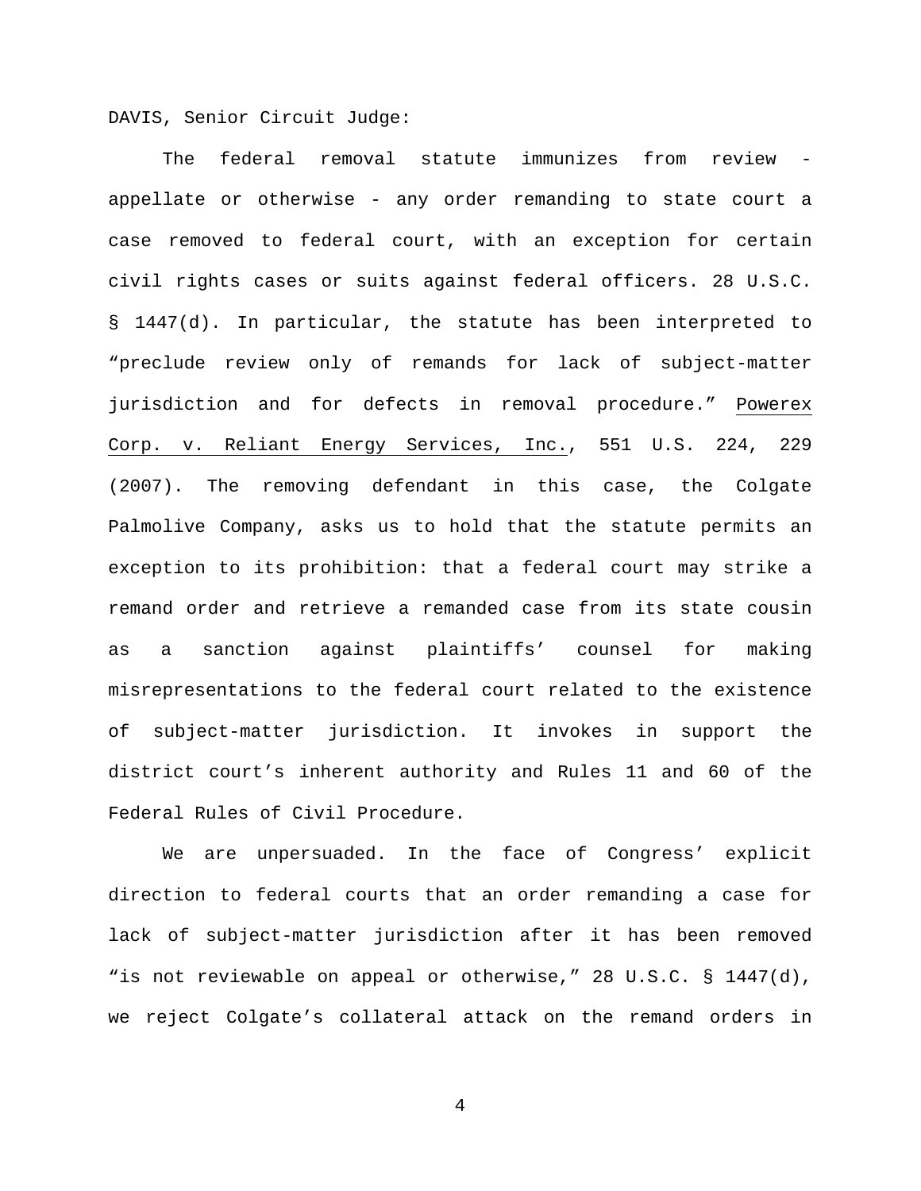DAVIS, Senior Circuit Judge:

The federal removal statute immunizes from review - appellate or otherwise - any order remanding to state court a case removed to federal court, with an exception for certain civil rights cases or suits against federal officers. 28 U.S.C. § 1447(d). In particular, the statute has been interpreted to "preclude review only of remands for lack of subject-matter jurisdiction and for defects in removal procedure." Powerex Corp. v. Reliant Energy Services, Inc., 551 U.S. 224, 229 (2007). The removing defendant in this case, the Colgate Palmolive Company, asks us to hold that the statute permits an exception to its prohibition: that a federal court may strike a remand order and retrieve a remanded case from its state cousin as a sanction against plaintiffs' counsel for making misrepresentations to the federal court related to the existence of subject-matter jurisdiction. It invokes in support the district court's inherent authority and Rules 11 and 60 of the Federal Rules of Civil Procedure.

We are unpersuaded. In the face of Congress' explicit direction to federal courts that an order remanding a case for lack of subject-matter jurisdiction after it has been removed "is not reviewable on appeal or otherwise," 28 U.S.C. § 1447(d), we reject Colgate's collateral attack on the remand orders in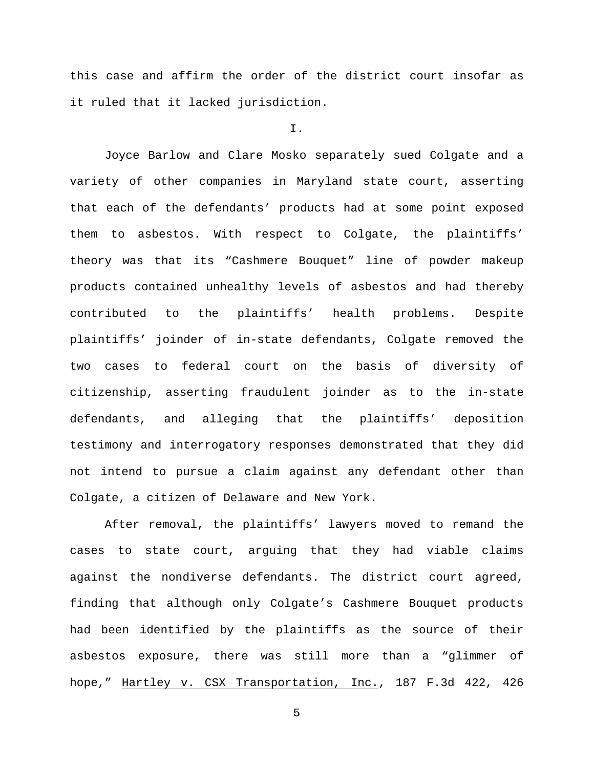this case and affirm the order of the district court insofar as it ruled that it lacked jurisdiction.

I.

Joyce Barlow and Clare Mosko separately sued Colgate and a variety of other companies in Maryland state court, asserting that each of the defendants' products had at some point exposed them to asbestos. With respect to Colgate, the plaintiffs' theory was that its "Cashmere Bouquet" line of powder makeup products contained unhealthy levels of asbestos and had thereby contributed to the plaintiffs' health problems. Despite plaintiffs' joinder of in-state defendants, Colgate removed the two cases to federal court on the basis of diversity of citizenship, asserting fraudulent joinder as to the in-state defendants, and alleging that the plaintiffs' deposition testimony and interrogatory responses demonstrated that they did not intend to pursue a claim against any defendant other than Colgate, a citizen of Delaware and New York.

After removal, the plaintiffs' lawyers moved to remand the cases to state court, arguing that they had viable claims against the nondiverse defendants. The district court agreed, finding that although only Colgate's Cashmere Bouquet products had been identified by the plaintiffs as the source of their asbestos exposure, there was still more than a "glimmer of hope," Hartley v. CSX Transportation, Inc., 187 F.3d 422, 426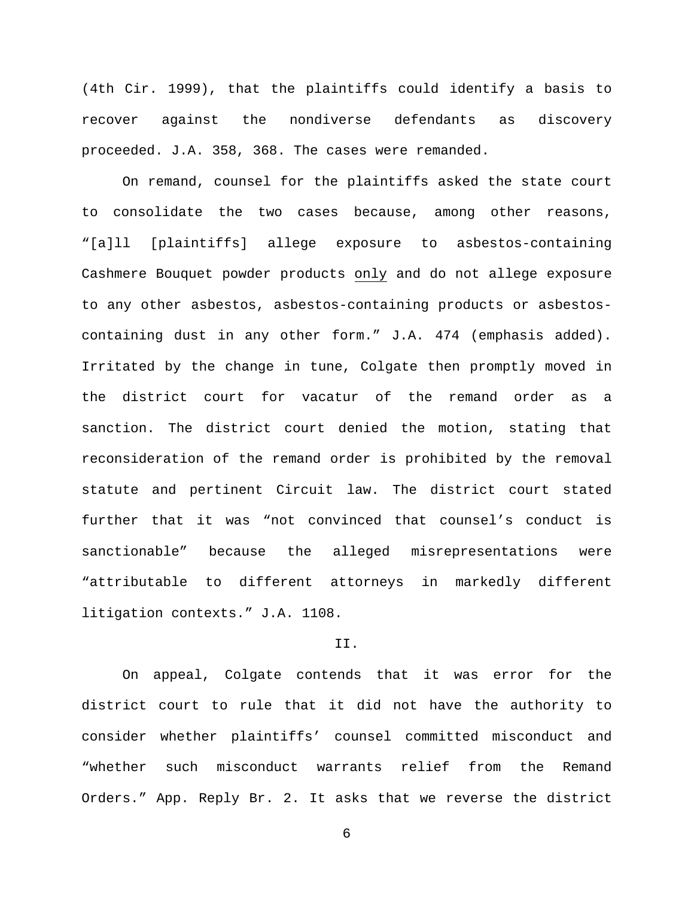(4th Cir. 1999), that the plaintiffs could identify a basis to recover against the nondiverse defendants as discovery proceeded. J.A. 358, 368. The cases were remanded.

On remand, counsel for the plaintiffs asked the state court to consolidate the two cases because, among other reasons, "[a]ll [plaintiffs] allege exposure to asbestos-containing Cashmere Bouquet powder products <u>only</u> and do not allege exposure to any other asbestos, asbestos-containing products or asbestos-containing dust in any other form." J.A. 474 (emphasis added). Irritated by the change in tune, Colgate then promptly moved in the district court for vacatur of the remand order as a sanction. The district court denied the motion, stating that reconsideration of the remand order is prohibited by the removal statute and pertinent Circuit law. The district court stated further that it was "not convinced that counsel's conduct is sanctionable" because the alleged misrepresentations were "attributable to different attorneys in markedly different litigation contexts." J.A. 1108.

## II.

On appeal, Colgate contends that it was error for the district court to rule that it did not have the authority to consider whether plaintiffs' counsel committed misconduct and "whether such misconduct warrants relief from the Remand Orders." App. Reply Br. 2. It asks that we reverse the district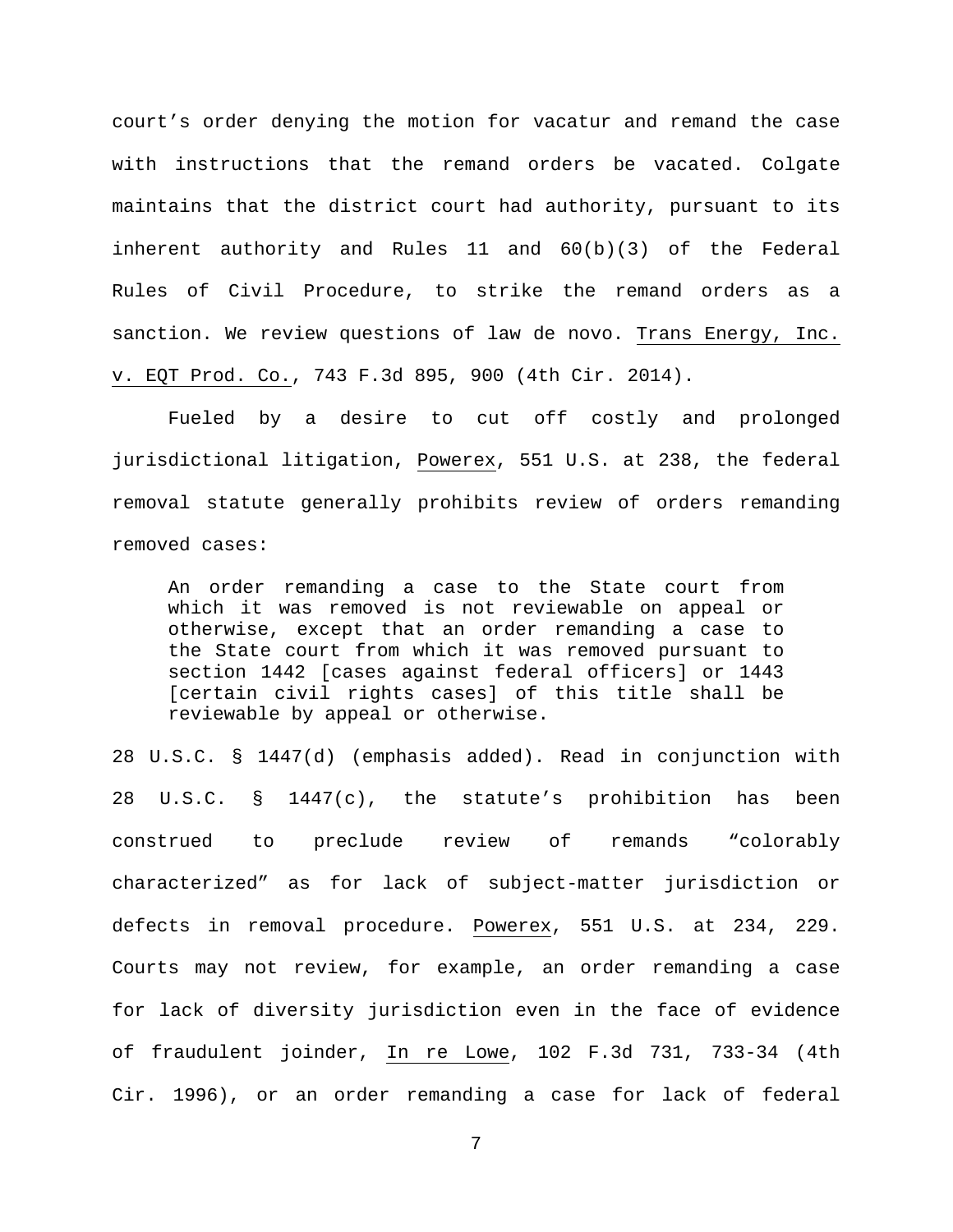court's order denying the motion for vacatur and remand the case with instructions that the remand orders be vacated. Colgate maintains that the district court had authority, pursuant to its inherent authority and Rules 11 and 60(b)(3) of the Federal Rules of Civil Procedure, to strike the remand orders as a sanction. We review questions of law de novo. Trans Energy, Inc. v. EQT Prod. Co., 743 F.3d 895, 900 (4th Cir. 2014).

Fueled by a desire to cut off costly and prolonged jurisdictional litigation, Powerex, 551 U.S. at 238, the federal removal statute generally prohibits review of orders remanding removed cases:

> An order remanding a case to the State court from which it was removed is not reviewable on appeal or otherwise, except that an order remanding a case to the State court from which it was removed pursuant to section 1442 [cases against federal officers] or 1443 [certain civil rights cases] of this title shall be reviewable by appeal or otherwise.

28 U.S.C. § 1447(d) (emphasis added). Read in conjunction with 28 U.S.C. § 1447(c), the statute's prohibition has been construed to preclude review of remands "colorably characterized" as for lack of subject-matter jurisdiction or defects in removal procedure. Powerex, 551 U.S. at 234, 229. Courts may not review, for example, an order remanding a case for lack of diversity jurisdiction even in the face of evidence of fraudulent joinder, In re Lowe, 102 F.3d 731, 733-34 (4th Cir. 1996), or an order remanding a case for lack of federal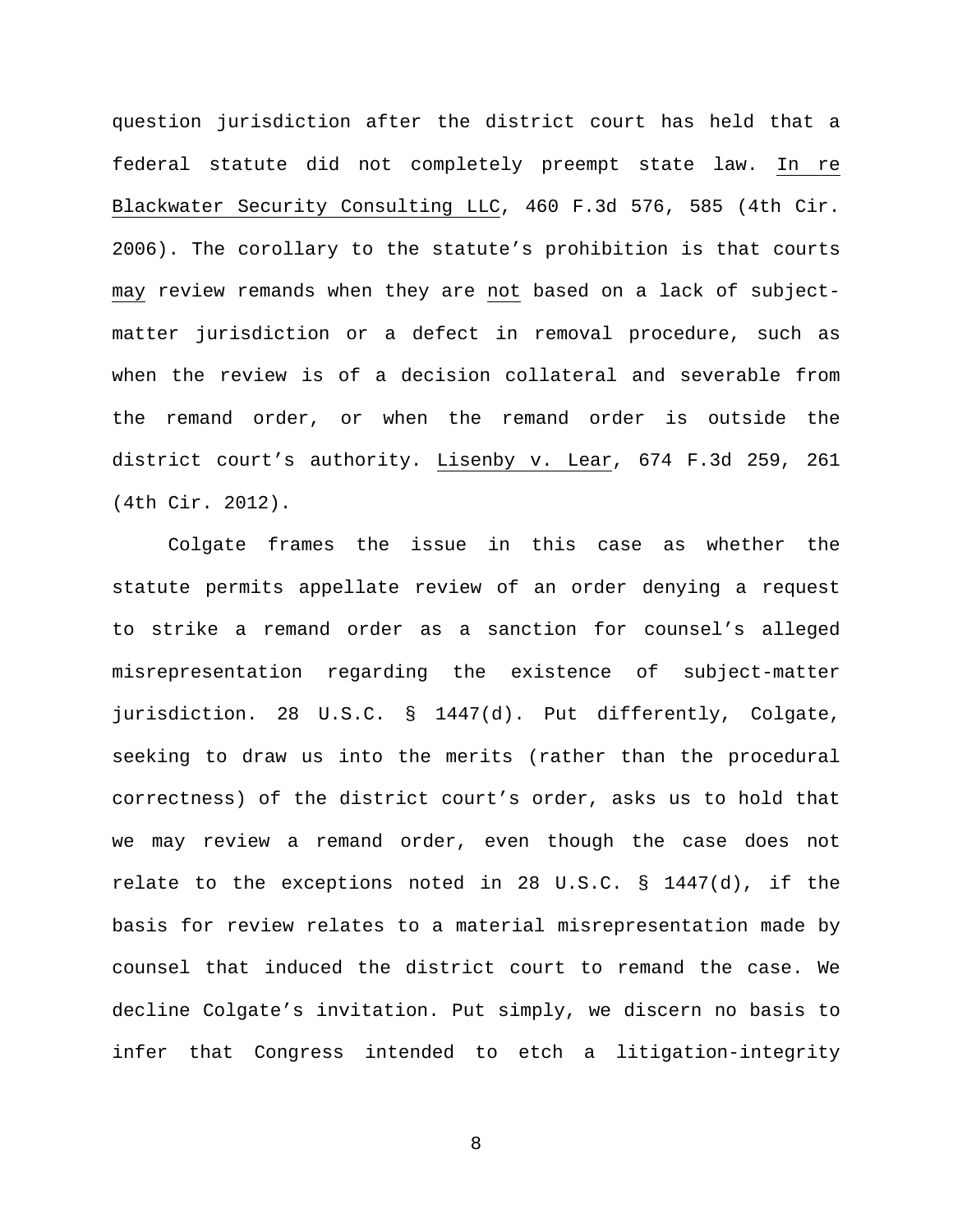question jurisdiction after the district court has held that a federal statute did not completely preempt state law. In re Blackwater Security Consulting LLC, 460 F.3d 576, 585 (4th Cir. 2006). The corollary to the statute's prohibition is that courts may review remands when they are not based on a lack of subject-matter jurisdiction or a defect in removal procedure, such as when the review is of a decision collateral and severable from the remand order, or when the remand order is outside the district court's authority. Lisenby v. Lear, 674 F.3d 259, 261 (4th Cir. 2012).

Colgate frames the issue in this case as whether the statute permits appellate review of an order denying a request to strike a remand order as a sanction for counsel's alleged misrepresentation regarding the existence of subject-matter jurisdiction. 28 U.S.C. § 1447(d). Put differently, Colgate, seeking to draw us into the merits (rather than the procedural correctness) of the district court's order, asks us to hold that we may review a remand order, even though the case does not relate to the exceptions noted in 28 U.S.C. § 1447(d), if the basis for review relates to a material misrepresentation made by counsel that induced the district court to remand the case. We decline Colgate's invitation. Put simply, we discern no basis to infer that Congress intended to etch a litigation-integrity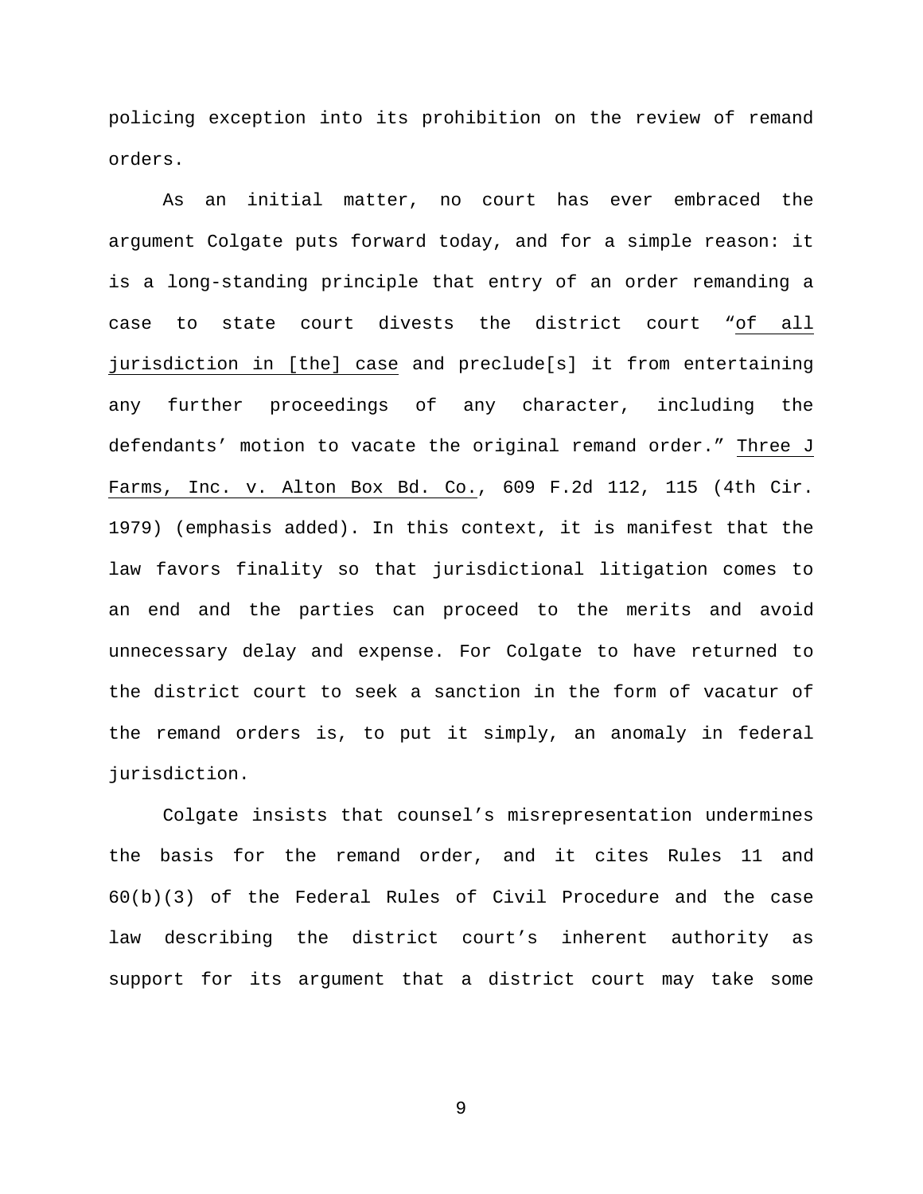policing exception into its prohibition on the review of remand orders.

As an initial matter, no court has ever embraced the argument Colgate puts forward today, and for a simple reason: it is a long-standing principle that entry of an order remanding a case to state court divests the district court "_of all jurisdiction in [the] case_ and preclude[s] it from entertaining any further proceedings of any character, including the defendants' motion to vacate the original remand order." _Three J Farms, Inc. v. Alton Box Bd. Co._, 609 F.2d 112, 115 (4th Cir. 1979) (emphasis added). In this context, it is manifest that the law favors finality so that jurisdictional litigation comes to an end and the parties can proceed to the merits and avoid unnecessary delay and expense. For Colgate to have returned to the district court to seek a sanction in the form of vacatur of the remand orders is, to put it simply, an anomaly in federal jurisdiction.

Colgate insists that counsel's misrepresentation undermines the basis for the remand order, and it cites Rules 11 and 60(b)(3) of the Federal Rules of Civil Procedure and the case law describing the district court's inherent authority as support for its argument that a district court may take some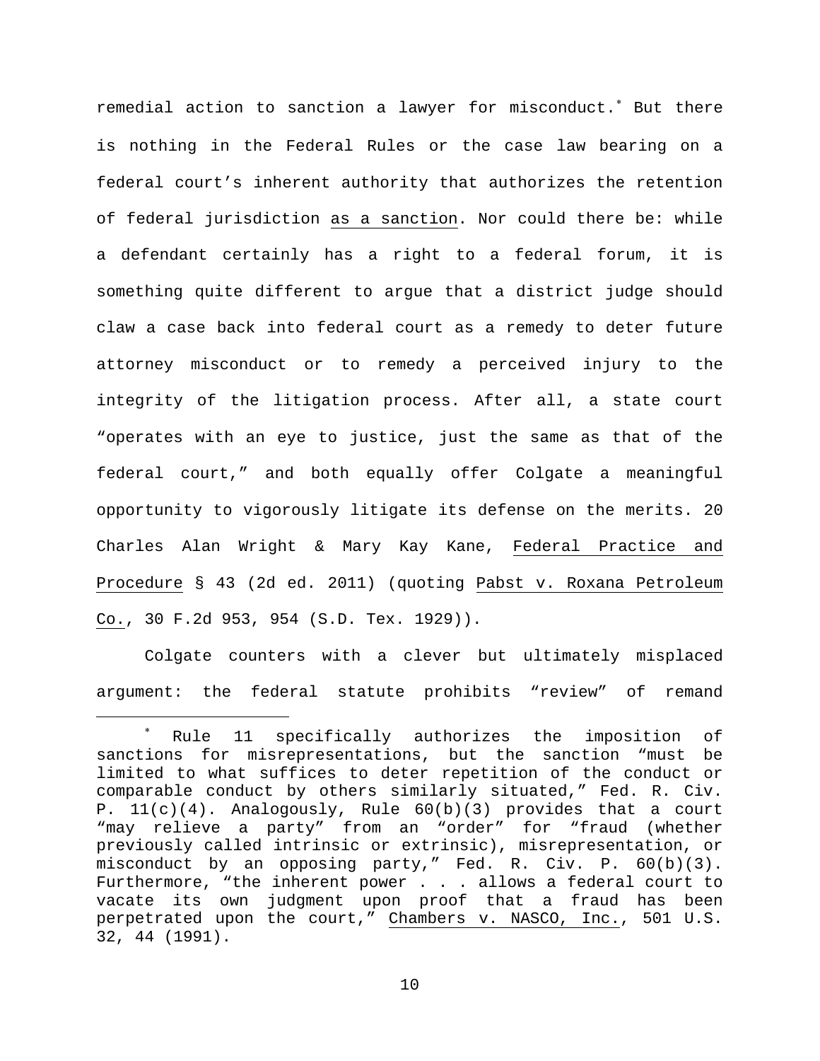remedial action to sanction a lawyer for misconduct.[*] But there is nothing in the Federal Rules or the case law bearing on a federal court's inherent authority that authorizes the retention of federal jurisdiction as a sanction. Nor could there be: while a defendant certainly has a right to a federal forum, it is something quite different to argue that a district judge should claw a case back into federal court as a remedy to deter future attorney misconduct or to remedy a perceived injury to the integrity of the litigation process. After all, a state court "operates with an eye to justice, just the same as that of the federal court," and both equally offer Colgate a meaningful opportunity to vigorously litigate its defense on the merits. 20 Charles Alan Wright & Mary Kay Kane, Federal Practice and Procedure § 43 (2d ed. 2011) (quoting Pabst v. Roxana Petroleum Co., 30 F.2d 953, 954 (S.D. Tex. 1929)).

Colgate counters with a clever but ultimately misplaced argument: the federal statute prohibits "review" of remand

[*] Rule 11 specifically authorizes the imposition of sanctions for misrepresentations, but the sanction "must be limited to what suffices to deter repetition of the conduct or comparable conduct by others similarly situated," Fed. R. Civ. P. 11(c)(4). Analogously, Rule 60(b)(3) provides that a court "may relieve a party" from an "order" for "fraud (whether previously called intrinsic or extrinsic), misrepresentation, or misconduct by an opposing party," Fed. R. Civ. P. 60(b)(3). Furthermore, "the inherent power . . . allows a federal court to vacate its own judgment upon proof that a fraud has been perpetrated upon the court," Chambers v. NASCO, Inc., 501 U.S. 32, 44 (1991).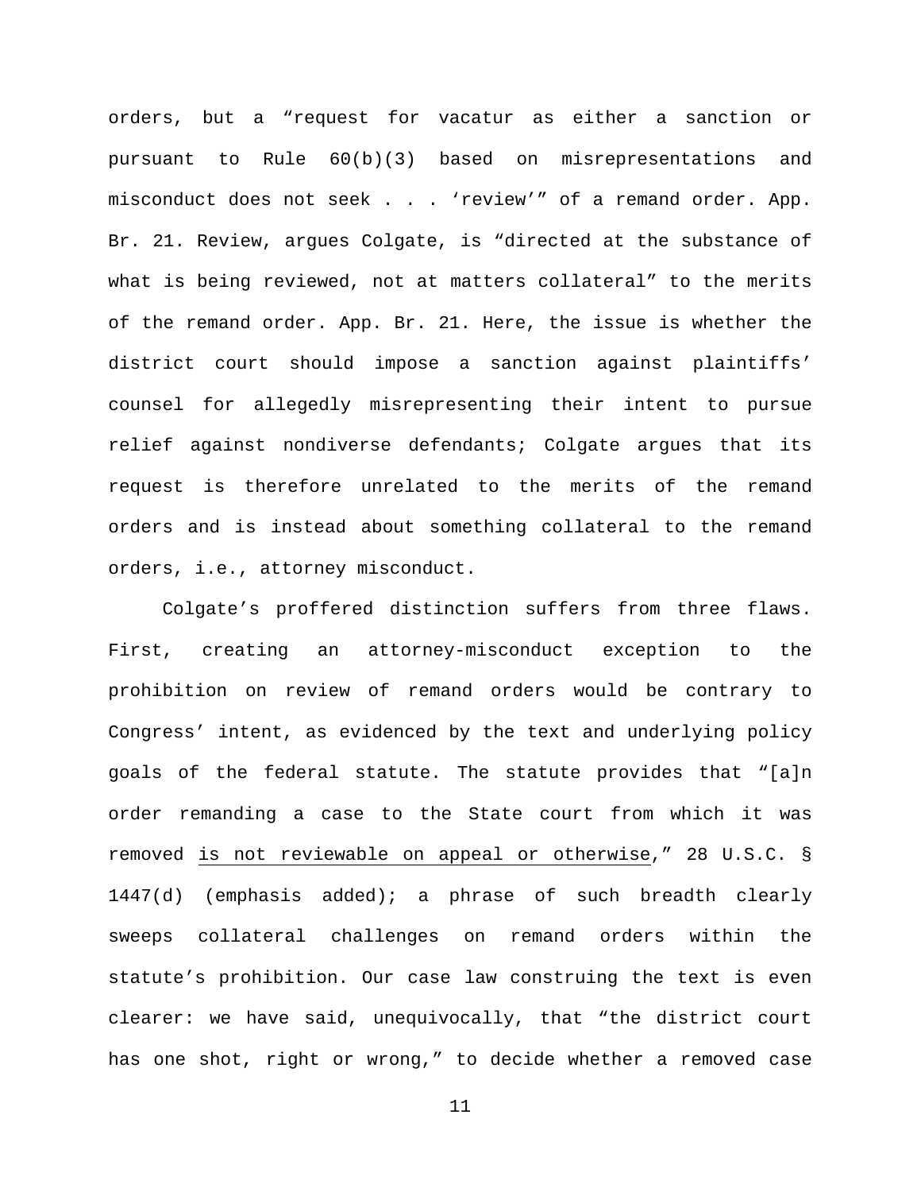orders, but a "request for vacatur as either a sanction or pursuant to Rule 60(b)(3) based on misrepresentations and misconduct does not seek . . . 'review'" of a remand order. App. Br. 21. Review, argues Colgate, is "directed at the substance of what is being reviewed, not at matters collateral" to the merits of the remand order. App. Br. 21. Here, the issue is whether the district court should impose a sanction against plaintiffs' counsel for allegedly misrepresenting their intent to pursue relief against nondiverse defendants; Colgate argues that its request is therefore unrelated to the merits of the remand orders and is instead about something collateral to the remand orders, i.e., attorney misconduct.

Colgate's proffered distinction suffers from three flaws. First, creating an attorney-misconduct exception to the prohibition on review of remand orders would be contrary to Congress' intent, as evidenced by the text and underlying policy goals of the federal statute. The statute provides that "[a]n order remanding a case to the State court from which it was removed <u>is not reviewable on appeal or otherwise</u>," 28 U.S.C. § 1447(d) (emphasis added); a phrase of such breadth clearly sweeps collateral challenges on remand orders within the statute's prohibition. Our case law construing the text is even clearer: we have said, unequivocally, that "the district court has one shot, right or wrong," to decide whether a removed case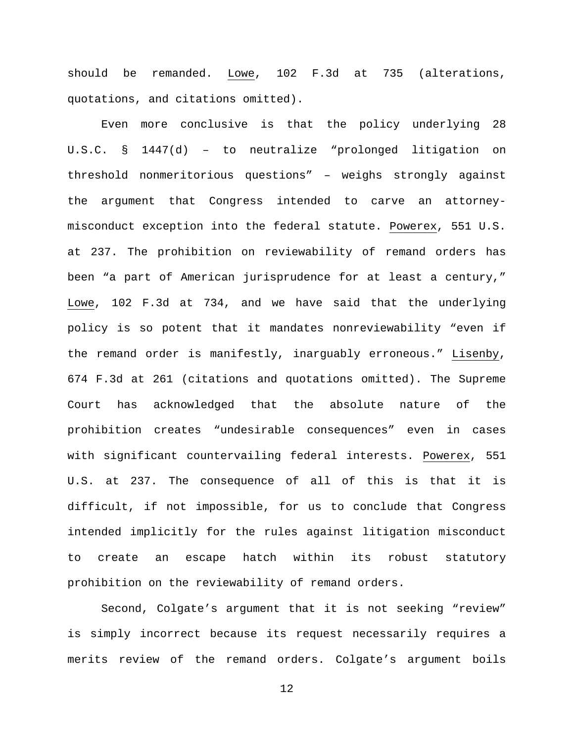should be remanded. Lowe, 102 F.3d at 735 (alterations, quotations, and citations omitted).

Even more conclusive is that the policy underlying 28 U.S.C. § 1447(d) – to neutralize "prolonged litigation on threshold nonmeritorious questions" – weighs strongly against the argument that Congress intended to carve an attorney-misconduct exception into the federal statute. Powerex, 551 U.S. at 237. The prohibition on reviewability of remand orders has been "a part of American jurisprudence for at least a century," Lowe, 102 F.3d at 734, and we have said that the underlying policy is so potent that it mandates nonreviewability "even if the remand order is manifestly, inarguably erroneous." Lisenby, 674 F.3d at 261 (citations and quotations omitted). The Supreme Court has acknowledged that the absolute nature of the prohibition creates "undesirable consequences" even in cases with significant countervailing federal interests. Powerex, 551 U.S. at 237. The consequence of all of this is that it is difficult, if not impossible, for us to conclude that Congress intended implicitly for the rules against litigation misconduct to create an escape hatch within its robust statutory prohibition on the reviewability of remand orders.

Second, Colgate's argument that it is not seeking "review" is simply incorrect because its request necessarily requires a merits review of the remand orders. Colgate's argument boils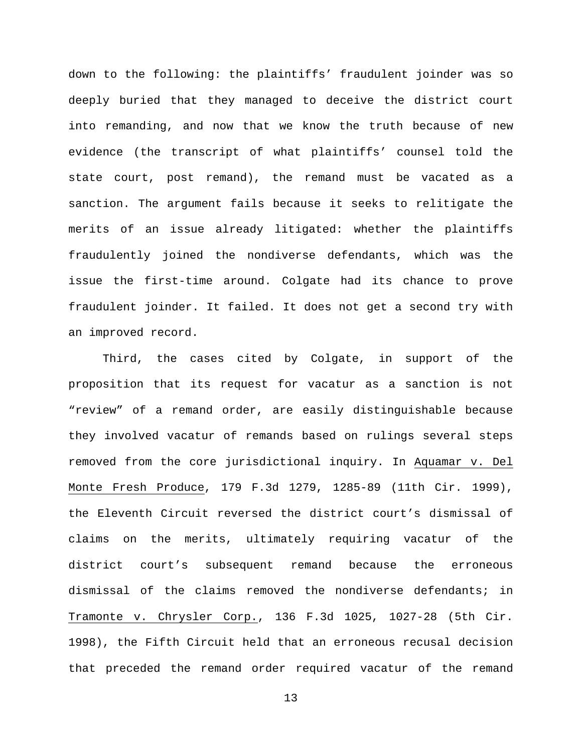down to the following: the plaintiffs' fraudulent joinder was so deeply buried that they managed to deceive the district court into remanding, and now that we know the truth because of new evidence (the transcript of what plaintiffs' counsel told the state court, post remand), the remand must be vacated as a sanction. The argument fails because it seeks to relitigate the merits of an issue already litigated: whether the plaintiffs fraudulently joined the nondiverse defendants, which was the issue the first-time around. Colgate had its chance to prove fraudulent joinder. It failed. It does not get a second try with an improved record.

Third, the cases cited by Colgate, in support of the proposition that its request for vacatur as a sanction is not "review" of a remand order, are easily distinguishable because they involved vacatur of remands based on rulings several steps removed from the core jurisdictional inquiry. In Aquamar v. Del Monte Fresh Produce, 179 F.3d 1279, 1285-89 (11th Cir. 1999), the Eleventh Circuit reversed the district court's dismissal of claims on the merits, ultimately requiring vacatur of the district court's subsequent remand because the erroneous dismissal of the claims removed the nondiverse defendants; in Tramonte v. Chrysler Corp., 136 F.3d 1025, 1027-28 (5th Cir. 1998), the Fifth Circuit held that an erroneous recusal decision that preceded the remand order required vacatur of the remand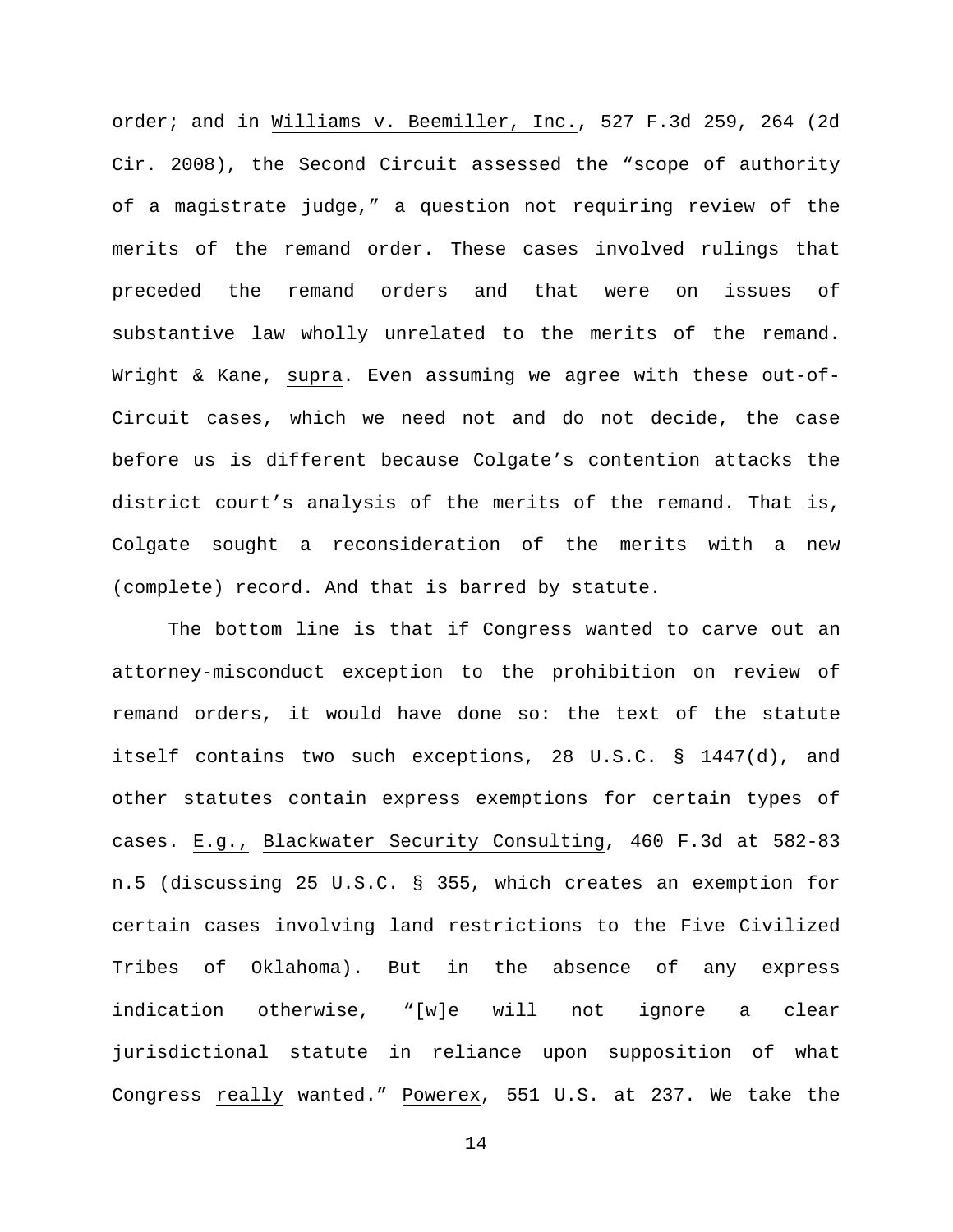order; and in Williams v. Beemiller, Inc., 527 F.3d 259, 264 (2d Cir. 2008), the Second Circuit assessed the "scope of authority of a magistrate judge," a question not requiring review of the merits of the remand order. These cases involved rulings that preceded the remand orders and that were on issues of substantive law wholly unrelated to the merits of the remand. Wright & Kane, supra. Even assuming we agree with these out-of-Circuit cases, which we need not and do not decide, the case before us is different because Colgate's contention attacks the district court's analysis of the merits of the remand. That is, Colgate sought a reconsideration of the merits with a new (complete) record. And that is barred by statute.

The bottom line is that if Congress wanted to carve out an attorney-misconduct exception to the prohibition on review of remand orders, it would have done so: the text of the statute itself contains two such exceptions, 28 U.S.C. § 1447(d), and other statutes contain express exemptions for certain types of cases. E.g., Blackwater Security Consulting, 460 F.3d at 582-83 n.5 (discussing 25 U.S.C. § 355, which creates an exemption for certain cases involving land restrictions to the Five Civilized Tribes of Oklahoma). But in the absence of any express indication otherwise, "[w]e will not ignore a clear jurisdictional statute in reliance upon supposition of what Congress really wanted." Powerex, 551 U.S. at 237. We take the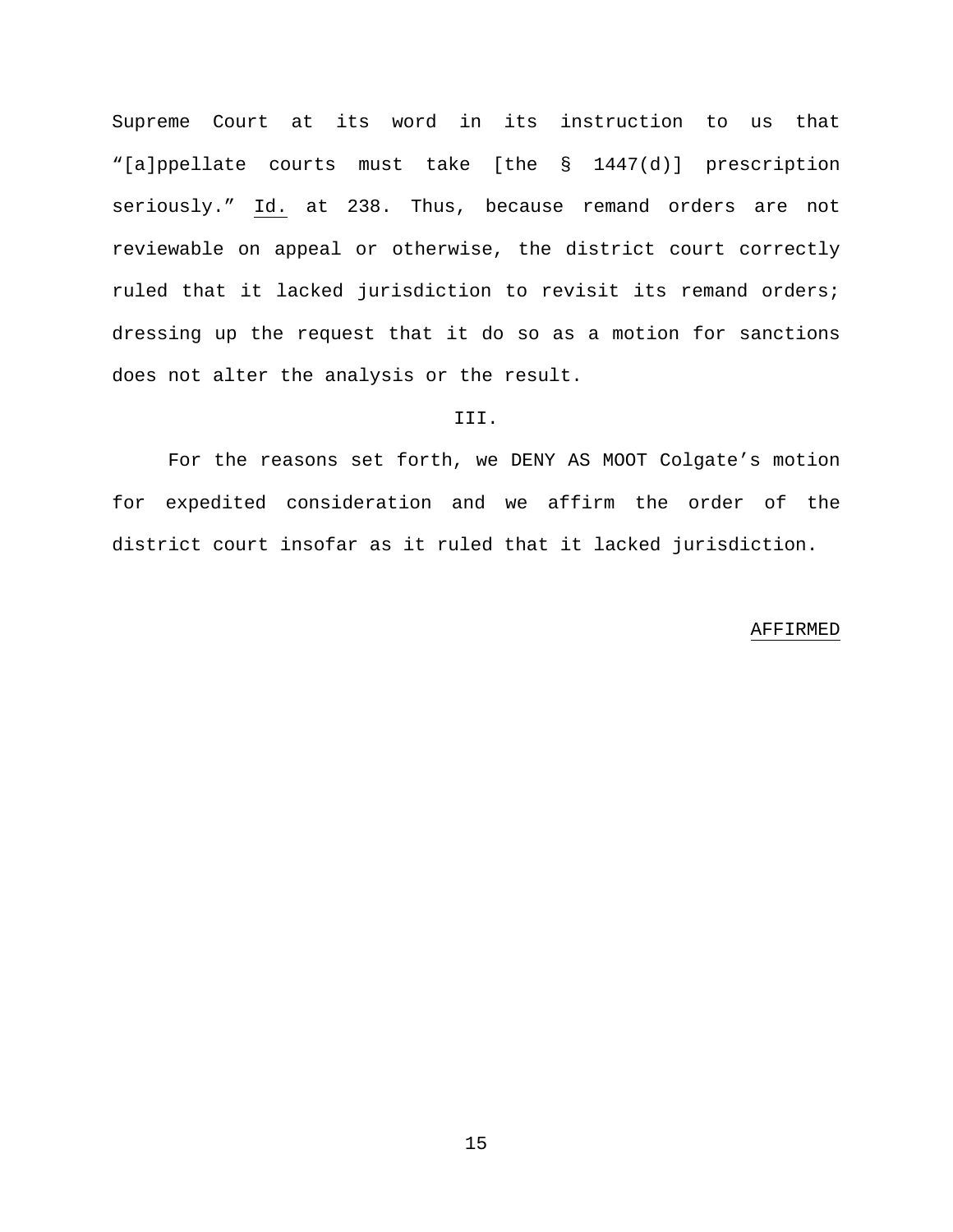Supreme Court at its word in its instruction to us that "[a]ppellate courts must take [the § 1447(d)] prescription seriously." Id. at 238. Thus, because remand orders are not reviewable on appeal or otherwise, the district court correctly ruled that it lacked jurisdiction to revisit its remand orders; dressing up the request that it do so as a motion for sanctions does not alter the analysis or the result.

III.

For the reasons set forth, we DENY AS MOOT Colgate's motion for expedited consideration and we affirm the order of the district court insofar as it ruled that it lacked jurisdiction.

AFFIRMED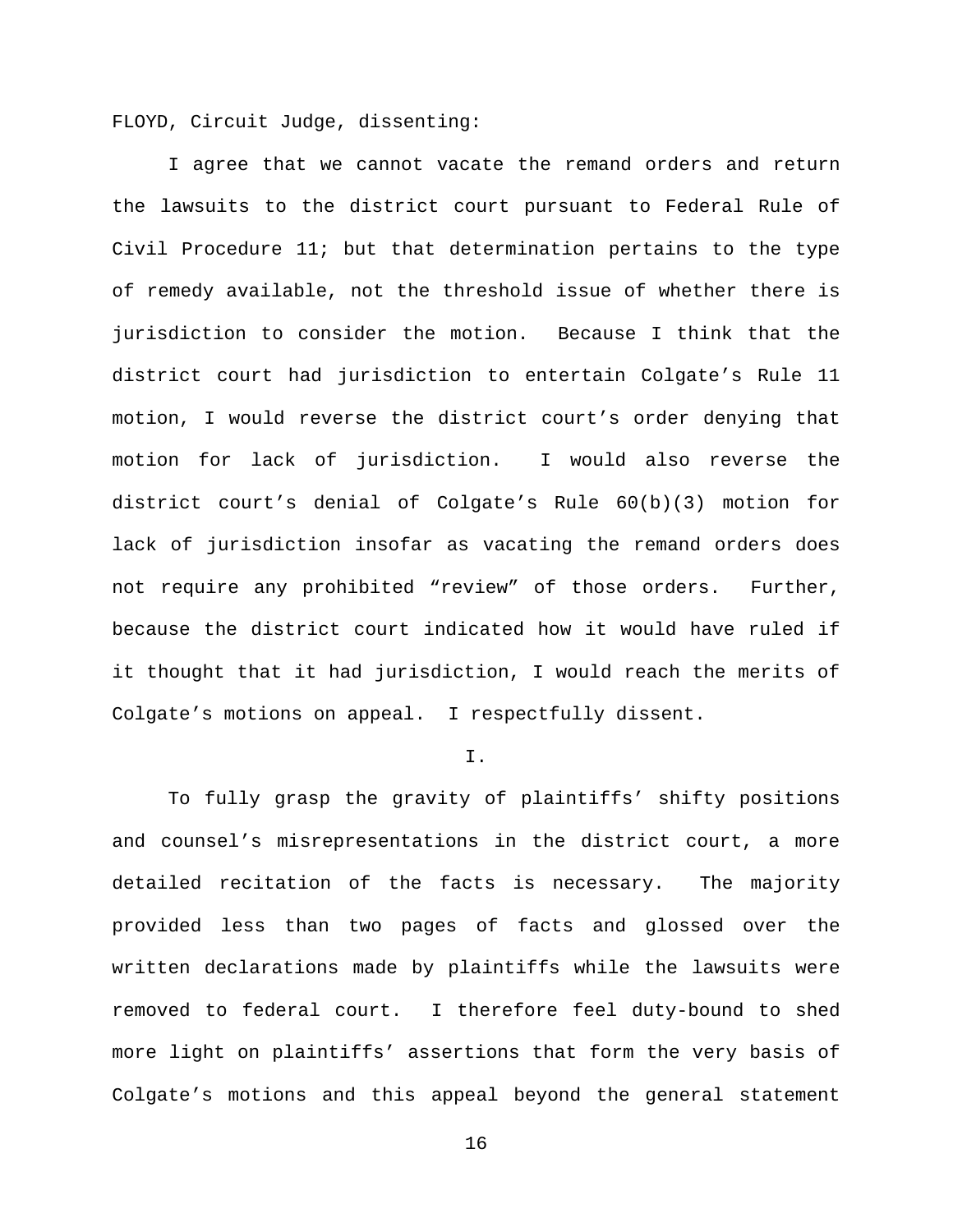FLOYD, Circuit Judge, dissenting:

I agree that we cannot vacate the remand orders and return the lawsuits to the district court pursuant to Federal Rule of Civil Procedure 11; but that determination pertains to the type of remedy available, not the threshold issue of whether there is jurisdiction to consider the motion. Because I think that the district court had jurisdiction to entertain Colgate's Rule 11 motion, I would reverse the district court's order denying that motion for lack of jurisdiction. I would also reverse the district court's denial of Colgate's Rule 60(b)(3) motion for lack of jurisdiction insofar as vacating the remand orders does not require any prohibited "review" of those orders. Further, because the district court indicated how it would have ruled if it thought that it had jurisdiction, I would reach the merits of Colgate's motions on appeal. I respectfully dissent.

I.

To fully grasp the gravity of plaintiffs' shifty positions and counsel's misrepresentations in the district court, a more detailed recitation of the facts is necessary. The majority provided less than two pages of facts and glossed over the written declarations made by plaintiffs while the lawsuits were removed to federal court. I therefore feel duty-bound to shed more light on plaintiffs' assertions that form the very basis of Colgate's motions and this appeal beyond the general statement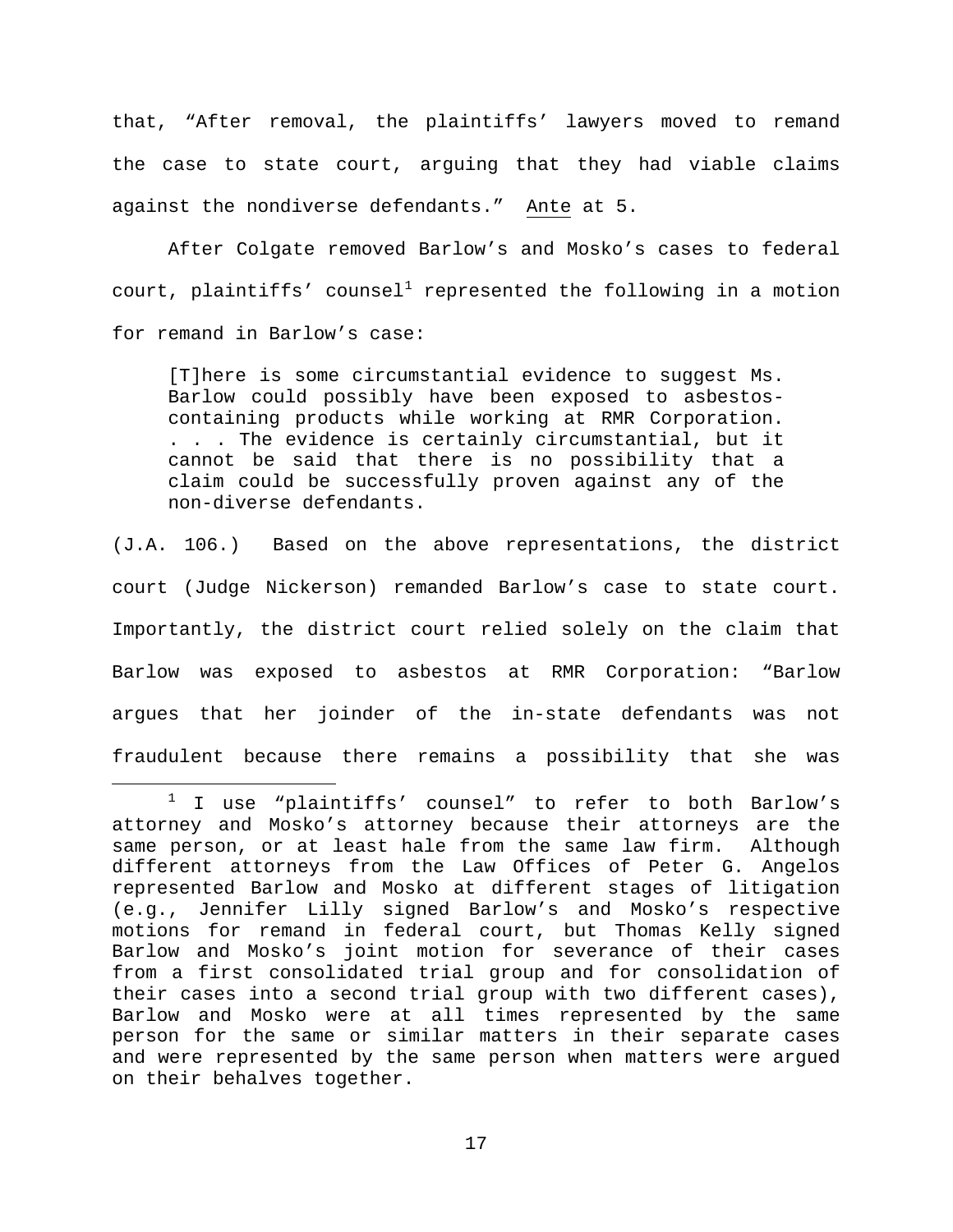that, "After removal, the plaintiffs' lawyers moved to remand the case to state court, arguing that they had viable claims against the nondiverse defendants." Ante at 5.

After Colgate removed Barlow's and Mosko's cases to federal court, plaintiffs' counsel[1] represented the following in a motion for remand in Barlow's case:

> [T]here is some circumstantial evidence to suggest Ms. Barlow could possibly have been exposed to asbestos-containing products while working at RMR Corporation. . . . The evidence is certainly circumstantial, but it cannot be said that there is no possibility that a claim could be successfully proven against any of the non-diverse defendants.

(J.A. 106.) Based on the above representations, the district court (Judge Nickerson) remanded Barlow's case to state court. Importantly, the district court relied solely on the claim that Barlow was exposed to asbestos at RMR Corporation: "Barlow argues that her joinder of the in-state defendants was not fraudulent because there remains a possibility that she was

---

[1] I use "plaintiffs' counsel" to refer to both Barlow's attorney and Mosko's attorney because their attorneys are the same person, or at least hale from the same law firm. Although different attorneys from the Law Offices of Peter G. Angelos represented Barlow and Mosko at different stages of litigation (e.g., Jennifer Lilly signed Barlow's and Mosko's respective motions for remand in federal court, but Thomas Kelly signed Barlow and Mosko's joint motion for severance of their cases from a first consolidated trial group and for consolidation of their cases into a second trial group with two different cases), Barlow and Mosko were at all times represented by the same person for the same or similar matters in their separate cases and were represented by the same person when matters were argued on their behalves together.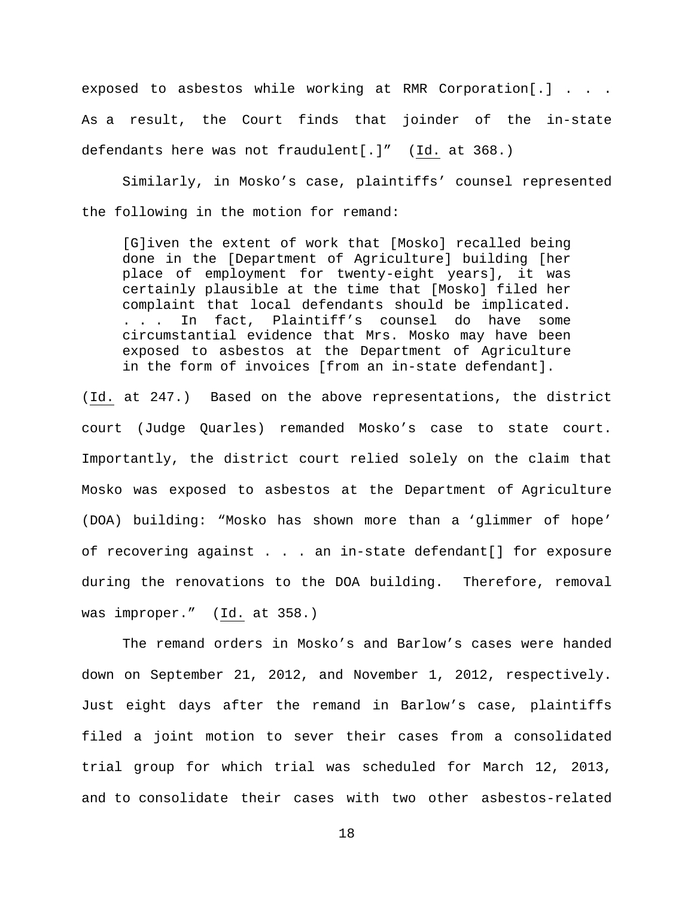exposed to asbestos while working at RMR Corporation[.] . . . As a result, the Court finds that joinder of the in-state defendants here was not fraudulent[.]" (Id. at 368.)

Similarly, in Mosko's case, plaintiffs' counsel represented the following in the motion for remand:

> [G]iven the extent of work that [Mosko] recalled being done in the [Department of Agriculture] building [her place of employment for twenty-eight years], it was certainly plausible at the time that [Mosko] filed her complaint that local defendants should be implicated. . . . In fact, Plaintiff's counsel do have some circumstantial evidence that Mrs. Mosko may have been exposed to asbestos at the Department of Agriculture in the form of invoices [from an in-state defendant].

(Id. at 247.) Based on the above representations, the district court (Judge Quarles) remanded Mosko's case to state court. Importantly, the district court relied solely on the claim that Mosko was exposed to asbestos at the Department of Agriculture (DOA) building: "Mosko has shown more than a 'glimmer of hope' of recovering against . . . an in-state defendant[] for exposure during the renovations to the DOA building. Therefore, removal was improper." (Id. at 358.)

The remand orders in Mosko's and Barlow's cases were handed down on September 21, 2012, and November 1, 2012, respectively. Just eight days after the remand in Barlow's case, plaintiffs filed a joint motion to sever their cases from a consolidated trial group for which trial was scheduled for March 12, 2013, and to consolidate their cases with two other asbestos-related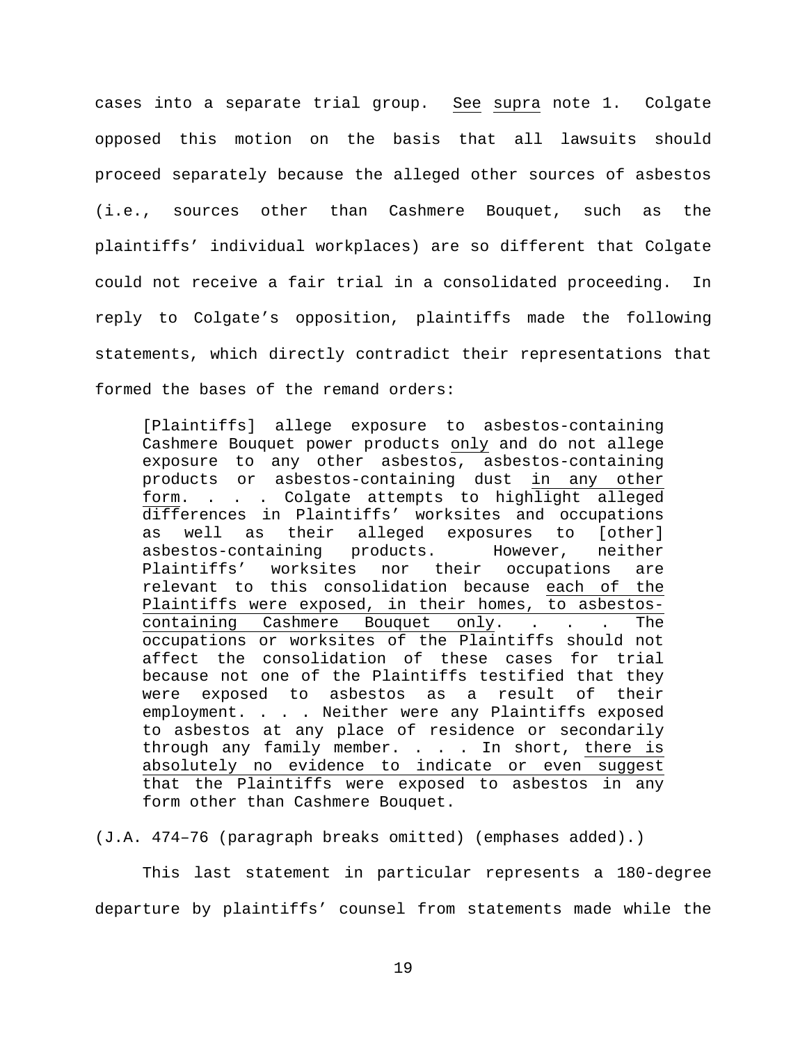cases into a separate trial group. See supra note 1. Colgate opposed this motion on the basis that all lawsuits should proceed separately because the alleged other sources of asbestos (i.e., sources other than Cashmere Bouquet, such as the plaintiffs' individual workplaces) are so different that Colgate could not receive a fair trial in a consolidated proceeding. In reply to Colgate's opposition, plaintiffs made the following statements, which directly contradict their representations that formed the bases of the remand orders:

> [Plaintiffs] allege exposure to asbestos-containing Cashmere Bouquet power products only and do not allege exposure to any other asbestos, asbestos-containing products or asbestos-containing dust in any other form. . . . Colgate attempts to highlight alleged differences in Plaintiffs' worksites and occupations as well as their alleged exposures to [other] asbestos-containing products. However, neither Plaintiffs' worksites nor their occupations are relevant to this consolidation because each of the Plaintiffs were exposed, in their homes, to asbestos-containing Cashmere Bouquet only. . . . The occupations or worksites of the Plaintiffs should not affect the consolidation of these cases for trial because not one of the Plaintiffs testified that they were exposed to asbestos as a result of their employment. . . . Neither were any Plaintiffs exposed to asbestos at any place of residence or secondarily through any family member. . . . In short, there is absolutely no evidence to indicate or even suggest that the Plaintiffs were exposed to asbestos in any form other than Cashmere Bouquet.

(J.A. 474–76 (paragraph breaks omitted) (emphases added).)

This last statement in particular represents a 180-degree departure by plaintiffs' counsel from statements made while the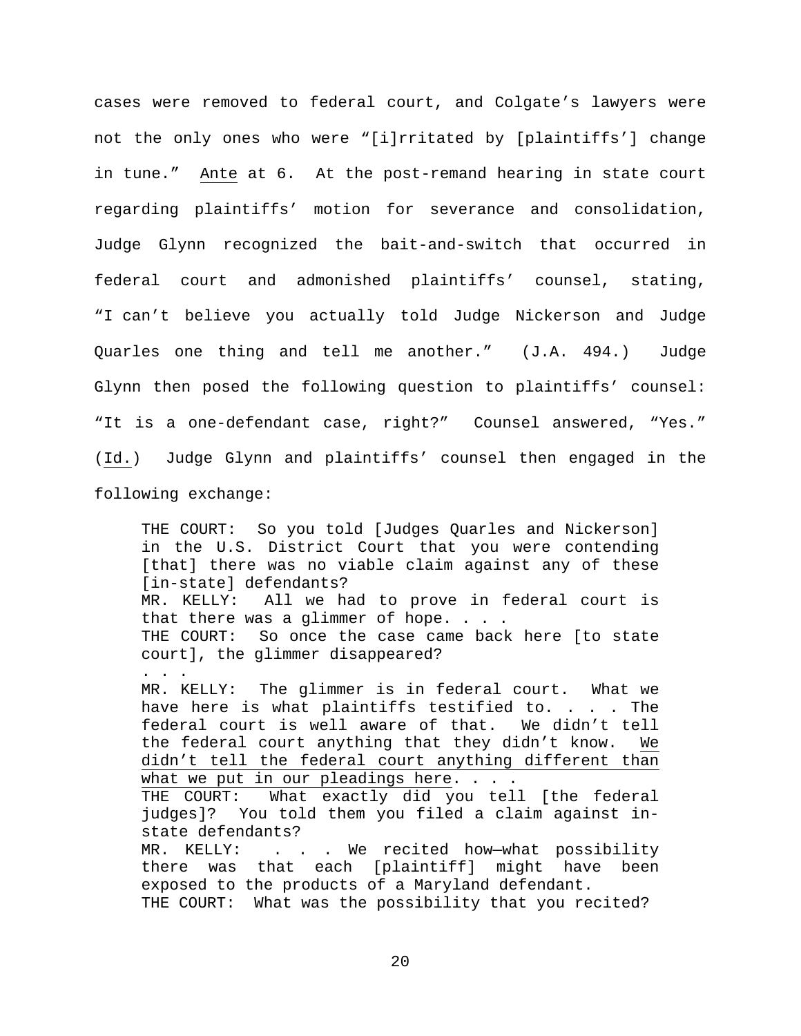cases were removed to federal court, and Colgate's lawyers were not the only ones who were "[i]rritated by [plaintiffs'] change in tune." Ante at 6. At the post-remand hearing in state court regarding plaintiffs' motion for severance and consolidation, Judge Glynn recognized the bait-and-switch that occurred in federal court and admonished plaintiffs' counsel, stating, "I can't believe you actually told Judge Nickerson and Judge Quarles one thing and tell me another." (J.A. 494.) Judge Glynn then posed the following question to plaintiffs' counsel: "It is a one-defendant case, right?" Counsel answered, "Yes." (Id.) Judge Glynn and plaintiffs' counsel then engaged in the following exchange:

> THE COURT: So you told [Judges Quarles and Nickerson] in the U.S. District Court that you were contending [that] there was no viable claim against any of these [in-state] defendants?
> MR. KELLY: All we had to prove in federal court is that there was a glimmer of hope. . . .
> THE COURT: So once the case came back here [to state court], the glimmer disappeared?
> . . .
> MR. KELLY: The glimmer is in federal court. What we have here is what plaintiffs testified to. . . . The federal court is well aware of that. We didn't tell the federal court anything that they didn't know. <u>We didn't tell the federal court anything different than what we put in our pleadings here</u>. . . .
> THE COURT: What exactly did you tell [the federal judges]? You told them you filed a claim against in-state defendants?
> MR. KELLY: . . . We recited how—what possibility there was that each [plaintiff] might have been exposed to the products of a Maryland defendant.
> THE COURT: What was the possibility that you recited?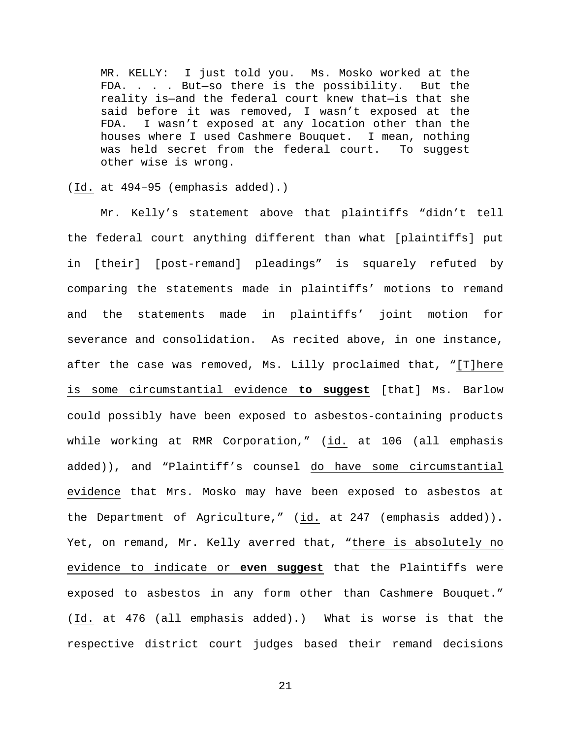> MR. KELLY: I just told you. Ms. Mosko worked at the FDA. . . . But—so there is the possibility. But the reality is—and the federal court knew that—is that she said before it was removed, I wasn't exposed at the FDA. I wasn't exposed at any location other than the houses where I used Cashmere Bouquet. I mean, nothing was held secret from the federal court. To suggest other wise is wrong.

(Id. at 494–95 (emphasis added).)

Mr. Kelly's statement above that plaintiffs "didn't tell the federal court anything different than what [plaintiffs] put in [their] [post-remand] pleadings" is squarely refuted by comparing the statements made in plaintiffs' motions to remand and the statements made in plaintiffs' joint motion for severance and consolidation. As recited above, in one instance, after the case was removed, Ms. Lilly proclaimed that, "[T]here is some circumstantial evidence **to suggest** [that] Ms. Barlow could possibly have been exposed to asbestos-containing products while working at RMR Corporation," (id. at 106 (all emphasis added)), and "Plaintiff's counsel do have some circumstantial evidence that Mrs. Mosko may have been exposed to asbestos at the Department of Agriculture," (id. at 247 (emphasis added)). Yet, on remand, Mr. Kelly averred that, "there is absolutely no evidence to indicate or **even suggest** that the Plaintiffs were exposed to asbestos in any form other than Cashmere Bouquet." (Id. at 476 (all emphasis added).) What is worse is that the respective district court judges based their remand decisions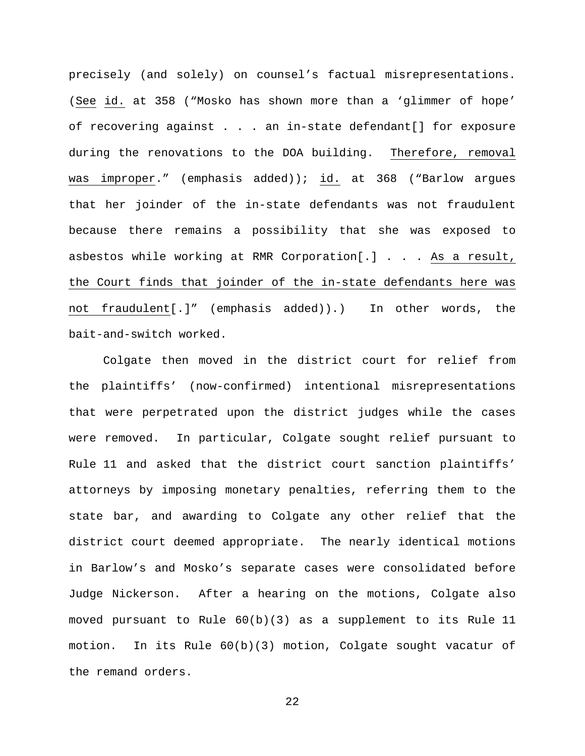precisely (and solely) on counsel's factual misrepresentations. (See id. at 358 ("Mosko has shown more than a 'glimmer of hope' of recovering against . . . an in-state defendant[] for exposure during the renovations to the DOA building. Therefore, removal was improper." (emphasis added)); id. at 368 ("Barlow argues that her joinder of the in-state defendants was not fraudulent because there remains a possibility that she was exposed to asbestos while working at RMR Corporation[.] . . . As a result, the Court finds that joinder of the in-state defendants here was not fraudulent[.]" (emphasis added)).) In other words, the bait-and-switch worked.

Colgate then moved in the district court for relief from the plaintiffs' (now-confirmed) intentional misrepresentations that were perpetrated upon the district judges while the cases were removed. In particular, Colgate sought relief pursuant to Rule 11 and asked that the district court sanction plaintiffs' attorneys by imposing monetary penalties, referring them to the state bar, and awarding to Colgate any other relief that the district court deemed appropriate. The nearly identical motions in Barlow's and Mosko's separate cases were consolidated before Judge Nickerson. After a hearing on the motions, Colgate also moved pursuant to Rule 60(b)(3) as a supplement to its Rule 11 motion. In its Rule 60(b)(3) motion, Colgate sought vacatur of the remand orders.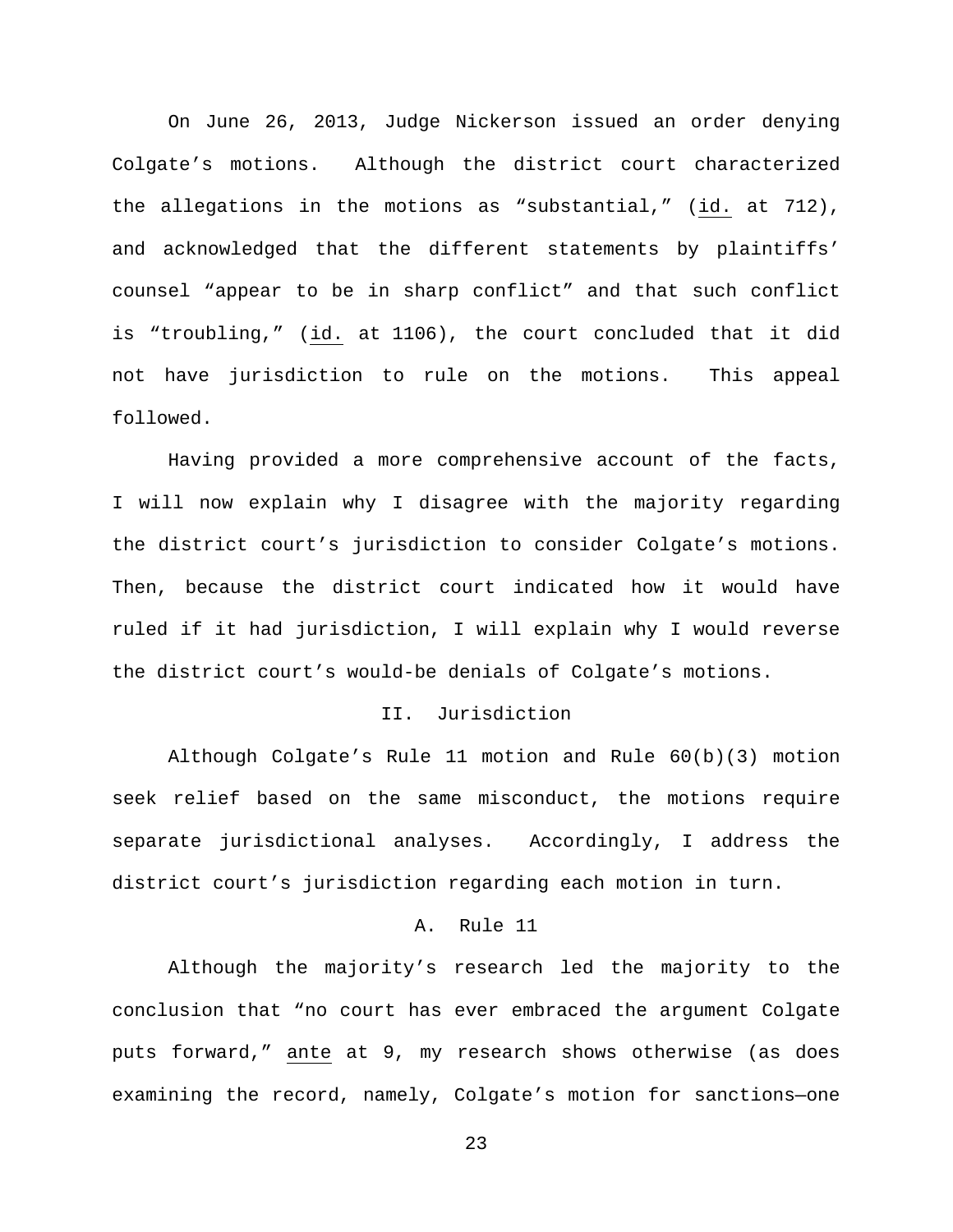On June 26, 2013, Judge Nickerson issued an order denying Colgate's motions. Although the district court characterized the allegations in the motions as "substantial," (id. at 712), and acknowledged that the different statements by plaintiffs' counsel "appear to be in sharp conflict" and that such conflict is "troubling," (id. at 1106), the court concluded that it did not have jurisdiction to rule on the motions. This appeal followed.

Having provided a more comprehensive account of the facts, I will now explain why I disagree with the majority regarding the district court's jurisdiction to consider Colgate's motions. Then, because the district court indicated how it would have ruled if it had jurisdiction, I will explain why I would reverse the district court's would-be denials of Colgate's motions.

## II. Jurisdiction

Although Colgate's Rule 11 motion and Rule 60(b)(3) motion seek relief based on the same misconduct, the motions require separate jurisdictional analyses. Accordingly, I address the district court's jurisdiction regarding each motion in turn.

### A. Rule 11

Although the majority's research led the majority to the conclusion that "no court has ever embraced the argument Colgate puts forward," ante at 9, my research shows otherwise (as does examining the record, namely, Colgate's motion for sanctions—one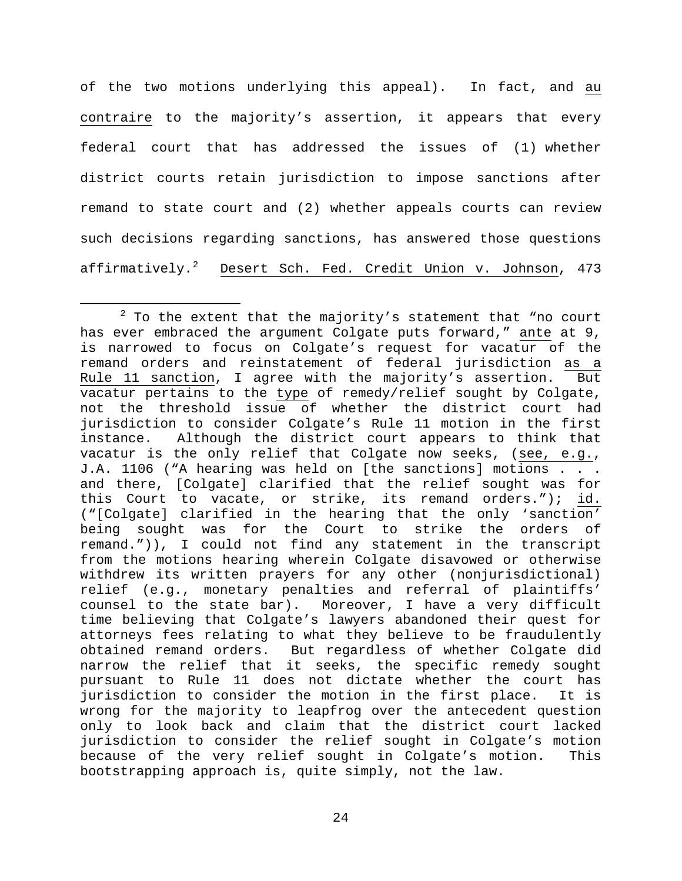of the two motions underlying this appeal). In fact, and au contraire to the majority's assertion, it appears that every federal court that has addressed the issues of (1) whether district courts retain jurisdiction to impose sanctions after remand to state court and (2) whether appeals courts can review such decisions regarding sanctions, has answered those questions affirmatively.[2] Desert Sch. Fed. Credit Union v. Johnson, 473

[2] To the extent that the majority's statement that "no court has ever embraced the argument Colgate puts forward," ante at 9, is narrowed to focus on Colgate's request for vacatur of the remand orders and reinstatement of federal jurisdiction as a Rule 11 sanction, I agree with the majority's assertion. But vacatur pertains to the type of remedy/relief sought by Colgate, not the threshold issue of whether the district court had jurisdiction to consider Colgate's Rule 11 motion in the first instance. Although the district court appears to think that vacatur is the only relief that Colgate now seeks, (see, e.g., J.A. 1106 ("A hearing was held on [the sanctions] motions . . . and there, [Colgate] clarified that the relief sought was for this Court to vacate, or strike, its remand orders."); id. ("[Colgate] clarified in the hearing that the only 'sanction' being sought was for the Court to strike the orders of remand.")), I could not find any statement in the transcript from the motions hearing wherein Colgate disavowed or otherwise withdrew its written prayers for any other (nonjurisdictional) relief (e.g., monetary penalties and referral of plaintiffs' counsel to the state bar). Moreover, I have a very difficult time believing that Colgate's lawyers abandoned their quest for attorneys fees relating to what they believe to be fraudulently obtained remand orders. But regardless of whether Colgate did narrow the relief that it seeks, the specific remedy sought pursuant to Rule 11 does not dictate whether the court has jurisdiction to consider the motion in the first place. It is wrong for the majority to leapfrog over the antecedent question only to look back and claim that the district court lacked jurisdiction to consider the relief sought in Colgate's motion because of the very relief sought in Colgate's motion. This bootstrapping approach is, quite simply, not the law.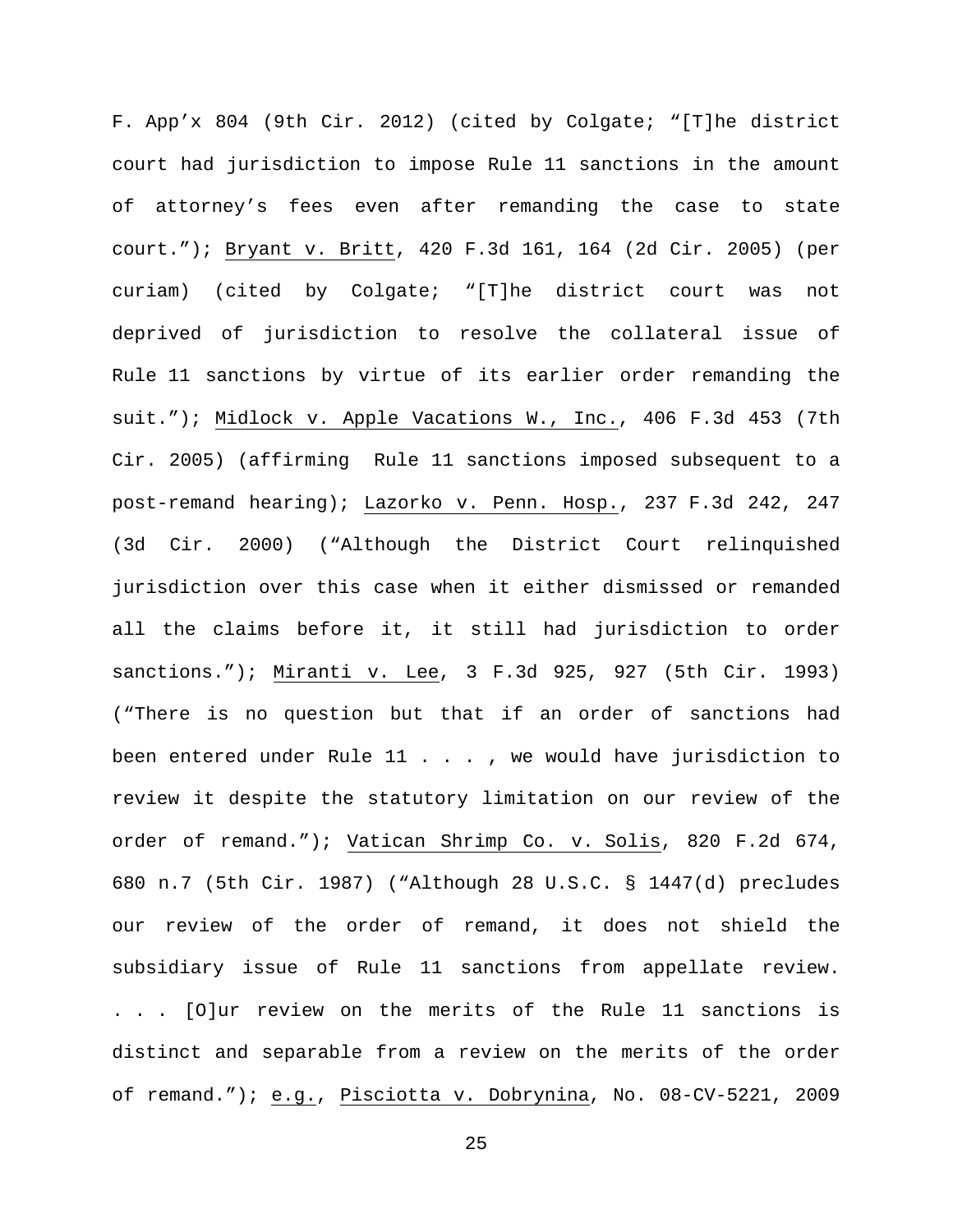F. App'x 804 (9th Cir. 2012) (cited by Colgate; "[T]he district court had jurisdiction to impose Rule 11 sanctions in the amount of attorney's fees even after remanding the case to state court."); Bryant v. Britt, 420 F.3d 161, 164 (2d Cir. 2005) (per curiam) (cited by Colgate; "[T]he district court was not deprived of jurisdiction to resolve the collateral issue of Rule 11 sanctions by virtue of its earlier order remanding the suit."); Midlock v. Apple Vacations W., Inc., 406 F.3d 453 (7th Cir. 2005) (affirming Rule 11 sanctions imposed subsequent to a post-remand hearing); Lazorko v. Penn. Hosp., 237 F.3d 242, 247 (3d Cir. 2000) ("Although the District Court relinquished jurisdiction over this case when it either dismissed or remanded all the claims before it, it still had jurisdiction to order sanctions."); Miranti v. Lee, 3 F.3d 925, 927 (5th Cir. 1993) ("There is no question but that if an order of sanctions had been entered under Rule 11 . . . , we would have jurisdiction to review it despite the statutory limitation on our review of the order of remand."); Vatican Shrimp Co. v. Solis, 820 F.2d 674, 680 n.7 (5th Cir. 1987) ("Although 28 U.S.C. § 1447(d) precludes our review of the order of remand, it does not shield the subsidiary issue of Rule 11 sanctions from appellate review. . . . [O]ur review on the merits of the Rule 11 sanctions is distinct and separable from a review on the merits of the order of remand."); e.g., Pisciotta v. Dobrynina, No. 08-CV-5221, 2009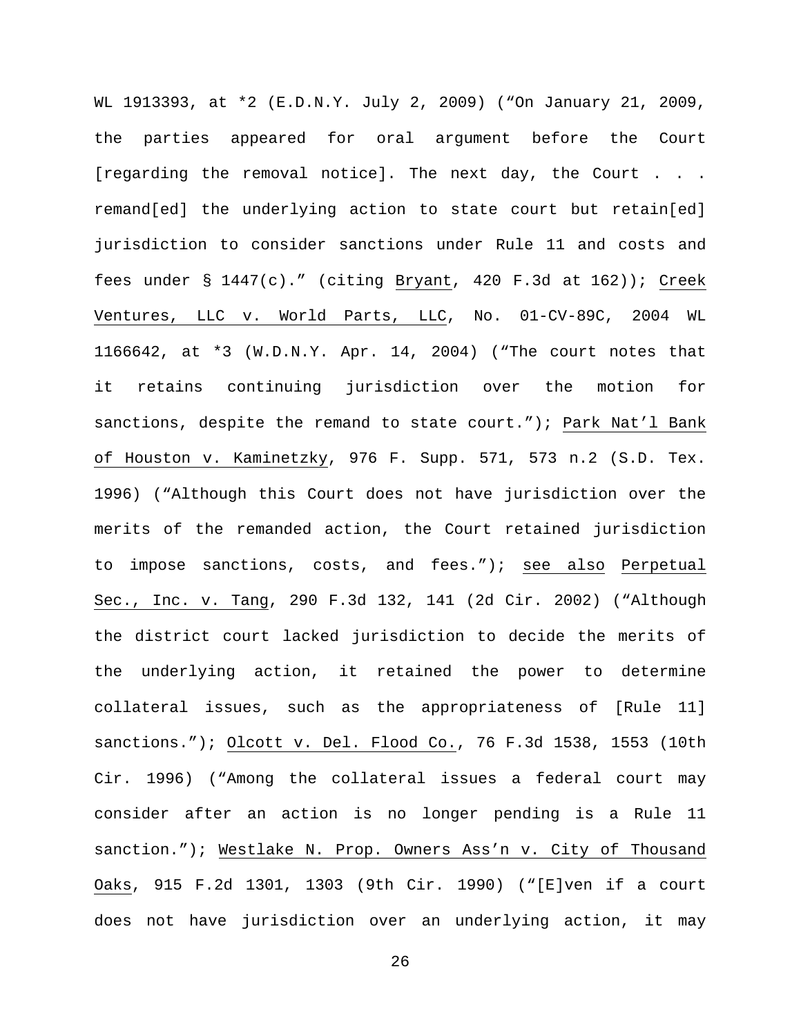WL 1913393, at *2 (E.D.N.Y. July 2, 2009) ("On January 21, 2009, the parties appeared for oral argument before the Court [regarding the removal notice]. The next day, the Court . . . remand[ed] the underlying action to state court but retain[ed] jurisdiction to consider sanctions under Rule 11 and costs and fees under § 1447(c)." (citing Bryant, 420 F.3d at 162)); Creek Ventures, LLC v. World Parts, LLC, No. 01-CV-89C, 2004 WL 1166642, at *3 (W.D.N.Y. Apr. 14, 2004) ("The court notes that it retains continuing jurisdiction over the motion for sanctions, despite the remand to state court."); Park Nat'l Bank of Houston v. Kaminetzky, 976 F. Supp. 571, 573 n.2 (S.D. Tex. 1996) ("Although this Court does not have jurisdiction over the merits of the remanded action, the Court retained jurisdiction to impose sanctions, costs, and fees."); see also Perpetual Sec., Inc. v. Tang, 290 F.3d 132, 141 (2d Cir. 2002) ("Although the district court lacked jurisdiction to decide the merits of the underlying action, it retained the power to determine collateral issues, such as the appropriateness of [Rule 11] sanctions."); Olcott v. Del. Flood Co., 76 F.3d 1538, 1553 (10th Cir. 1996) ("Among the collateral issues a federal court may consider after an action is no longer pending is a Rule 11 sanction."); Westlake N. Prop. Owners Ass'n v. City of Thousand Oaks, 915 F.2d 1301, 1303 (9th Cir. 1990) ("[E]ven if a court does not have jurisdiction over an underlying action, it may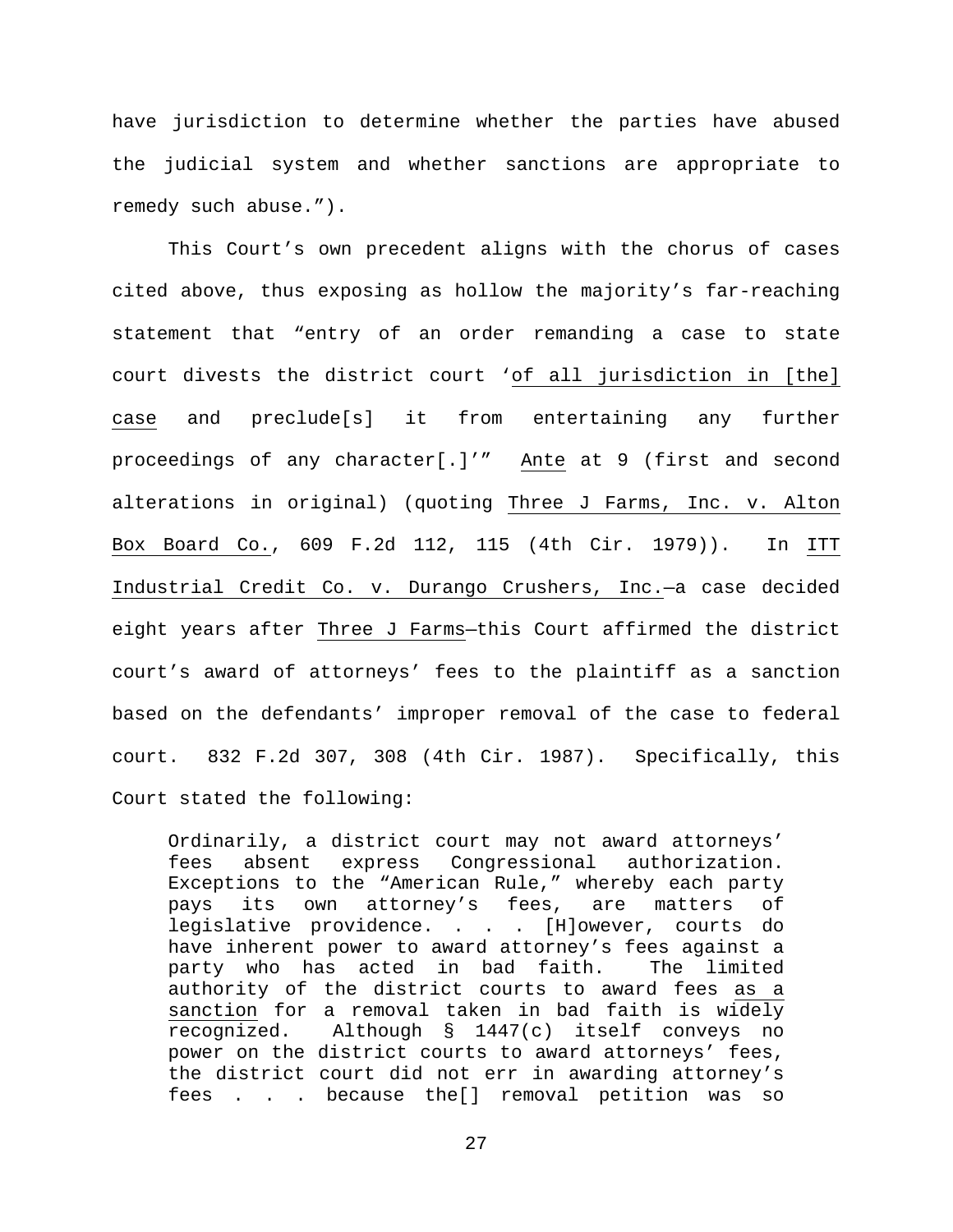have jurisdiction to determine whether the parties have abused the judicial system and whether sanctions are appropriate to remedy such abuse.").

This Court's own precedent aligns with the chorus of cases cited above, thus exposing as hollow the majority's far-reaching statement that "entry of an order remanding a case to state court divests the district court '<u>of all jurisdiction in [the] case</u> and preclude[s] it from entertaining any further proceedings of any character[.]'" <u>Ante</u> at 9 (first and second alterations in original) (quoting <u>Three J Farms, Inc. v. Alton Box Board Co.</u>, 609 F.2d 112, 115 (4th Cir. 1979)). In <u>ITT Industrial Credit Co. v. Durango Crushers, Inc.</u>—a case decided eight years after <u>Three J Farms</u>—this Court affirmed the district court's award of attorneys' fees to the plaintiff as a sanction based on the defendants' improper removal of the case to federal court. 832 F.2d 307, 308 (4th Cir. 1987). Specifically, this Court stated the following:

> Ordinarily, a district court may not award attorneys' fees absent express Congressional authorization. Exceptions to the "American Rule," whereby each party pays its own attorney's fees, are matters of legislative providence. . . . [H]owever, courts do have inherent power to award attorney's fees against a party who has acted in bad faith. The limited authority of the district courts to award fees <u>as a sanction</u> for a removal taken in bad faith is widely recognized. Although § 1447(c) itself conveys no power on the district courts to award attorneys' fees, the district court did not err in awarding attorney's fees . . . because the[] removal petition was so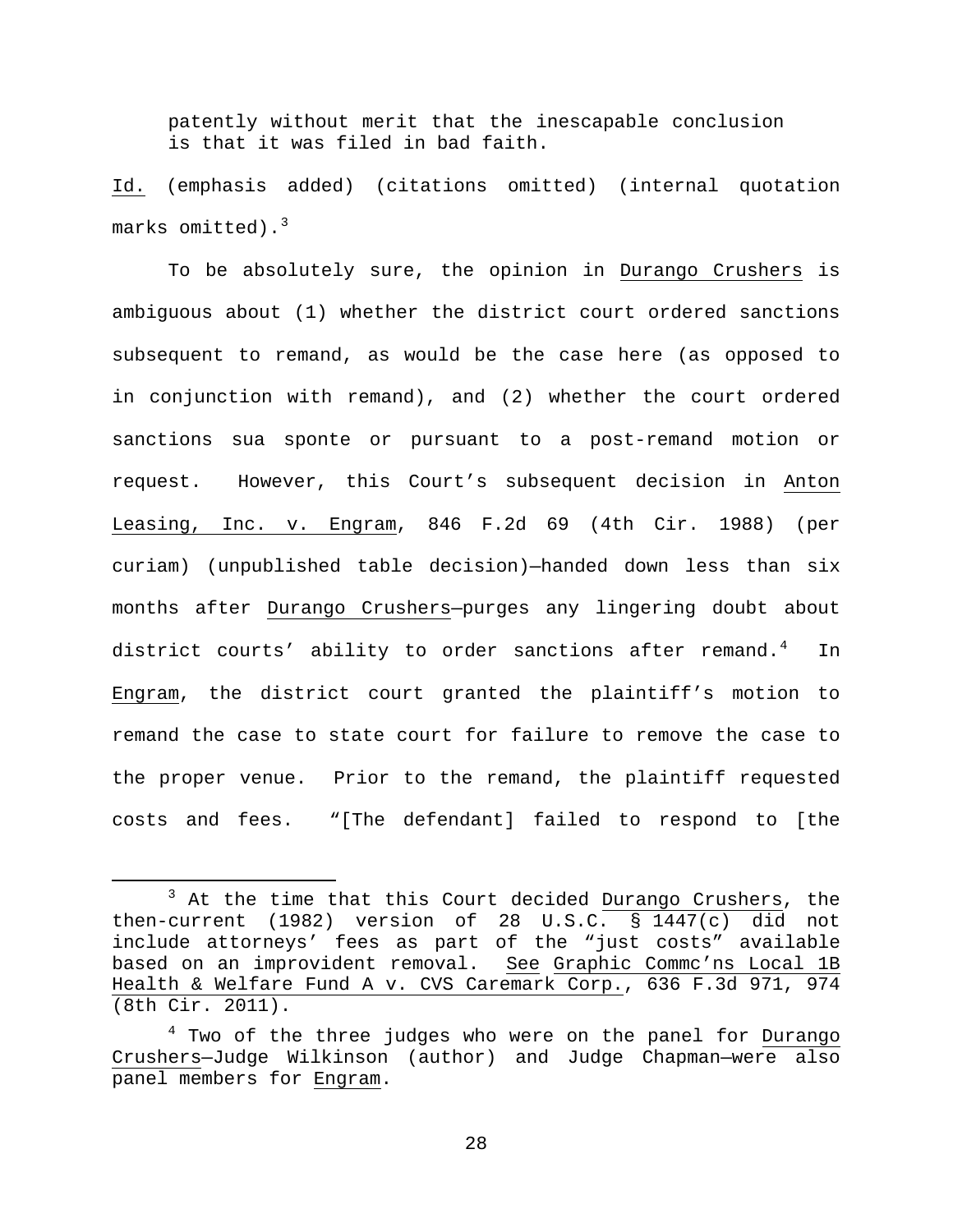patently without merit that the inescapable conclusion is that it was filed in bad faith.

Id. (emphasis added) (citations omitted) (internal quotation marks omitted).[3]

To be absolutely sure, the opinion in Durango Crushers is ambiguous about (1) whether the district court ordered sanctions subsequent to remand, as would be the case here (as opposed to in conjunction with remand), and (2) whether the court ordered sanctions sua sponte or pursuant to a post-remand motion or request. However, this Court's subsequent decision in Anton Leasing, Inc. v. Engram, 846 F.2d 69 (4th Cir. 1988) (per curiam) (unpublished table decision)—handed down less than six months after Durango Crushers—purges any lingering doubt about district courts' ability to order sanctions after remand.[4] In Engram, the district court granted the plaintiff's motion to remand the case to state court for failure to remove the case to the proper venue. Prior to the remand, the plaintiff requested costs and fees. "[The defendant] failed to respond to [the

---

[3] At the time that this Court decided Durango Crushers, the then-current (1982) version of 28 U.S.C. § 1447(c) did not include attorneys' fees as part of the "just costs" available based on an improvident removal. See Graphic Commc'ns Local 1B Health & Welfare Fund A v. CVS Caremark Corp., 636 F.3d 971, 974 (8th Cir. 2011).

[4] Two of the three judges who were on the panel for Durango Crushers—Judge Wilkinson (author) and Judge Chapman—were also panel members for Engram.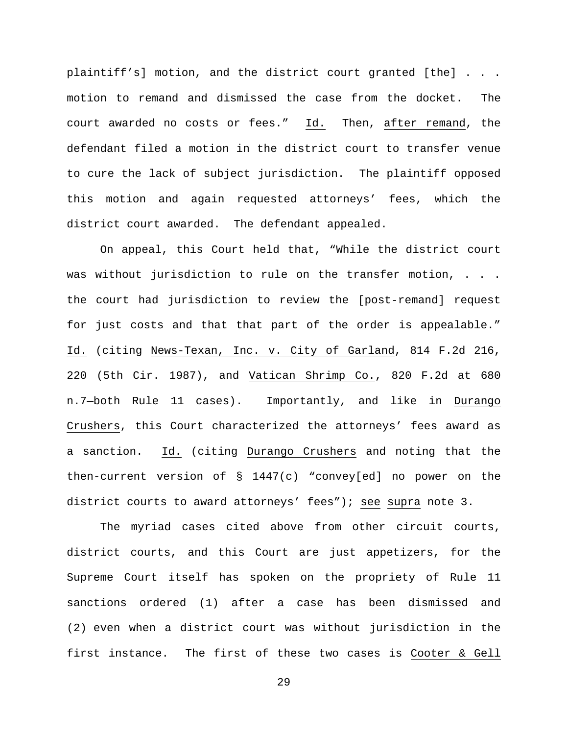plaintiff's] motion, and the district court granted [the] . . . motion to remand and dismissed the case from the docket. The court awarded no costs or fees." Id. Then, after remand, the defendant filed a motion in the district court to transfer venue to cure the lack of subject jurisdiction. The plaintiff opposed this motion and again requested attorneys' fees, which the district court awarded. The defendant appealed.

On appeal, this Court held that, "While the district court was without jurisdiction to rule on the transfer motion, . . . the court had jurisdiction to review the [post-remand] request for just costs and that that part of the order is appealable." Id. (citing News-Texan, Inc. v. City of Garland, 814 F.2d 216, 220 (5th Cir. 1987), and Vatican Shrimp Co., 820 F.2d at 680 n.7—both Rule 11 cases). Importantly, and like in Durango Crushers, this Court characterized the attorneys' fees award as a sanction. Id. (citing Durango Crushers and noting that the then-current version of § 1447(c) "convey[ed] no power on the district courts to award attorneys' fees"); see supra note 3.

The myriad cases cited above from other circuit courts, district courts, and this Court are just appetizers, for the Supreme Court itself has spoken on the propriety of Rule 11 sanctions ordered (1) after a case has been dismissed and (2) even when a district court was without jurisdiction in the first instance. The first of these two cases is Cooter & Gell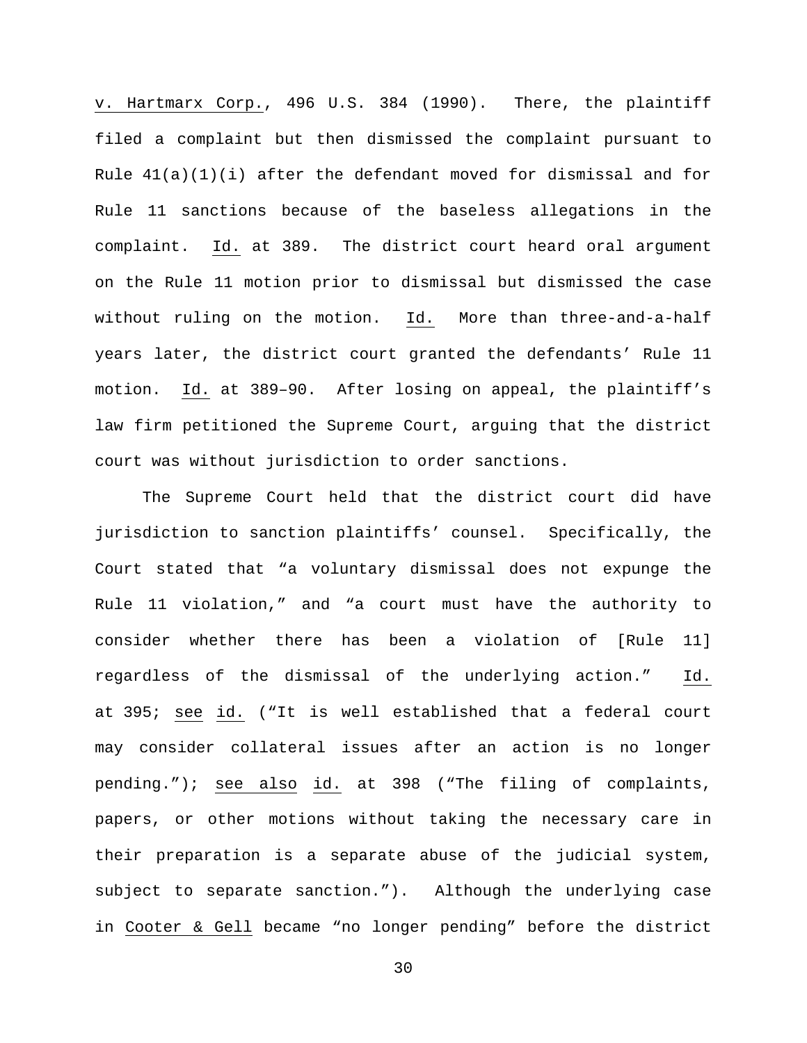v. Hartmarx Corp., 496 U.S. 384 (1990). There, the plaintiff filed a complaint but then dismissed the complaint pursuant to Rule 41(a)(1)(i) after the defendant moved for dismissal and for Rule 11 sanctions because of the baseless allegations in the complaint. Id. at 389. The district court heard oral argument on the Rule 11 motion prior to dismissal but dismissed the case without ruling on the motion. Id. More than three-and-a-half years later, the district court granted the defendants' Rule 11 motion. Id. at 389–90. After losing on appeal, the plaintiff's law firm petitioned the Supreme Court, arguing that the district court was without jurisdiction to order sanctions.

The Supreme Court held that the district court did have jurisdiction to sanction plaintiffs' counsel. Specifically, the Court stated that "a voluntary dismissal does not expunge the Rule 11 violation," and "a court must have the authority to consider whether there has been a violation of [Rule 11] regardless of the dismissal of the underlying action." Id. at 395; see id. ("It is well established that a federal court may consider collateral issues after an action is no longer pending."); see also id. at 398 ("The filing of complaints, papers, or other motions without taking the necessary care in their preparation is a separate abuse of the judicial system, subject to separate sanction."). Although the underlying case in Cooter & Gell became "no longer pending" before the district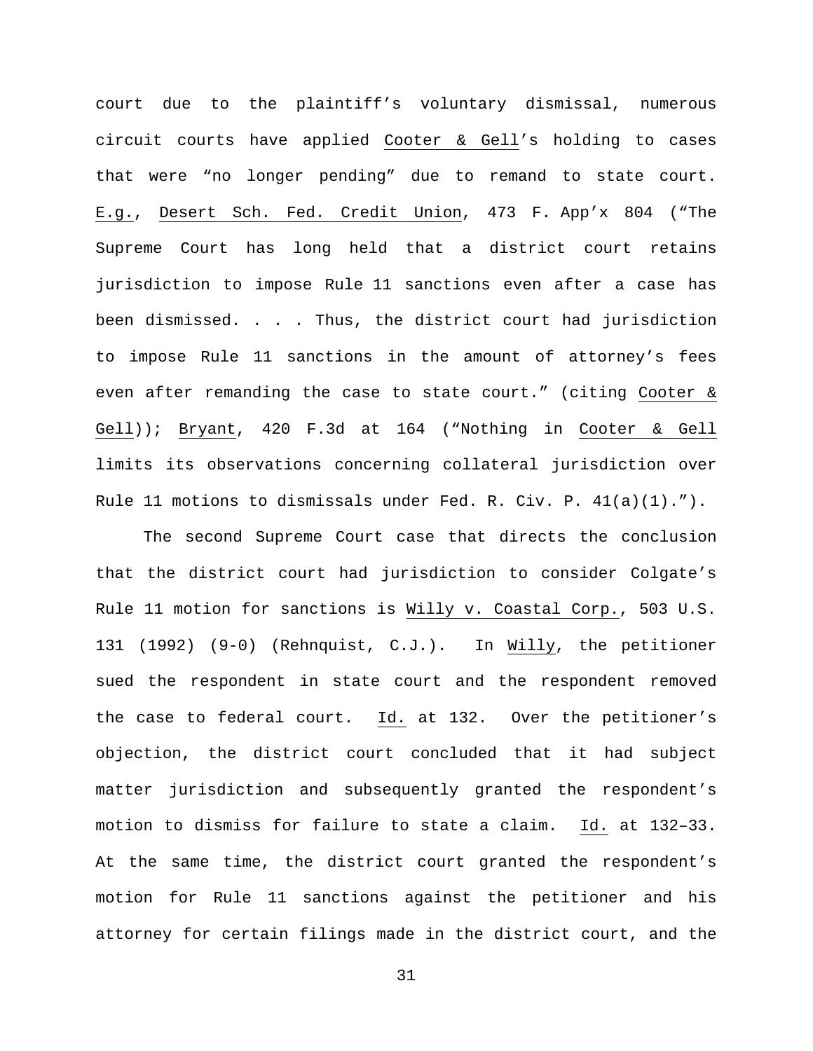court due to the plaintiff's voluntary dismissal, numerous circuit courts have applied Cooter & Gell's holding to cases that were "no longer pending" due to remand to state court. E.g., Desert Sch. Fed. Credit Union, 473 F. App'x 804 ("The Supreme Court has long held that a district court retains jurisdiction to impose Rule 11 sanctions even after a case has been dismissed. . . . Thus, the district court had jurisdiction to impose Rule 11 sanctions in the amount of attorney's fees even after remanding the case to state court." (citing Cooter & Gell)); Bryant, 420 F.3d at 164 ("Nothing in Cooter & Gell limits its observations concerning collateral jurisdiction over Rule 11 motions to dismissals under Fed. R. Civ. P. 41(a)(1).").

The second Supreme Court case that directs the conclusion that the district court had jurisdiction to consider Colgate's Rule 11 motion for sanctions is Willy v. Coastal Corp., 503 U.S. 131 (1992) (9-0) (Rehnquist, C.J.). In Willy, the petitioner sued the respondent in state court and the respondent removed the case to federal court. Id. at 132. Over the petitioner's objection, the district court concluded that it had subject matter jurisdiction and subsequently granted the respondent's motion to dismiss for failure to state a claim. Id. at 132–33. At the same time, the district court granted the respondent's motion for Rule 11 sanctions against the petitioner and his attorney for certain filings made in the district court, and the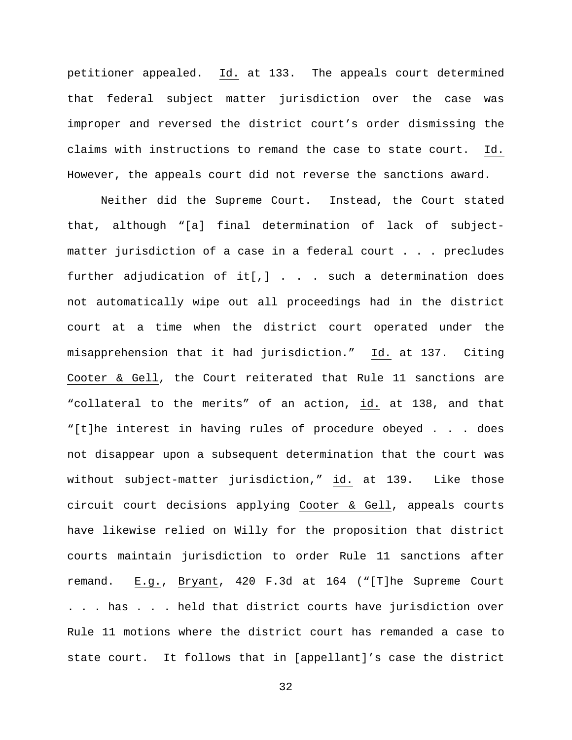petitioner appealed. Id. at 133. The appeals court determined that federal subject matter jurisdiction over the case was improper and reversed the district court's order dismissing the claims with instructions to remand the case to state court. Id. However, the appeals court did not reverse the sanctions award.

Neither did the Supreme Court. Instead, the Court stated that, although "[a] final determination of lack of subject-matter jurisdiction of a case in a federal court . . . precludes further adjudication of it[,] . . . such a determination does not automatically wipe out all proceedings had in the district court at a time when the district court operated under the misapprehension that it had jurisdiction." Id. at 137. Citing Cooter & Gell, the Court reiterated that Rule 11 sanctions are "collateral to the merits" of an action, id. at 138, and that "[t]he interest in having rules of procedure obeyed . . . does not disappear upon a subsequent determination that the court was without subject-matter jurisdiction," id. at 139. Like those circuit court decisions applying Cooter & Gell, appeals courts have likewise relied on Willy for the proposition that district courts maintain jurisdiction to order Rule 11 sanctions after remand. E.g., Bryant, 420 F.3d at 164 ("[T]he Supreme Court . . . has . . . held that district courts have jurisdiction over Rule 11 motions where the district court has remanded a case to state court. It follows that in [appellant]'s case the district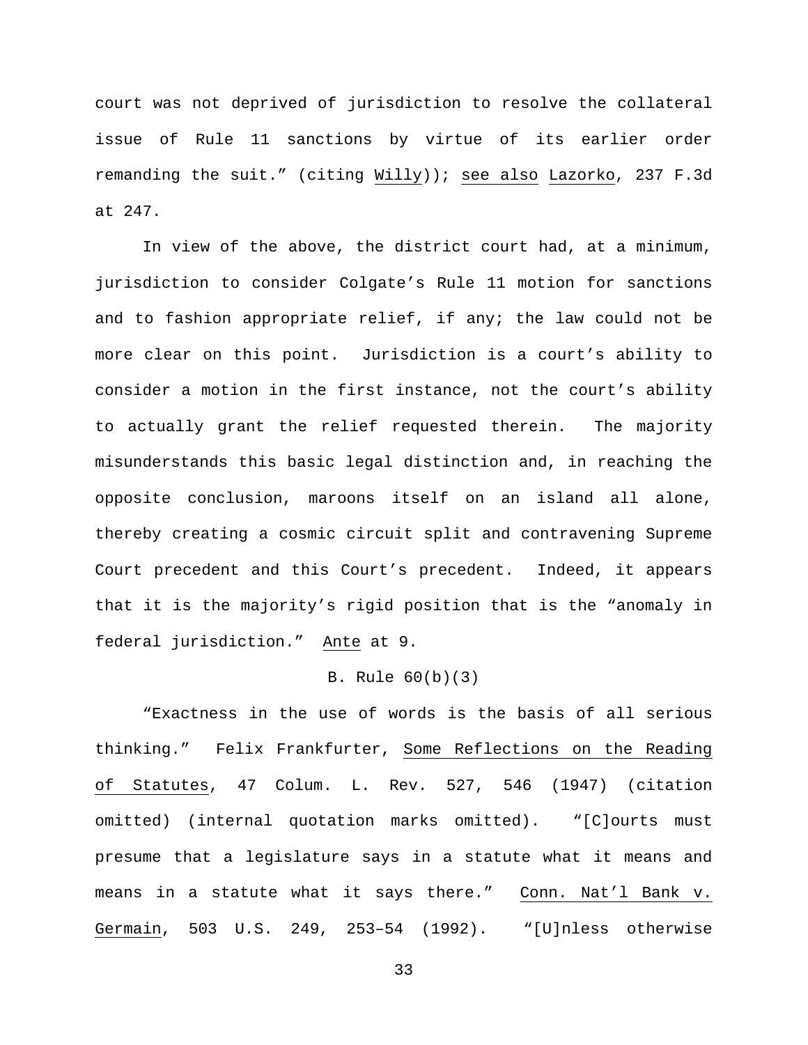court was not deprived of jurisdiction to resolve the collateral issue of Rule 11 sanctions by virtue of its earlier order remanding the suit." (citing Willy)); see also Lazorko, 237 F.3d at 247.

In view of the above, the district court had, at a minimum, jurisdiction to consider Colgate's Rule 11 motion for sanctions and to fashion appropriate relief, if any; the law could not be more clear on this point. Jurisdiction is a court's ability to consider a motion in the first instance, not the court's ability to actually grant the relief requested therein. The majority misunderstands this basic legal distinction and, in reaching the opposite conclusion, maroons itself on an island all alone, thereby creating a cosmic circuit split and contravening Supreme Court precedent and this Court's precedent. Indeed, it appears that it is the majority's rigid position that is the "anomaly in federal jurisdiction." Ante at 9.

B. Rule 60(b)(3)

"Exactness in the use of words is the basis of all serious thinking." Felix Frankfurter, Some Reflections on the Reading of Statutes, 47 Colum. L. Rev. 527, 546 (1947) (citation omitted) (internal quotation marks omitted). "[C]ourts must presume that a legislature says in a statute what it means and means in a statute what it says there." Conn. Nat'l Bank v. Germain, 503 U.S. 249, 253–54 (1992). "[U]nless otherwise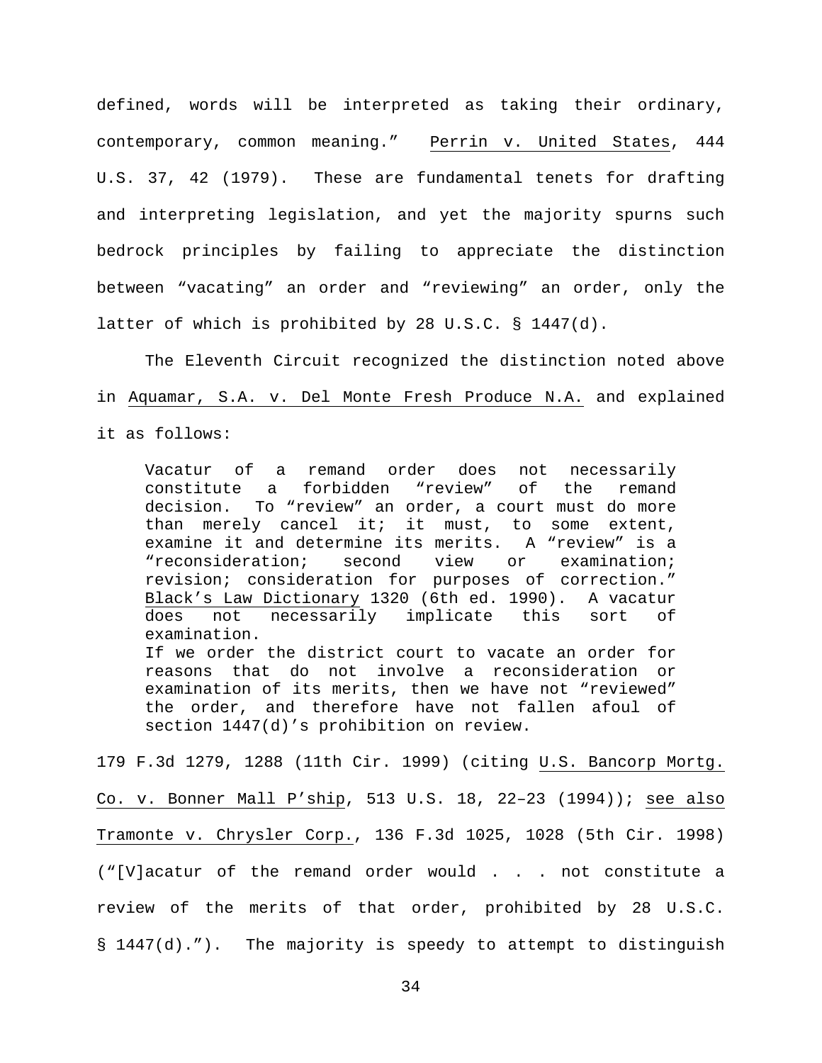defined, words will be interpreted as taking their ordinary, contemporary, common meaning." Perrin v. United States, 444 U.S. 37, 42 (1979). These are fundamental tenets for drafting and interpreting legislation, and yet the majority spurns such bedrock principles by failing to appreciate the distinction between "vacating" an order and "reviewing" an order, only the latter of which is prohibited by 28 U.S.C. § 1447(d).

The Eleventh Circuit recognized the distinction noted above in Aquamar, S.A. v. Del Monte Fresh Produce N.A. and explained it as follows:

> Vacatur of a remand order does not necessarily constitute a forbidden "review" of the remand decision. To "review" an order, a court must do more than merely cancel it; it must, to some extent, examine it and determine its merits. A "review" is a "reconsideration; second view or examination; revision; consideration for purposes of correction." Black's Law Dictionary 1320 (6th ed. 1990). A vacatur does not necessarily implicate this sort of examination.
>
> If we order the district court to vacate an order for reasons that do not involve a reconsideration or examination of its merits, then we have not "reviewed" the order, and therefore have not fallen afoul of section 1447(d)'s prohibition on review.

179 F.3d 1279, 1288 (11th Cir. 1999) (citing U.S. Bancorp Mortg. Co. v. Bonner Mall P'ship, 513 U.S. 18, 22–23 (1994)); see also Tramonte v. Chrysler Corp., 136 F.3d 1025, 1028 (5th Cir. 1998) ("[V]acatur of the remand order would . . . not constitute a review of the merits of that order, prohibited by 28 U.S.C. § 1447(d)."). The majority is speedy to attempt to distinguish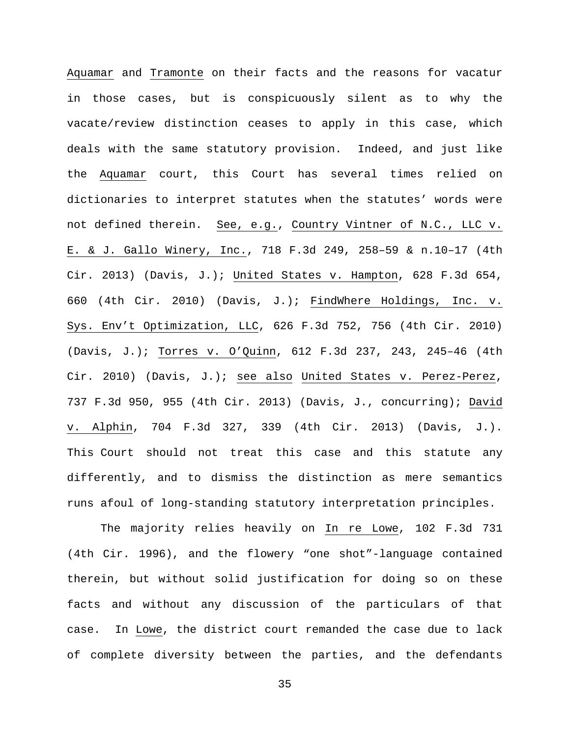Aquamar and Tramonte on their facts and the reasons for vacatur in those cases, but is conspicuously silent as to why the vacate/review distinction ceases to apply in this case, which deals with the same statutory provision. Indeed, and just like the Aquamar court, this Court has several times relied on dictionaries to interpret statutes when the statutes' words were not defined therein. See, e.g., Country Vintner of N.C., LLC v. E. & J. Gallo Winery, Inc., 718 F.3d 249, 258–59 & n.10–17 (4th Cir. 2013) (Davis, J.); United States v. Hampton, 628 F.3d 654, 660 (4th Cir. 2010) (Davis, J.); FindWhere Holdings, Inc. v. Sys. Env't Optimization, LLC, 626 F.3d 752, 756 (4th Cir. 2010) (Davis, J.); Torres v. O'Quinn, 612 F.3d 237, 243, 245–46 (4th Cir. 2010) (Davis, J.); see also United States v. Perez-Perez, 737 F.3d 950, 955 (4th Cir. 2013) (Davis, J., concurring); David v. Alphin, 704 F.3d 327, 339 (4th Cir. 2013) (Davis, J.). This Court should not treat this case and this statute any differently, and to dismiss the distinction as mere semantics runs afoul of long-standing statutory interpretation principles.

The majority relies heavily on In re Lowe, 102 F.3d 731 (4th Cir. 1996), and the flowery "one shot"-language contained therein, but without solid justification for doing so on these facts and without any discussion of the particulars of that case. In Lowe, the district court remanded the case due to lack of complete diversity between the parties, and the defendants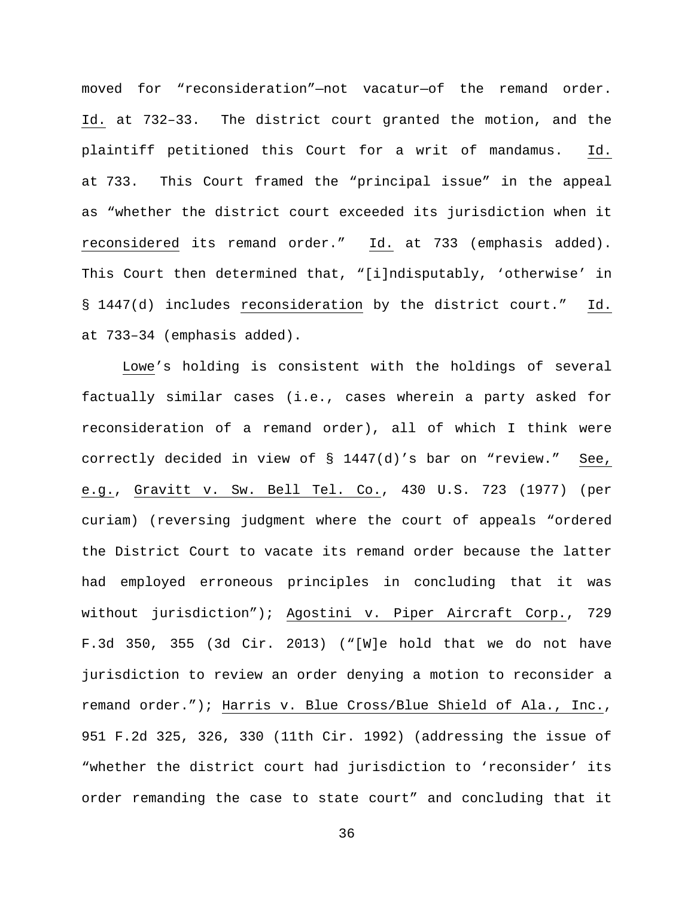moved for "reconsideration"—not vacatur—of the remand order. Id. at 732–33. The district court granted the motion, and the plaintiff petitioned this Court for a writ of mandamus. Id. at 733. This Court framed the "principal issue" in the appeal as "whether the district court exceeded its jurisdiction when it reconsidered its remand order." Id. at 733 (emphasis added). This Court then determined that, "[i]ndisputably, 'otherwise' in § 1447(d) includes reconsideration by the district court." Id. at 733–34 (emphasis added).

Lowe's holding is consistent with the holdings of several factually similar cases (i.e., cases wherein a party asked for reconsideration of a remand order), all of which I think were correctly decided in view of § 1447(d)'s bar on "review." See, e.g., Gravitt v. Sw. Bell Tel. Co., 430 U.S. 723 (1977) (per curiam) (reversing judgment where the court of appeals "ordered the District Court to vacate its remand order because the latter had employed erroneous principles in concluding that it was without jurisdiction"); Agostini v. Piper Aircraft Corp., 729 F.3d 350, 355 (3d Cir. 2013) ("[W]e hold that we do not have jurisdiction to review an order denying a motion to reconsider a remand order."); Harris v. Blue Cross/Blue Shield of Ala., Inc., 951 F.2d 325, 326, 330 (11th Cir. 1992) (addressing the issue of "whether the district court had jurisdiction to 'reconsider' its order remanding the case to state court" and concluding that it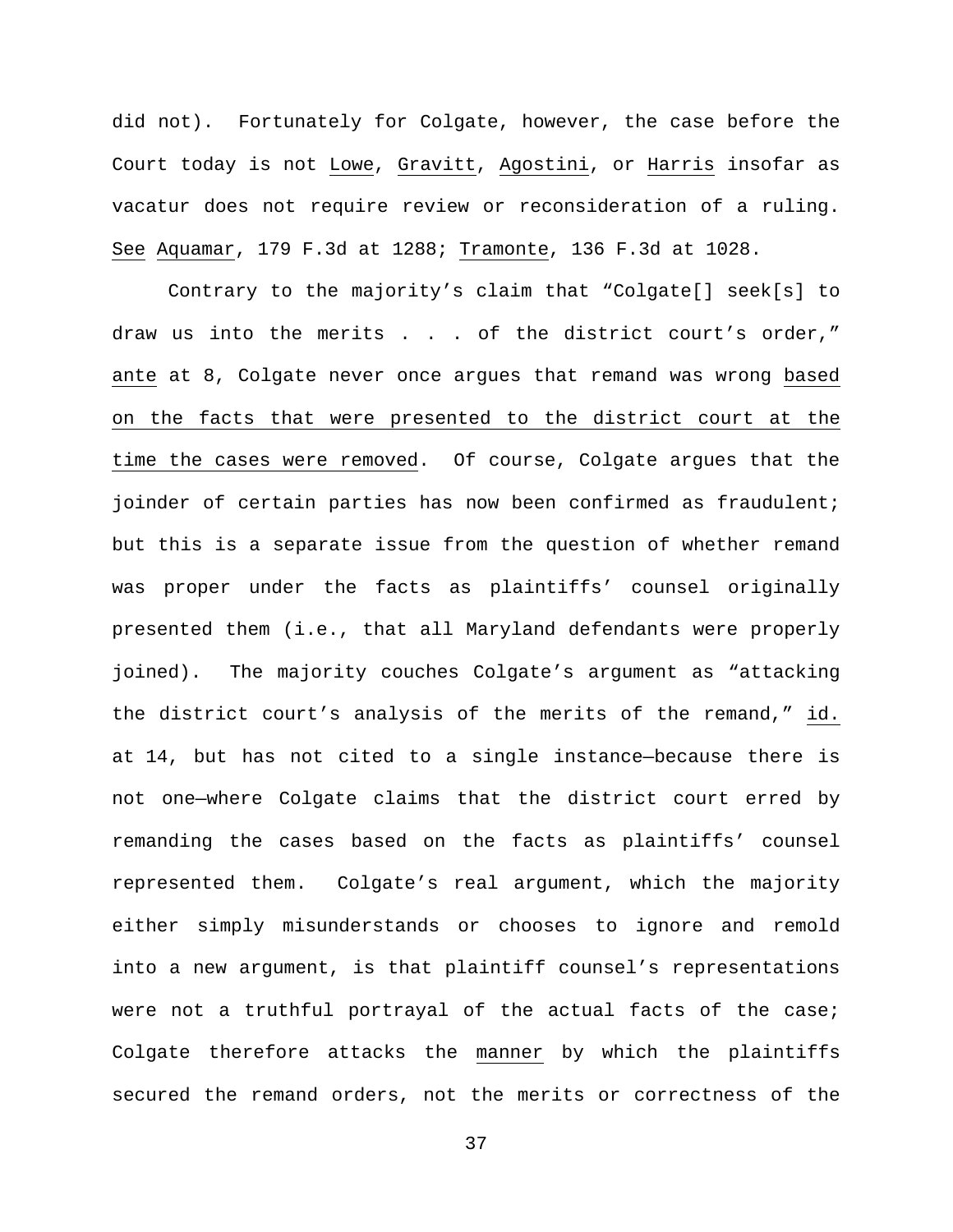did not). Fortunately for Colgate, however, the case before the Court today is not Lowe, Gravitt, Agostini, or Harris insofar as vacatur does not require review or reconsideration of a ruling. See Aquamar, 179 F.3d at 1288; Tramonte, 136 F.3d at 1028.

Contrary to the majority's claim that "Colgate[] seek[s] to draw us into the merits . . . of the district court's order," ante at 8, Colgate never once argues that remand was wrong based on the facts that were presented to the district court at the time the cases were removed. Of course, Colgate argues that the joinder of certain parties has now been confirmed as fraudulent; but this is a separate issue from the question of whether remand was proper under the facts as plaintiffs' counsel originally presented them (i.e., that all Maryland defendants were properly joined). The majority couches Colgate's argument as "attacking the district court's analysis of the merits of the remand," id. at 14, but has not cited to a single instance—because there is not one—where Colgate claims that the district court erred by remanding the cases based on the facts as plaintiffs' counsel represented them. Colgate's real argument, which the majority either simply misunderstands or chooses to ignore and remold into a new argument, is that plaintiff counsel's representations were not a truthful portrayal of the actual facts of the case; Colgate therefore attacks the manner by which the plaintiffs secured the remand orders, not the merits or correctness of the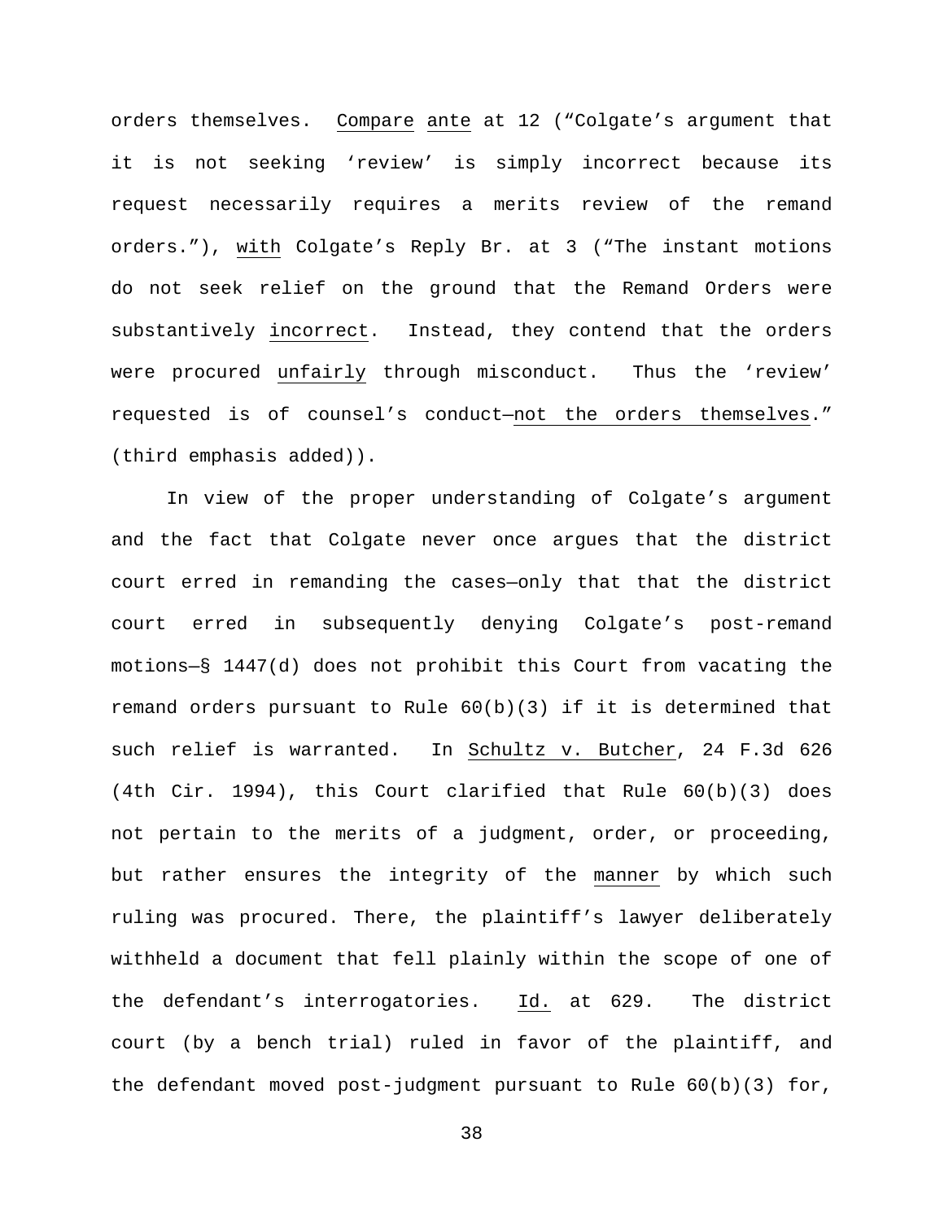orders themselves. Compare ante at 12 ("Colgate's argument that it is not seeking 'review' is simply incorrect because its request necessarily requires a merits review of the remand orders."), with Colgate's Reply Br. at 3 ("The instant motions do not seek relief on the ground that the Remand Orders were substantively incorrect. Instead, they contend that the orders were procured unfairly through misconduct. Thus the 'review' requested is of counsel's conduct—not the orders themselves." (third emphasis added)).

In view of the proper understanding of Colgate's argument and the fact that Colgate never once argues that the district court erred in remanding the cases—only that that the district court erred in subsequently denying Colgate's post-remand motions—§ 1447(d) does not prohibit this Court from vacating the remand orders pursuant to Rule 60(b)(3) if it is determined that such relief is warranted. In Schultz v. Butcher, 24 F.3d 626 (4th Cir. 1994), this Court clarified that Rule 60(b)(3) does not pertain to the merits of a judgment, order, or proceeding, but rather ensures the integrity of the manner by which such ruling was procured. There, the plaintiff's lawyer deliberately withheld a document that fell plainly within the scope of one of the defendant's interrogatories. Id. at 629. The district court (by a bench trial) ruled in favor of the plaintiff, and the defendant moved post-judgment pursuant to Rule 60(b)(3) for,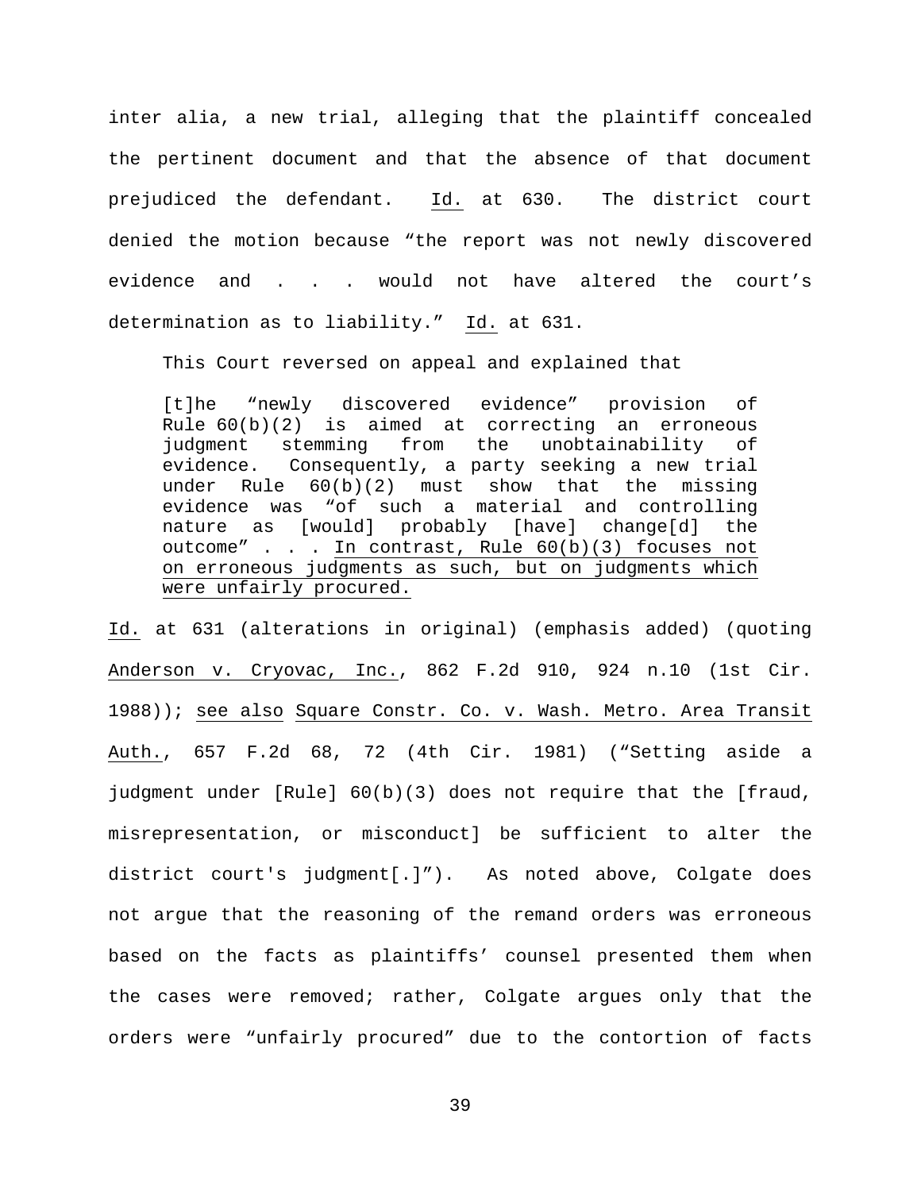inter alia, a new trial, alleging that the plaintiff concealed the pertinent document and that the absence of that document prejudiced the defendant. Id. at 630. The district court denied the motion because "the report was not newly discovered evidence and . . . would not have altered the court's determination as to liability." Id. at 631.

This Court reversed on appeal and explained that

> [t]he "newly discovered evidence" provision of Rule 60(b)(2) is aimed at correcting an erroneous judgment stemming from the unobtainability of evidence. Consequently, a party seeking a new trial under Rule 60(b)(2) must show that the missing evidence was "of such a material and controlling nature as [would] probably [have] change[d] the outcome" . . . In contrast, Rule 60(b)(3) focuses not on erroneous judgments as such, but on judgments which were unfairly procured.

Id. at 631 (alterations in original) (emphasis added) (quoting Anderson v. Cryovac, Inc., 862 F.2d 910, 924 n.10 (1st Cir. 1988)); see also Square Constr. Co. v. Wash. Metro. Area Transit Auth., 657 F.2d 68, 72 (4th Cir. 1981) ("Setting aside a judgment under [Rule] 60(b)(3) does not require that the [fraud, misrepresentation, or misconduct] be sufficient to alter the district court's judgment[.]"). As noted above, Colgate does not argue that the reasoning of the remand orders was erroneous based on the facts as plaintiffs' counsel presented them when the cases were removed; rather, Colgate argues only that the orders were "unfairly procured" due to the contortion of facts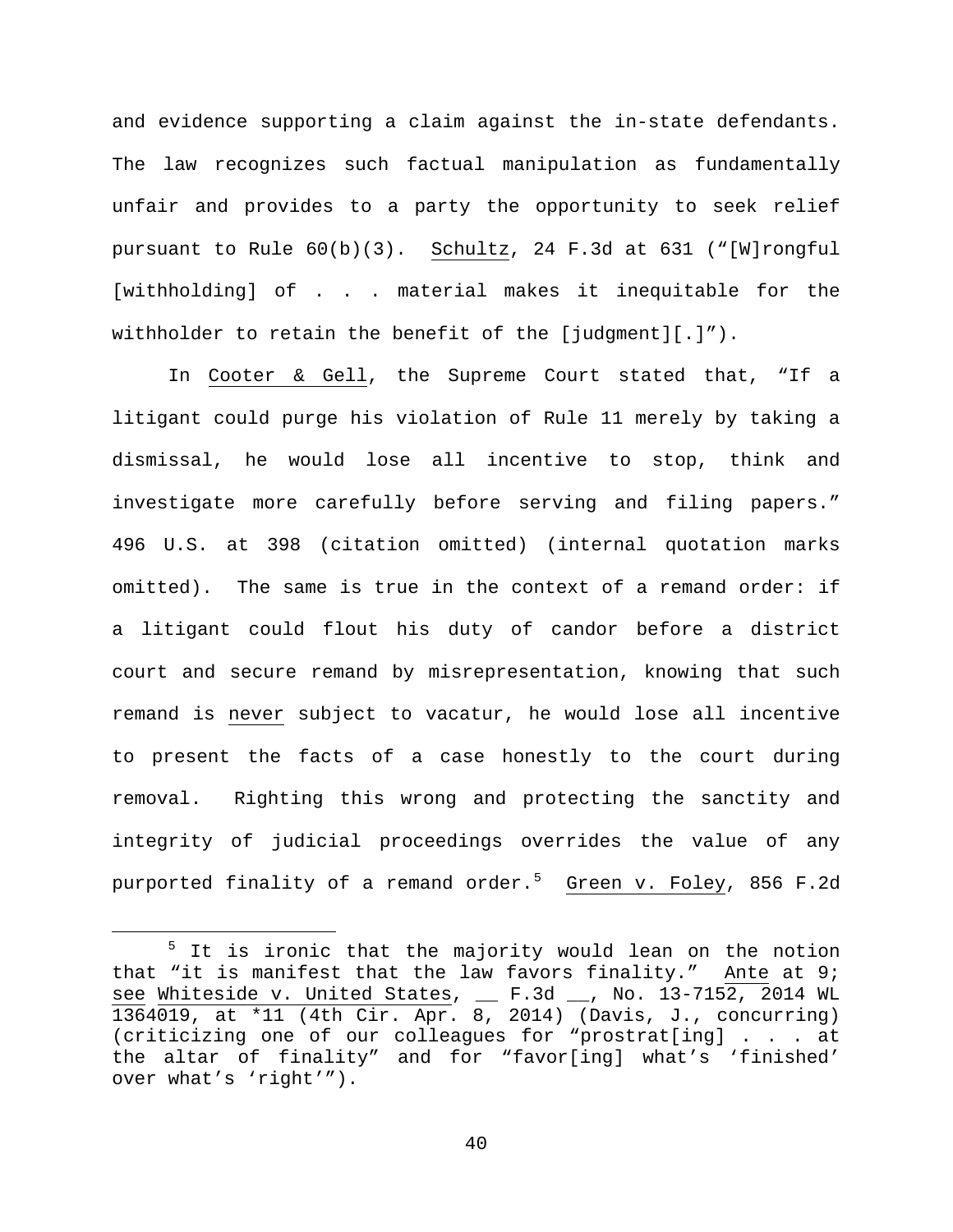and evidence supporting a claim against the in-state defendants. The law recognizes such factual manipulation as fundamentally unfair and provides to a party the opportunity to seek relief pursuant to Rule 60(b)(3). Schultz, 24 F.3d at 631 ("[W]rongful [withholding] of . . . material makes it inequitable for the withholder to retain the benefit of the [judgment][.]").

In Cooter & Gell, the Supreme Court stated that, "If a litigant could purge his violation of Rule 11 merely by taking a dismissal, he would lose all incentive to stop, think and investigate more carefully before serving and filing papers." 496 U.S. at 398 (citation omitted) (internal quotation marks omitted). The same is true in the context of a remand order: if a litigant could flout his duty of candor before a district court and secure remand by misrepresentation, knowing that such remand is never subject to vacatur, he would lose all incentive to present the facts of a case honestly to the court during removal. Righting this wrong and protecting the sanctity and integrity of judicial proceedings overrides the value of any purported finality of a remand order.[5] Green v. Foley, 856 F.2d

[5] It is ironic that the majority would lean on the notion that "it is manifest that the law favors finality." Ante at 9; see Whiteside v. United States, __ F.3d __, No. 13-7152, 2014 WL 1364019, at *11 (4th Cir. Apr. 8, 2014) (Davis, J., concurring) (criticizing one of our colleagues for "prostrat[ing] . . . at the altar of finality" and for "favor[ing] what's 'finished' over what's 'right'").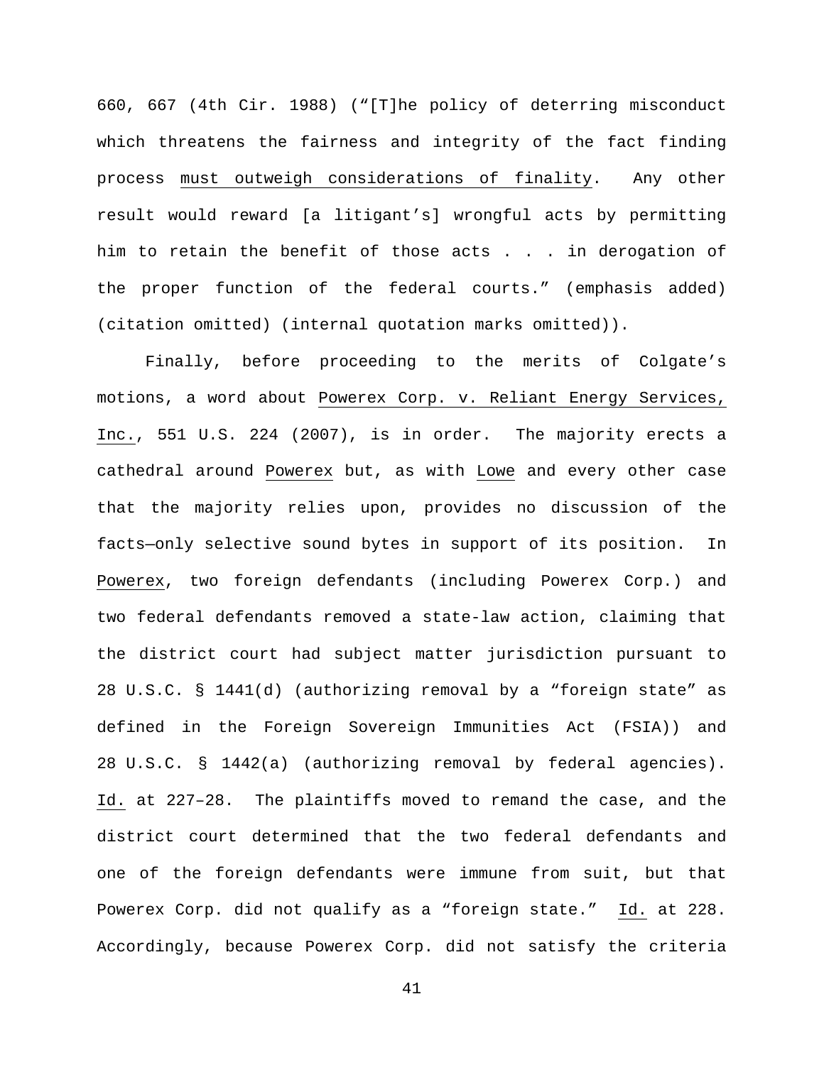660, 667 (4th Cir. 1988) ("[T]he policy of deterring misconduct which threatens the fairness and integrity of the fact finding process must outweigh considerations of finality. Any other result would reward [a litigant's] wrongful acts by permitting him to retain the benefit of those acts . . . in derogation of the proper function of the federal courts." (emphasis added) (citation omitted) (internal quotation marks omitted)).

Finally, before proceeding to the merits of Colgate's motions, a word about Powerex Corp. v. Reliant Energy Services, Inc., 551 U.S. 224 (2007), is in order. The majority erects a cathedral around Powerex but, as with Lowe and every other case that the majority relies upon, provides no discussion of the facts—only selective sound bytes in support of its position. In Powerex, two foreign defendants (including Powerex Corp.) and two federal defendants removed a state-law action, claiming that the district court had subject matter jurisdiction pursuant to 28 U.S.C. § 1441(d) (authorizing removal by a "foreign state" as defined in the Foreign Sovereign Immunities Act (FSIA)) and 28 U.S.C. § 1442(a) (authorizing removal by federal agencies). Id. at 227–28. The plaintiffs moved to remand the case, and the district court determined that the two federal defendants and one of the foreign defendants were immune from suit, but that Powerex Corp. did not qualify as a "foreign state." Id. at 228. Accordingly, because Powerex Corp. did not satisfy the criteria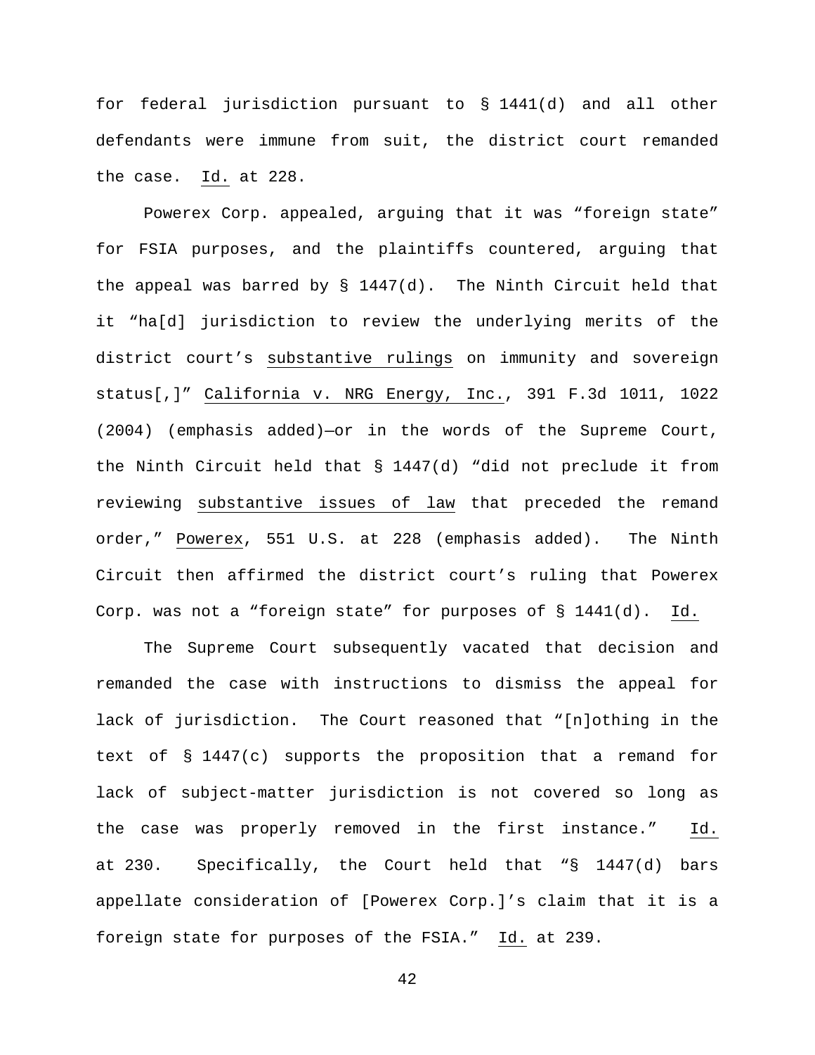for federal jurisdiction pursuant to § 1441(d) and all other defendants were immune from suit, the district court remanded the case. Id. at 228.

Powerex Corp. appealed, arguing that it was "foreign state" for FSIA purposes, and the plaintiffs countered, arguing that the appeal was barred by § 1447(d). The Ninth Circuit held that it "ha[d] jurisdiction to review the underlying merits of the district court's substantive rulings on immunity and sovereign status[,]" California v. NRG Energy, Inc., 391 F.3d 1011, 1022 (2004) (emphasis added)—or in the words of the Supreme Court, the Ninth Circuit held that § 1447(d) "did not preclude it from reviewing substantive issues of law that preceded the remand order," Powerex, 551 U.S. at 228 (emphasis added). The Ninth Circuit then affirmed the district court's ruling that Powerex Corp. was not a "foreign state" for purposes of § 1441(d). Id.

The Supreme Court subsequently vacated that decision and remanded the case with instructions to dismiss the appeal for lack of jurisdiction. The Court reasoned that "[n]othing in the text of § 1447(c) supports the proposition that a remand for lack of subject-matter jurisdiction is not covered so long as the case was properly removed in the first instance." Id. at 230. Specifically, the Court held that "§ 1447(d) bars appellate consideration of [Powerex Corp.]'s claim that it is a foreign state for purposes of the FSIA." Id. at 239.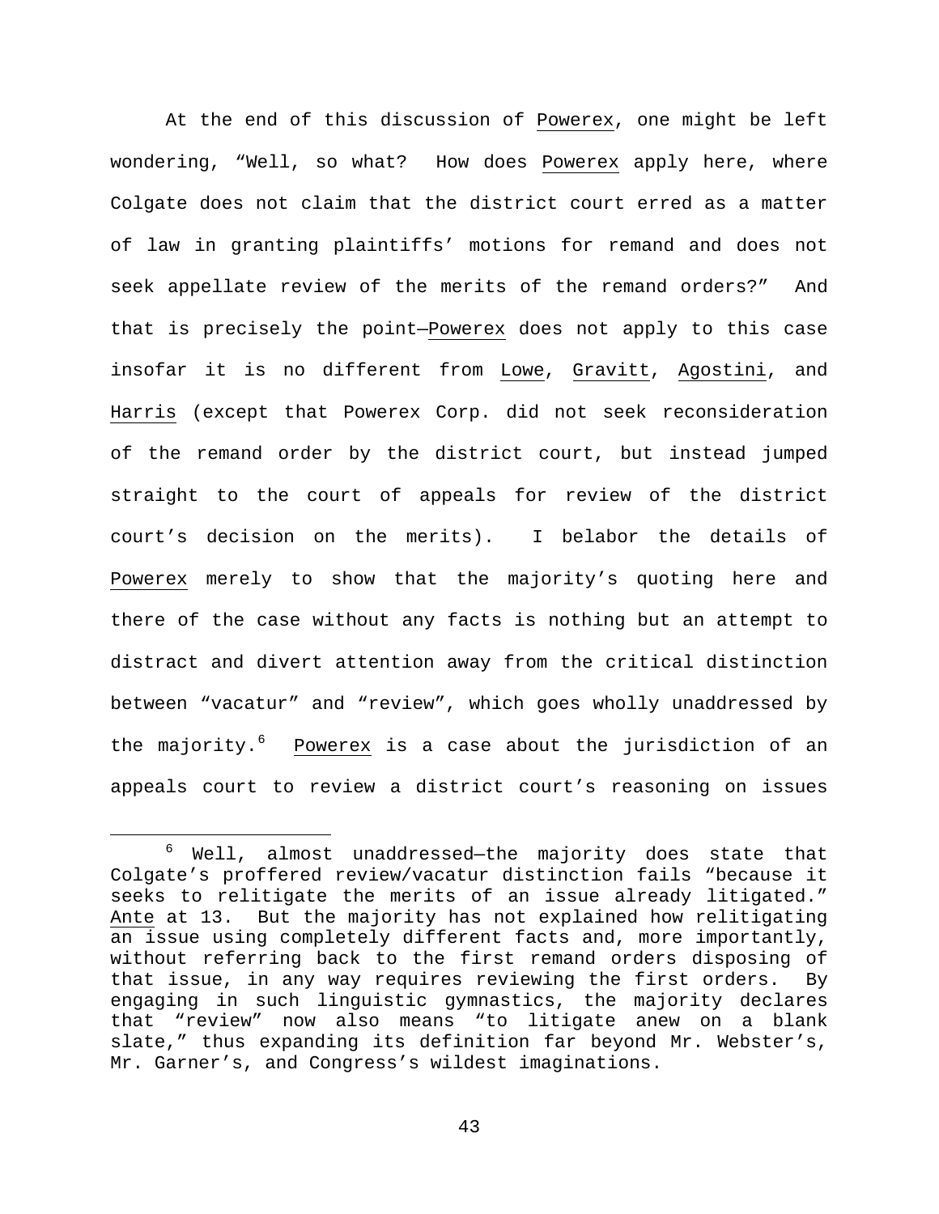At the end of this discussion of Powerex, one might be left wondering, "Well, so what? How does Powerex apply here, where Colgate does not claim that the district court erred as a matter of law in granting plaintiffs' motions for remand and does not seek appellate review of the merits of the remand orders?" And that is precisely the point—Powerex does not apply to this case insofar it is no different from Lowe, Gravitt, Agostini, and Harris (except that Powerex Corp. did not seek reconsideration of the remand order by the district court, but instead jumped straight to the court of appeals for review of the district court's decision on the merits). I belabor the details of Powerex merely to show that the majority's quoting here and there of the case without any facts is nothing but an attempt to distract and divert attention away from the critical distinction between "vacatur" and "review", which goes wholly unaddressed by the majority.[6] Powerex is a case about the jurisdiction of an appeals court to review a district court's reasoning on issues

[6] Well, almost unaddressed—the majority does state that Colgate's proffered review/vacatur distinction fails "because it seeks to relitigate the merits of an issue already litigated." Ante at 13. But the majority has not explained how relitigating an issue using completely different facts and, more importantly, without referring back to the first remand orders disposing of that issue, in any way requires reviewing the first orders. By engaging in such linguistic gymnastics, the majority declares that "review" now also means "to litigate anew on a blank slate," thus expanding its definition far beyond Mr. Webster's, Mr. Garner's, and Congress's wildest imaginations.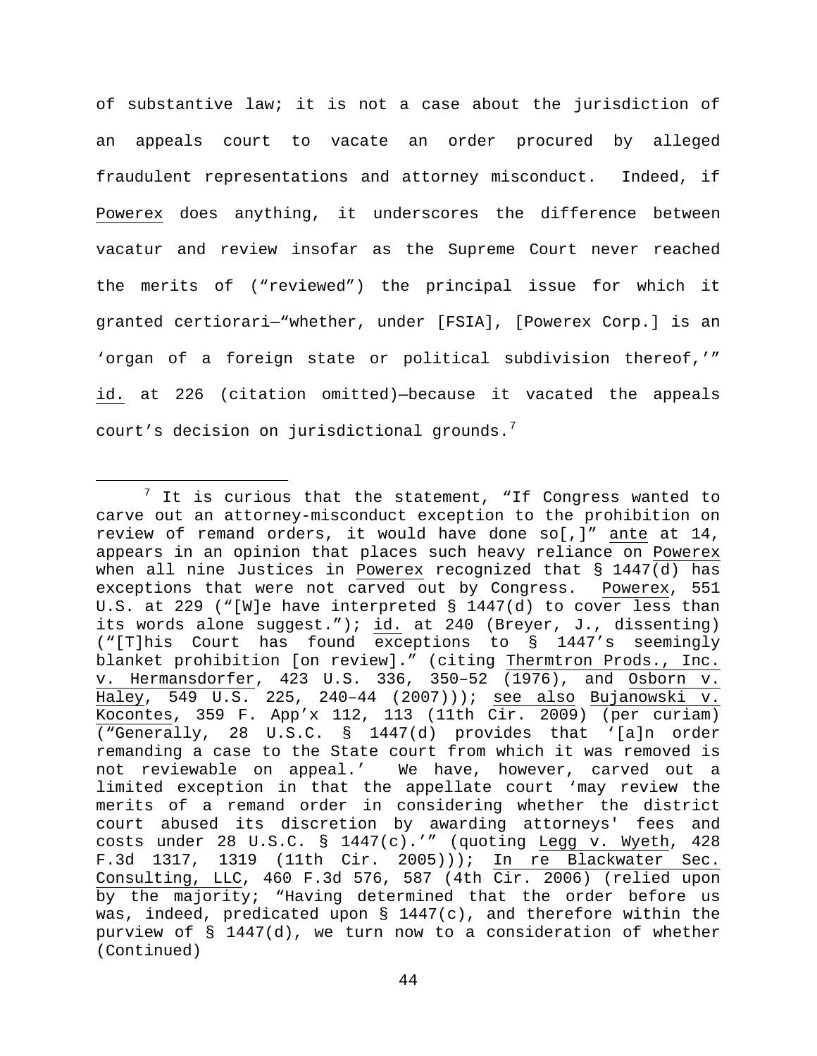of substantive law; it is not a case about the jurisdiction of an appeals court to vacate an order procured by alleged fraudulent representations and attorney misconduct. Indeed, if Powerex does anything, it underscores the difference between vacatur and review insofar as the Supreme Court never reached the merits of ("reviewed") the principal issue for which it granted certiorari—"whether, under [FSIA], [Powerex Corp.] is an 'organ of a foreign state or political subdivision thereof,'" id. at 226 (citation omitted)—because it vacated the appeals court's decision on jurisdictional grounds.[7]

[7] It is curious that the statement, "If Congress wanted to carve out an attorney-misconduct exception to the prohibition on review of remand orders, it would have done so[,]" ante at 14, appears in an opinion that places such heavy reliance on Powerex when all nine Justices in Powerex recognized that § 1447(d) has exceptions that were not carved out by Congress. Powerex, 551 U.S. at 229 ("[W]e have interpreted § 1447(d) to cover less than its words alone suggest."); id. at 240 (Breyer, J., dissenting) ("[T]his Court has found exceptions to § 1447's seemingly blanket prohibition [on review]." (citing Thermtron Prods., Inc. v. Hermansdorfer, 423 U.S. 336, 350–52 (1976), and Osborn v. Haley, 549 U.S. 225, 240–44 (2007))); see also Bujanowski v. Kocontes, 359 F. App'x 112, 113 (11th Cir. 2009) (per curiam) ("Generally, 28 U.S.C. § 1447(d) provides that '[a]n order remanding a case to the State court from which it was removed is not reviewable on appeal.' We have, however, carved out a limited exception in that the appellate court 'may review the merits of a remand order in considering whether the district court abused its discretion by awarding attorneys' fees and costs under 28 U.S.C. § 1447(c).'" (quoting Legg v. Wyeth, 428 F.3d 1317, 1319 (11th Cir. 2005))); In re Blackwater Sec. Consulting, LLC, 460 F.3d 576, 587 (4th Cir. 2006) (relied upon by the majority; "Having determined that the order before us was, indeed, predicated upon § 1447(c), and therefore within the purview of § 1447(d), we turn now to a consideration of whether
(Continued)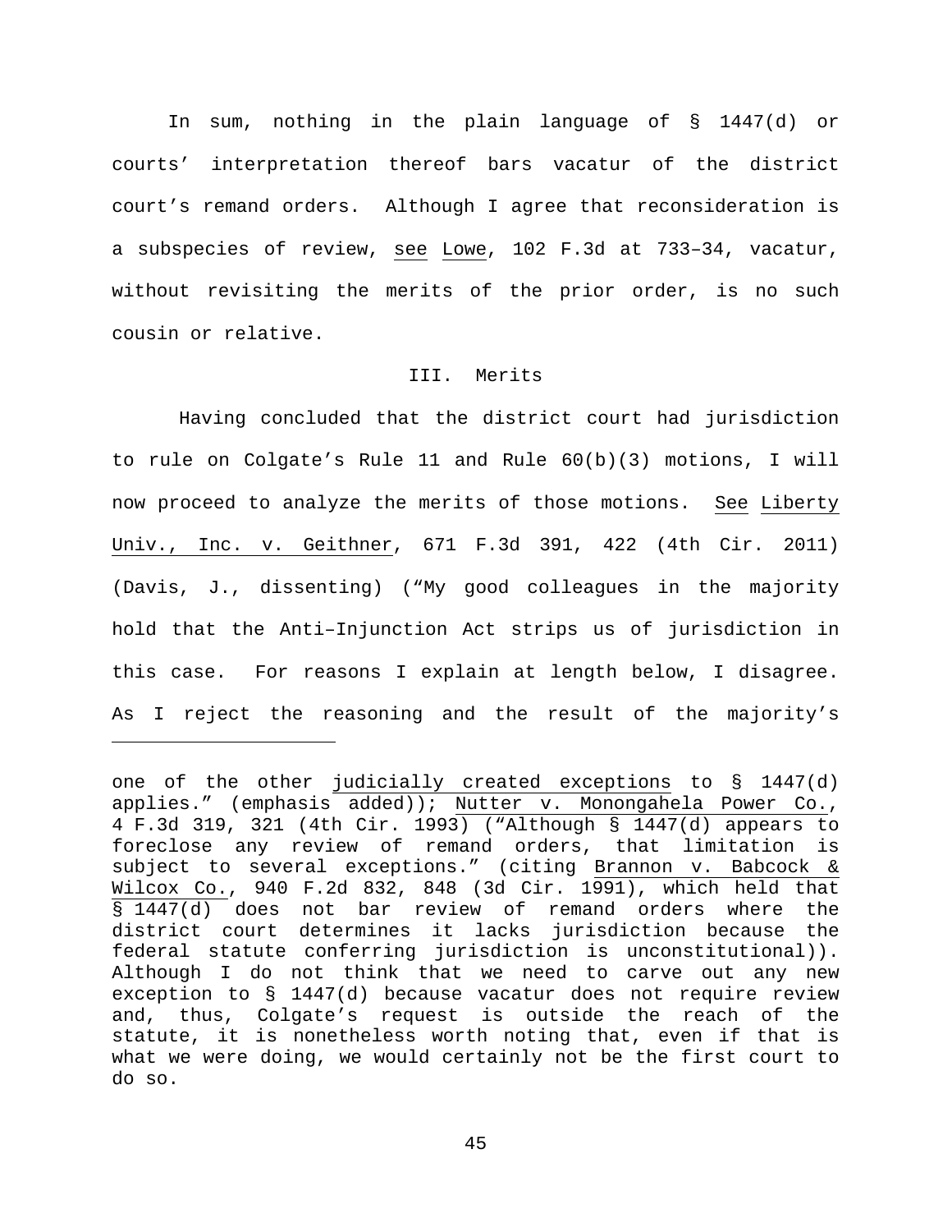In sum, nothing in the plain language of § 1447(d) or courts' interpretation thereof bars vacatur of the district court's remand orders. Although I agree that reconsideration is a subspecies of review, see Lowe, 102 F.3d at 733–34, vacatur, without revisiting the merits of the prior order, is no such cousin or relative.

## III. Merits

Having concluded that the district court had jurisdiction to rule on Colgate's Rule 11 and Rule 60(b)(3) motions, I will now proceed to analyze the merits of those motions. See Liberty Univ., Inc. v. Geithner, 671 F.3d 391, 422 (4th Cir. 2011) (Davis, J., dissenting) ("My good colleagues in the majority hold that the Anti–Injunction Act strips us of jurisdiction in this case. For reasons I explain at length below, I disagree. As I reject the reasoning and the result of the majority's

---

one of the other judicially created exceptions to § 1447(d) applies." (emphasis added)); Nutter v. Monongahela Power Co., 4 F.3d 319, 321 (4th Cir. 1993) ("Although § 1447(d) appears to foreclose any review of remand orders, that limitation is subject to several exceptions." (citing Brannon v. Babcock & Wilcox Co., 940 F.2d 832, 848 (3d Cir. 1991), which held that § 1447(d) does not bar review of remand orders where the district court determines it lacks jurisdiction because the federal statute conferring jurisdiction is unconstitutional)). Although I do not think that we need to carve out any new exception to § 1447(d) because vacatur does not require review and, thus, Colgate's request is outside the reach of the statute, it is nonetheless worth noting that, even if that is what we were doing, we would certainly not be the first court to do so.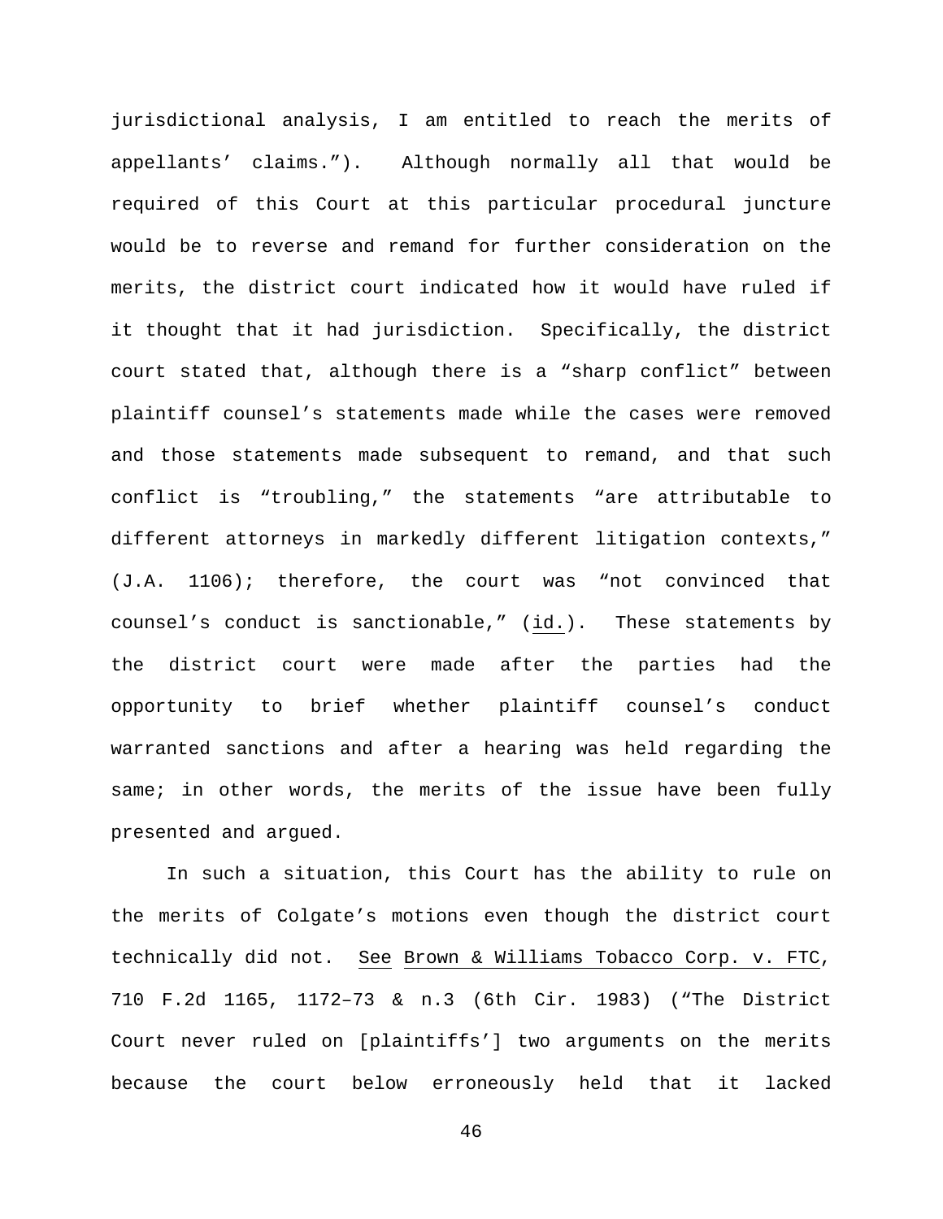jurisdictional analysis, I am entitled to reach the merits of appellants' claims."). Although normally all that would be required of this Court at this particular procedural juncture would be to reverse and remand for further consideration on the merits, the district court indicated how it would have ruled if it thought that it had jurisdiction. Specifically, the district court stated that, although there is a "sharp conflict" between plaintiff counsel's statements made while the cases were removed and those statements made subsequent to remand, and that such conflict is "troubling," the statements "are attributable to different attorneys in markedly different litigation contexts," (J.A. 1106); therefore, the court was "not convinced that counsel's conduct is sanctionable," (id.). These statements by the district court were made after the parties had the opportunity to brief whether plaintiff counsel's conduct warranted sanctions and after a hearing was held regarding the same; in other words, the merits of the issue have been fully presented and argued.

In such a situation, this Court has the ability to rule on the merits of Colgate's motions even though the district court technically did not. See Brown & Williams Tobacco Corp. v. FTC, 710 F.2d 1165, 1172–73 & n.3 (6th Cir. 1983) ("The District Court never ruled on [plaintiffs'] two arguments on the merits because the court below erroneously held that it lacked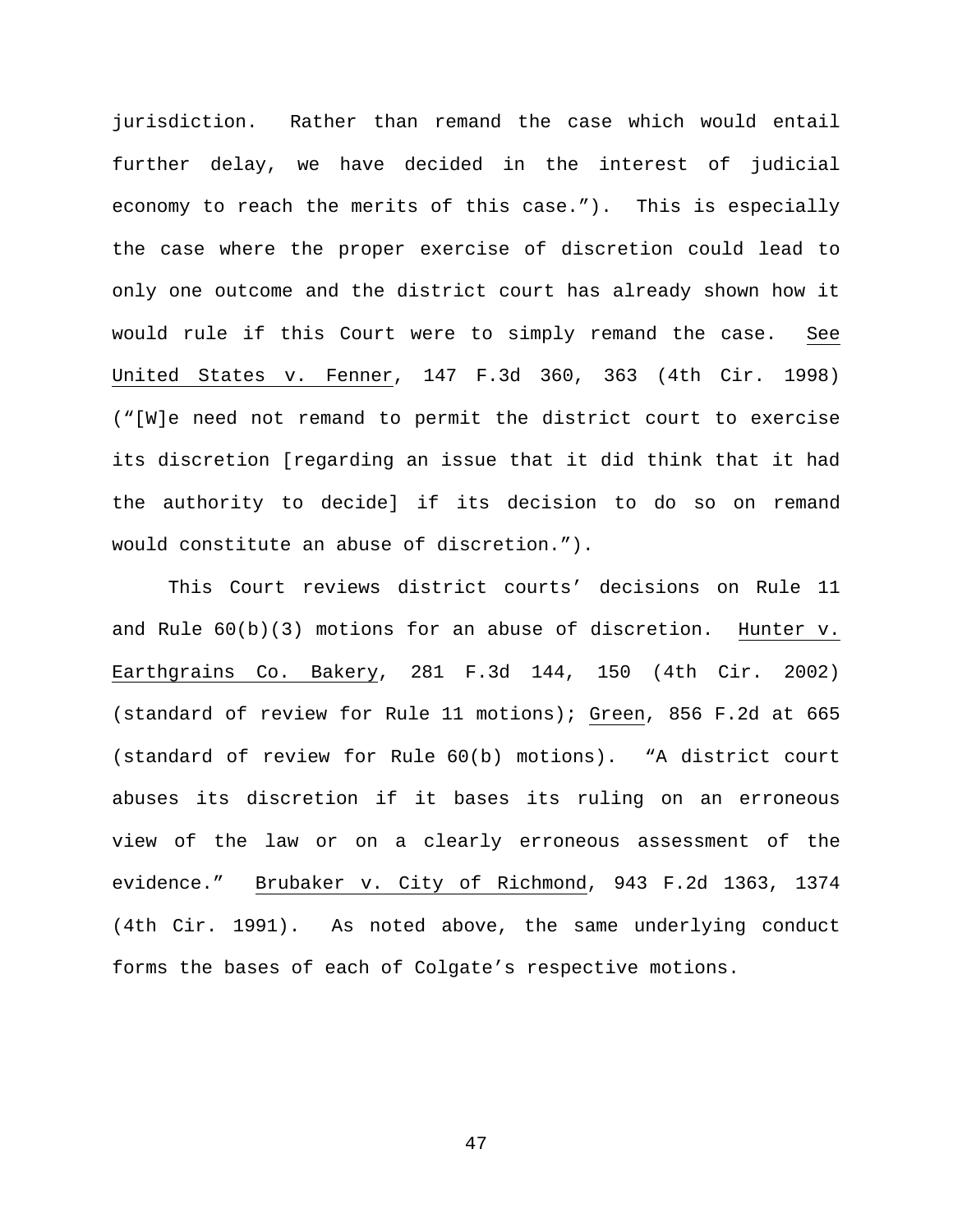jurisdiction. Rather than remand the case which would entail further delay, we have decided in the interest of judicial economy to reach the merits of this case."). This is especially the case where the proper exercise of discretion could lead to only one outcome and the district court has already shown how it would rule if this Court were to simply remand the case. See United States v. Fenner, 147 F.3d 360, 363 (4th Cir. 1998) ("[W]e need not remand to permit the district court to exercise its discretion [regarding an issue that it did think that it had the authority to decide] if its decision to do so on remand would constitute an abuse of discretion.").

This Court reviews district courts' decisions on Rule 11 and Rule 60(b)(3) motions for an abuse of discretion. Hunter v. Earthgrains Co. Bakery, 281 F.3d 144, 150 (4th Cir. 2002) (standard of review for Rule 11 motions); Green, 856 F.2d at 665 (standard of review for Rule 60(b) motions). "A district court abuses its discretion if it bases its ruling on an erroneous view of the law or on a clearly erroneous assessment of the evidence." Brubaker v. City of Richmond, 943 F.2d 1363, 1374 (4th Cir. 1991). As noted above, the same underlying conduct forms the bases of each of Colgate's respective motions.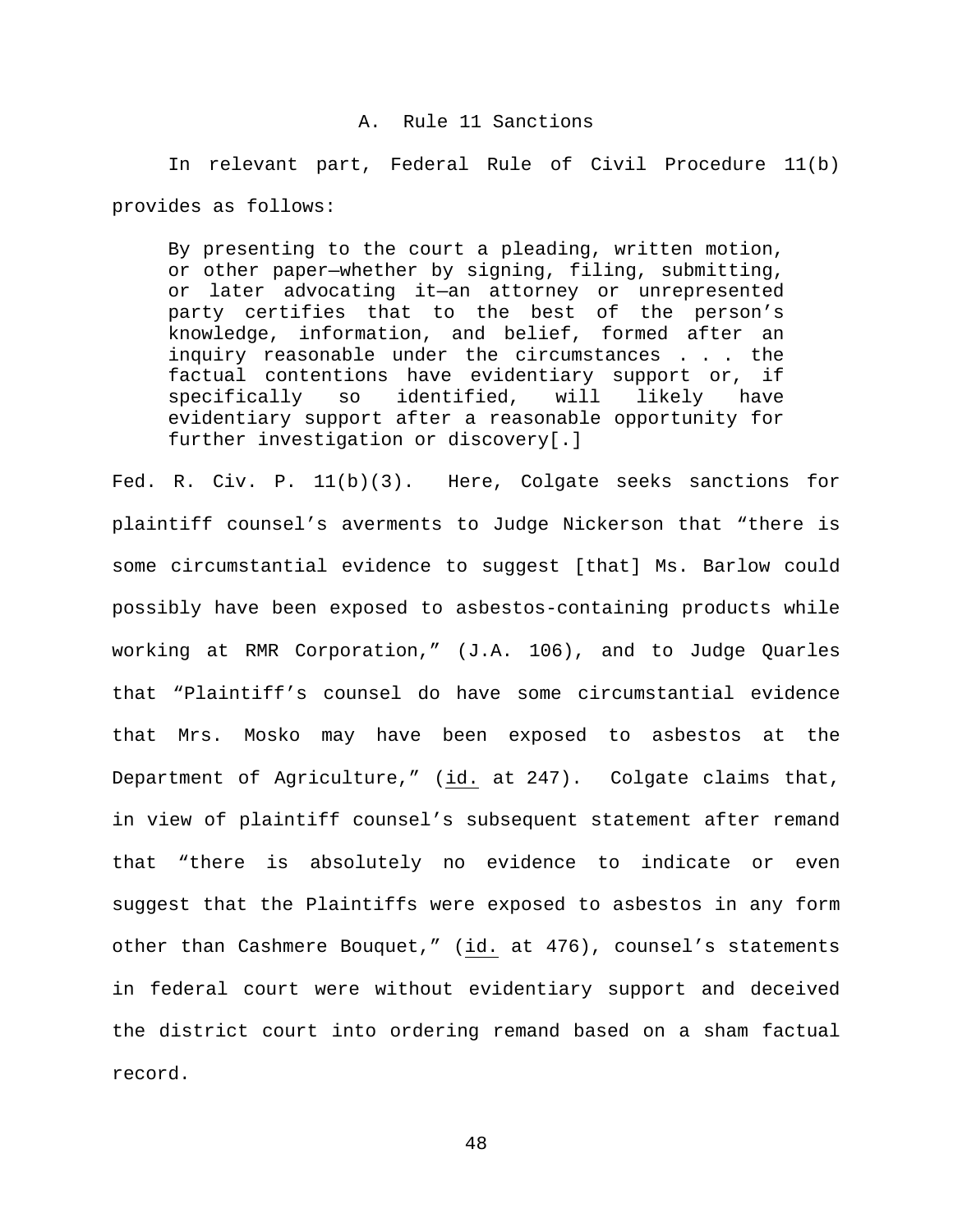### A. Rule 11 Sanctions

In relevant part, Federal Rule of Civil Procedure 11(b) provides as follows:

> By presenting to the court a pleading, written motion, or other paper—whether by signing, filing, submitting, or later advocating it—an attorney or unrepresented party certifies that to the best of the person's knowledge, information, and belief, formed after an inquiry reasonable under the circumstances . . . the factual contentions have evidentiary support or, if specifically so identified, will likely have evidentiary support after a reasonable opportunity for further investigation or discovery[.]

Fed. R. Civ. P. 11(b)(3). Here, Colgate seeks sanctions for plaintiff counsel's averments to Judge Nickerson that "there is some circumstantial evidence to suggest [that] Ms. Barlow could possibly have been exposed to asbestos-containing products while working at RMR Corporation," (J.A. 106), and to Judge Quarles that "Plaintiff's counsel do have some circumstantial evidence that Mrs. Mosko may have been exposed to asbestos at the Department of Agriculture," (id. at 247). Colgate claims that, in view of plaintiff counsel's subsequent statement after remand that "there is absolutely no evidence to indicate or even suggest that the Plaintiffs were exposed to asbestos in any form other than Cashmere Bouquet," (id. at 476), counsel's statements in federal court were without evidentiary support and deceived the district court into ordering remand based on a sham factual record.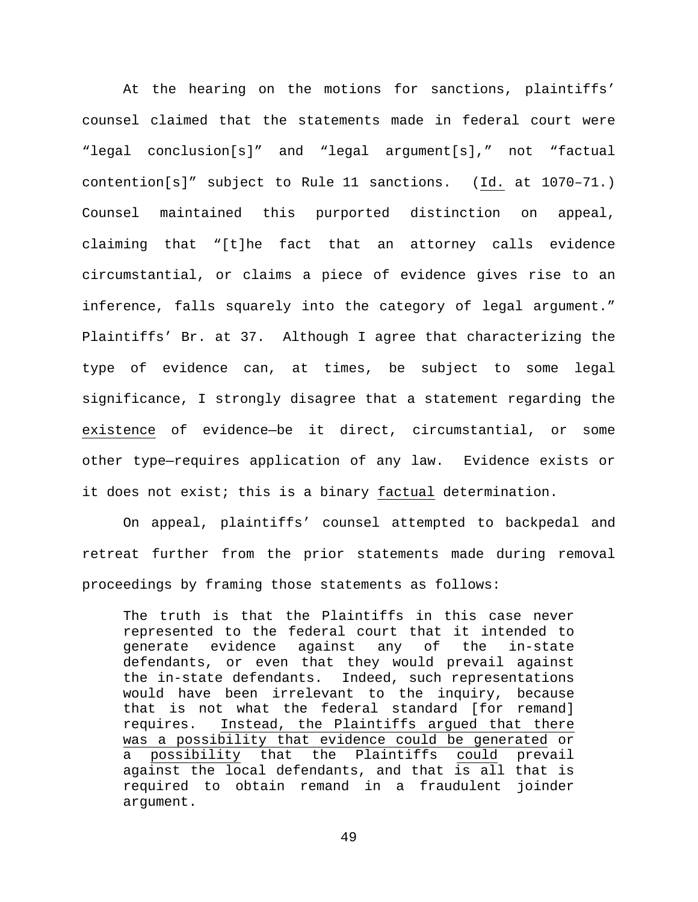At the hearing on the motions for sanctions, plaintiffs' counsel claimed that the statements made in federal court were "legal conclusion[s]" and "legal argument[s]," not "factual contention[s]" subject to Rule 11 sanctions. (Id. at 1070–71.) Counsel maintained this purported distinction on appeal, claiming that "[t]he fact that an attorney calls evidence circumstantial, or claims a piece of evidence gives rise to an inference, falls squarely into the category of legal argument." Plaintiffs' Br. at 37. Although I agree that characterizing the type of evidence can, at times, be subject to some legal significance, I strongly disagree that a statement regarding the existence of evidence—be it direct, circumstantial, or some other type—requires application of any law. Evidence exists or it does not exist; this is a binary factual determination.

On appeal, plaintiffs' counsel attempted to backpedal and retreat further from the prior statements made during removal proceedings by framing those statements as follows:

> The truth is that the Plaintiffs in this case never represented to the federal court that it intended to generate evidence against any of the in-state defendants, or even that they would prevail against the in-state defendants. Indeed, such representations would have been irrelevant to the inquiry, because that is not what the federal standard [for remand] requires. Instead, the Plaintiffs argued that there was a possibility that evidence could be generated or a possibility that the Plaintiffs could prevail against the local defendants, and that is all that is required to obtain remand in a fraudulent joinder argument.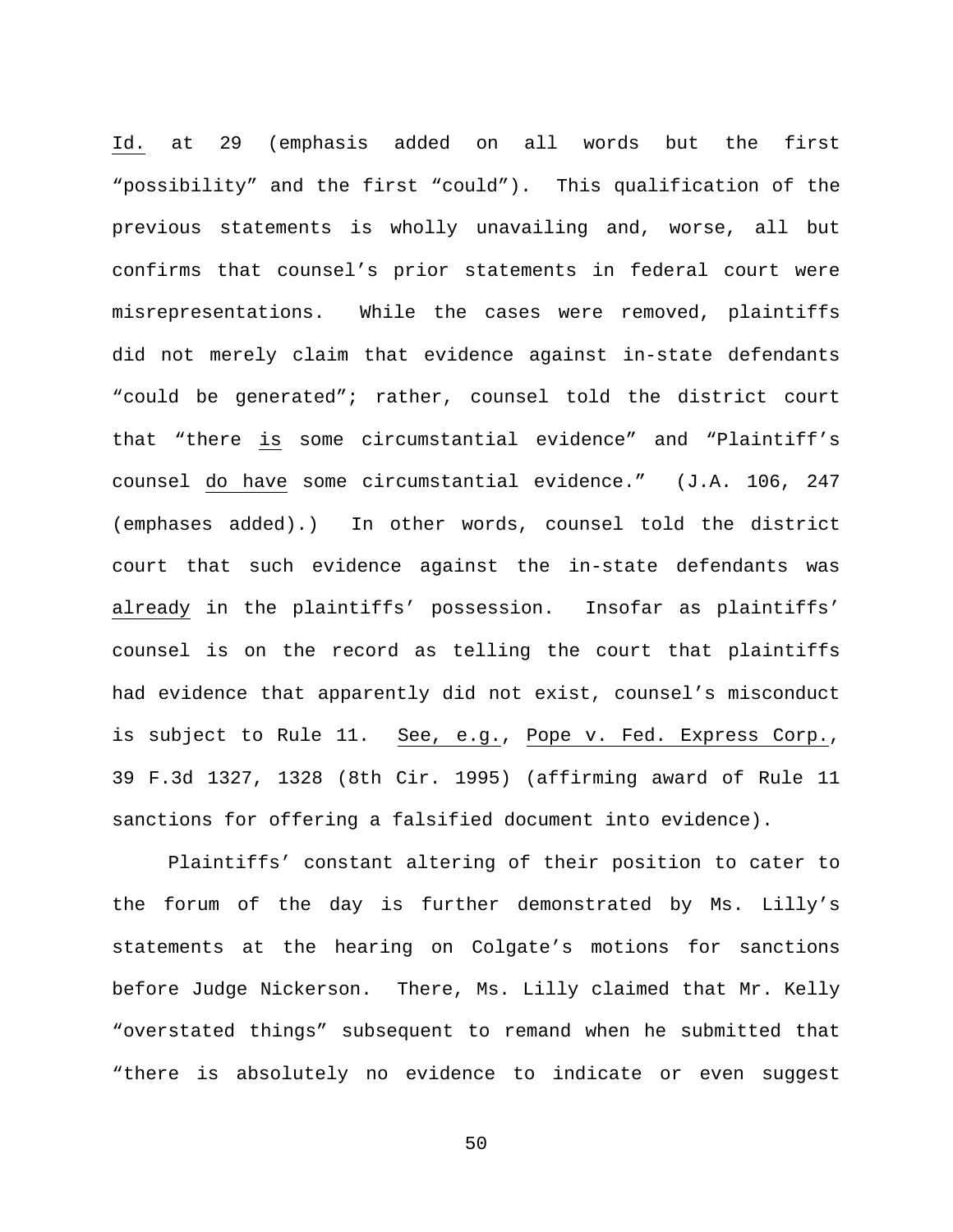Id. at 29 (emphasis added on all words but the first "possibility" and the first "could"). This qualification of the previous statements is wholly unavailing and, worse, all but confirms that counsel's prior statements in federal court were misrepresentations. While the cases were removed, plaintiffs did not merely claim that evidence against in-state defendants "could be generated"; rather, counsel told the district court that "there is some circumstantial evidence" and "Plaintiff's counsel do have some circumstantial evidence." (J.A. 106, 247 (emphases added).) In other words, counsel told the district court that such evidence against the in-state defendants was already in the plaintiffs' possession. Insofar as plaintiffs' counsel is on the record as telling the court that plaintiffs had evidence that apparently did not exist, counsel's misconduct is subject to Rule 11. See, e.g., Pope v. Fed. Express Corp., 39 F.3d 1327, 1328 (8th Cir. 1995) (affirming award of Rule 11 sanctions for offering a falsified document into evidence).

Plaintiffs' constant altering of their position to cater to the forum of the day is further demonstrated by Ms. Lilly's statements at the hearing on Colgate's motions for sanctions before Judge Nickerson. There, Ms. Lilly claimed that Mr. Kelly "overstated things" subsequent to remand when he submitted that "there is absolutely no evidence to indicate or even suggest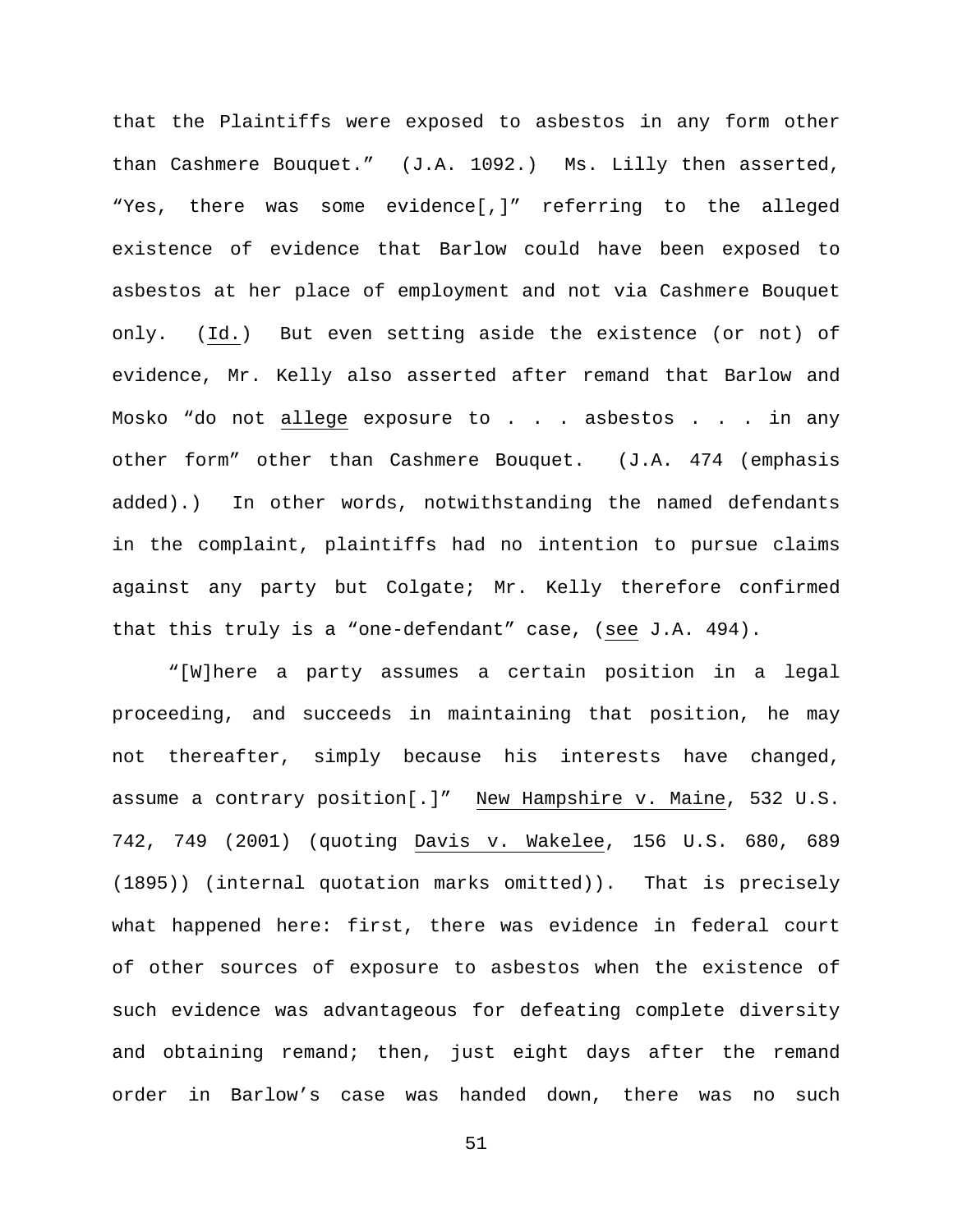that the Plaintiffs were exposed to asbestos in any form other than Cashmere Bouquet." (J.A. 1092.) Ms. Lilly then asserted, "Yes, there was some evidence[,]" referring to the alleged existence of evidence that Barlow could have been exposed to asbestos at her place of employment and not via Cashmere Bouquet only. (Id.) But even setting aside the existence (or not) of evidence, Mr. Kelly also asserted after remand that Barlow and Mosko "do not allege exposure to . . . asbestos . . . in any other form" other than Cashmere Bouquet. (J.A. 474 (emphasis added).) In other words, notwithstanding the named defendants in the complaint, plaintiffs had no intention to pursue claims against any party but Colgate; Mr. Kelly therefore confirmed that this truly is a "one-defendant" case, (see J.A. 494).

"[W]here a party assumes a certain position in a legal proceeding, and succeeds in maintaining that position, he may not thereafter, simply because his interests have changed, assume a contrary position[.]" New Hampshire v. Maine, 532 U.S. 742, 749 (2001) (quoting Davis v. Wakelee, 156 U.S. 680, 689 (1895)) (internal quotation marks omitted)). That is precisely what happened here: first, there was evidence in federal court of other sources of exposure to asbestos when the existence of such evidence was advantageous for defeating complete diversity and obtaining remand; then, just eight days after the remand order in Barlow's case was handed down, there was no such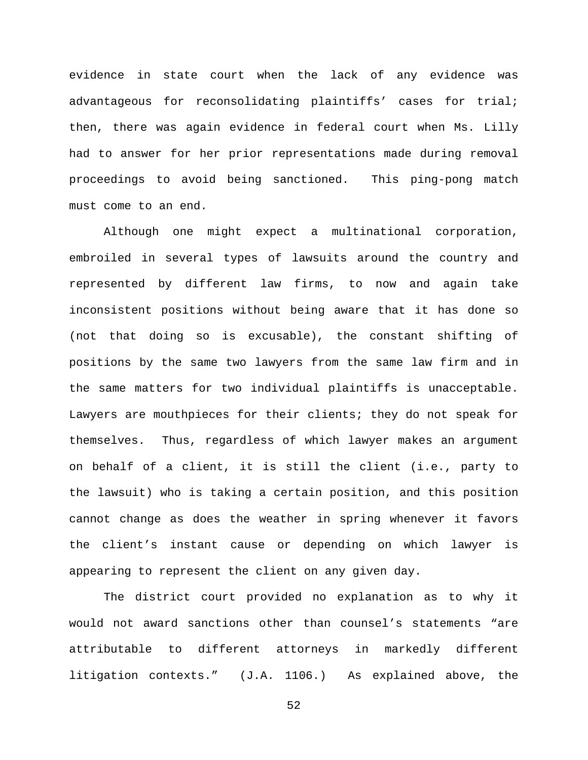evidence in state court when the lack of any evidence was advantageous for reconsolidating plaintiffs' cases for trial; then, there was again evidence in federal court when Ms. Lilly had to answer for her prior representations made during removal proceedings to avoid being sanctioned. This ping-pong match must come to an end.

Although one might expect a multinational corporation, embroiled in several types of lawsuits around the country and represented by different law firms, to now and again take inconsistent positions without being aware that it has done so (not that doing so is excusable), the constant shifting of positions by the same two lawyers from the same law firm and in the same matters for two individual plaintiffs is unacceptable. Lawyers are mouthpieces for their clients; they do not speak for themselves. Thus, regardless of which lawyer makes an argument on behalf of a client, it is still the client (i.e., party to the lawsuit) who is taking a certain position, and this position cannot change as does the weather in spring whenever it favors the client's instant cause or depending on which lawyer is appearing to represent the client on any given day.

The district court provided no explanation as to why it would not award sanctions other than counsel's statements "are attributable to different attorneys in markedly different litigation contexts." (J.A. 1106.) As explained above, the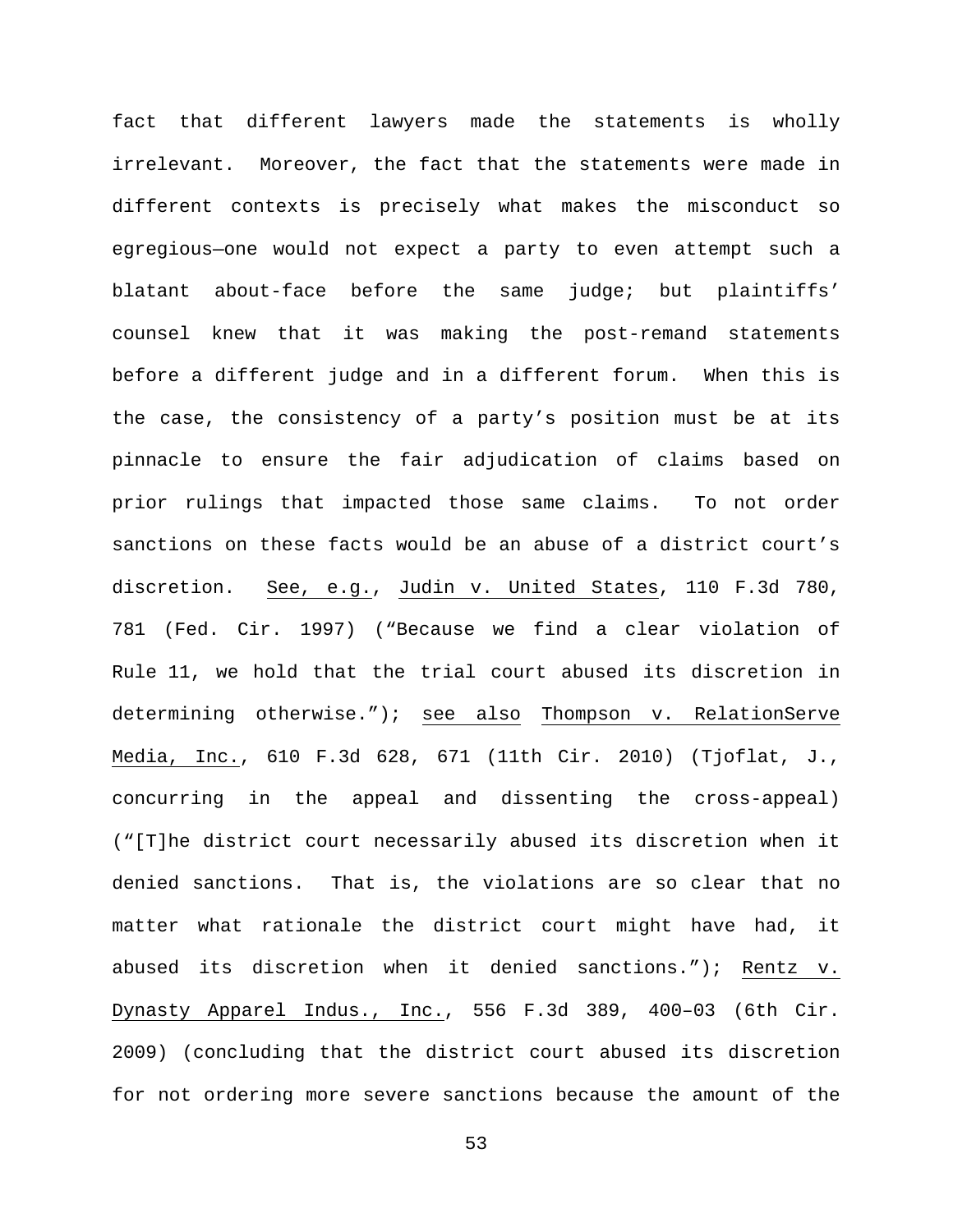fact that different lawyers made the statements is wholly irrelevant. Moreover, the fact that the statements were made in different contexts is precisely what makes the misconduct so egregious—one would not expect a party to even attempt such a blatant about-face before the same judge; but plaintiffs' counsel knew that it was making the post-remand statements before a different judge and in a different forum. When this is the case, the consistency of a party's position must be at its pinnacle to ensure the fair adjudication of claims based on prior rulings that impacted those same claims. To not order sanctions on these facts would be an abuse of a district court's discretion. See, e.g., Judin v. United States, 110 F.3d 780, 781 (Fed. Cir. 1997) ("Because we find a clear violation of Rule 11, we hold that the trial court abused its discretion in determining otherwise."); see also Thompson v. RelationServe Media, Inc., 610 F.3d 628, 671 (11th Cir. 2010) (Tjoflat, J., concurring in the appeal and dissenting the cross-appeal) ("[T]he district court necessarily abused its discretion when it denied sanctions. That is, the violations are so clear that no matter what rationale the district court might have had, it abused its discretion when it denied sanctions."); Rentz v. Dynasty Apparel Indus., Inc., 556 F.3d 389, 400–03 (6th Cir. 2009) (concluding that the district court abused its discretion for not ordering more severe sanctions because the amount of the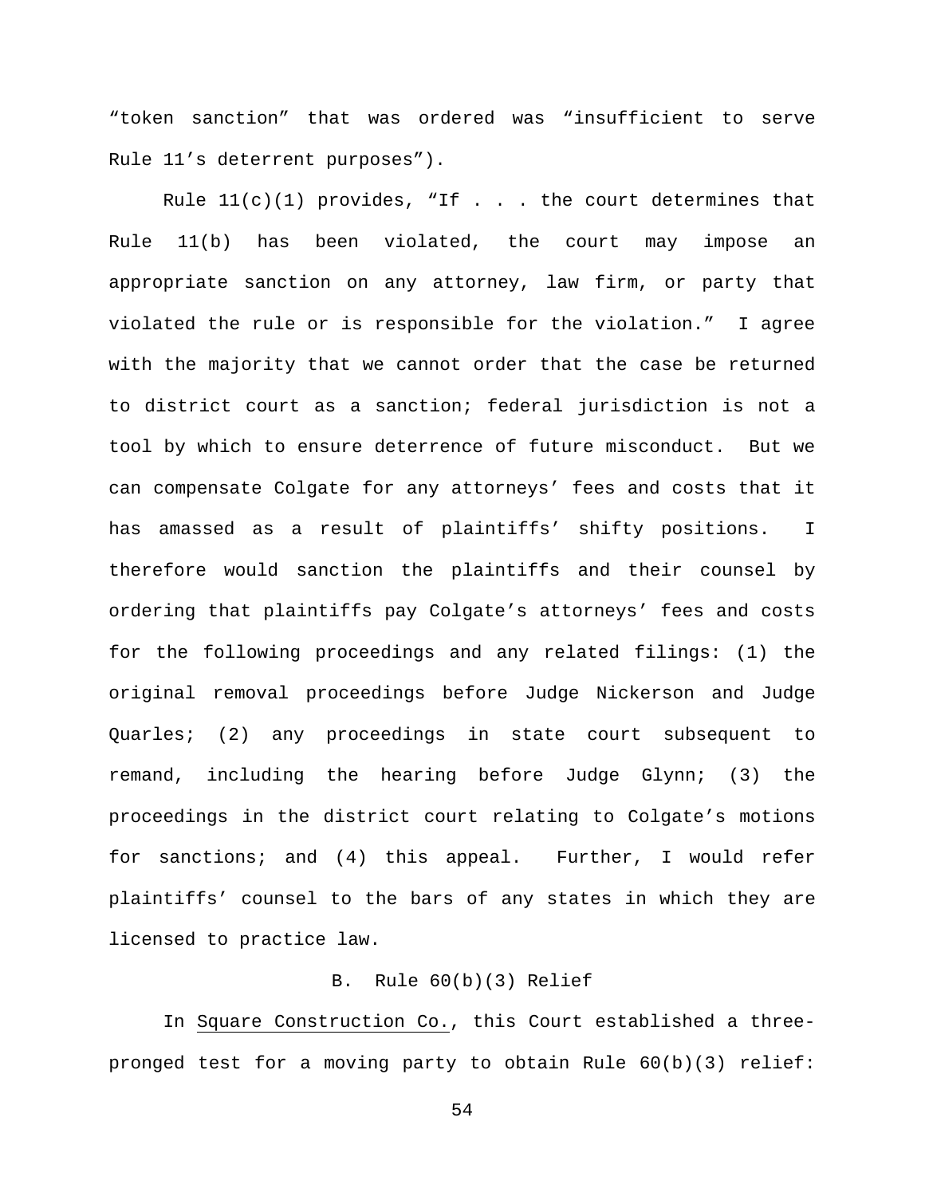"token sanction" that was ordered was "insufficient to serve Rule 11's deterrent purposes").

Rule 11(c)(1) provides, "If . . . the court determines that Rule 11(b) has been violated, the court may impose an appropriate sanction on any attorney, law firm, or party that violated the rule or is responsible for the violation." I agree with the majority that we cannot order that the case be returned to district court as a sanction; federal jurisdiction is not a tool by which to ensure deterrence of future misconduct. But we can compensate Colgate for any attorneys' fees and costs that it has amassed as a result of plaintiffs' shifty positions. I therefore would sanction the plaintiffs and their counsel by ordering that plaintiffs pay Colgate's attorneys' fees and costs for the following proceedings and any related filings: (1) the original removal proceedings before Judge Nickerson and Judge Quarles; (2) any proceedings in state court subsequent to remand, including the hearing before Judge Glynn; (3) the proceedings in the district court relating to Colgate's motions for sanctions; and (4) this appeal. Further, I would refer plaintiffs' counsel to the bars of any states in which they are licensed to practice law.

### B. Rule 60(b)(3) Relief

In Square Construction Co., this Court established a three-pronged test for a moving party to obtain Rule 60(b)(3) relief: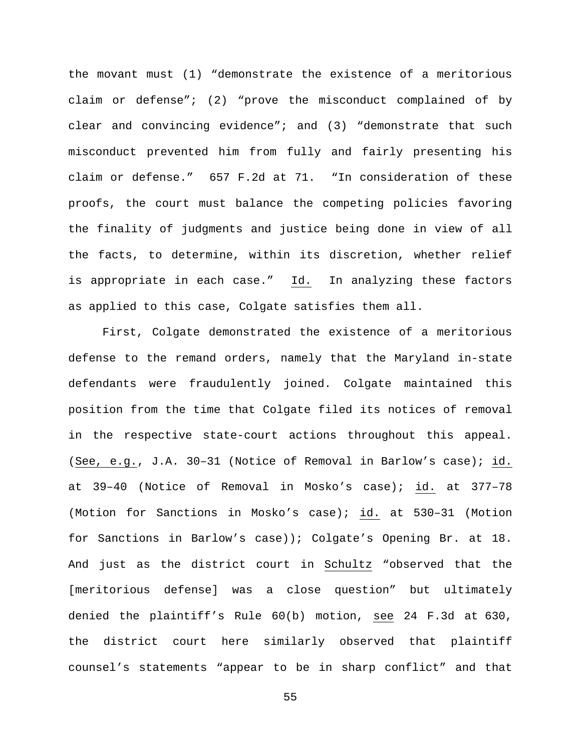the movant must (1) "demonstrate the existence of a meritorious claim or defense"; (2) "prove the misconduct complained of by clear and convincing evidence"; and (3) "demonstrate that such misconduct prevented him from fully and fairly presenting his claim or defense." 657 F.2d at 71. "In consideration of these proofs, the court must balance the competing policies favoring the finality of judgments and justice being done in view of all the facts, to determine, within its discretion, whether relief is appropriate in each case." Id. In analyzing these factors as applied to this case, Colgate satisfies them all.

First, Colgate demonstrated the existence of a meritorious defense to the remand orders, namely that the Maryland in-state defendants were fraudulently joined. Colgate maintained this position from the time that Colgate filed its notices of removal in the respective state-court actions throughout this appeal. (See, e.g., J.A. 30–31 (Notice of Removal in Barlow's case); id. at 39–40 (Notice of Removal in Mosko's case); id. at 377–78 (Motion for Sanctions in Mosko's case); id. at 530–31 (Motion for Sanctions in Barlow's case)); Colgate's Opening Br. at 18. And just as the district court in Schultz "observed that the [meritorious defense] was a close question" but ultimately denied the plaintiff's Rule 60(b) motion, see 24 F.3d at 630, the district court here similarly observed that plaintiff counsel's statements "appear to be in sharp conflict" and that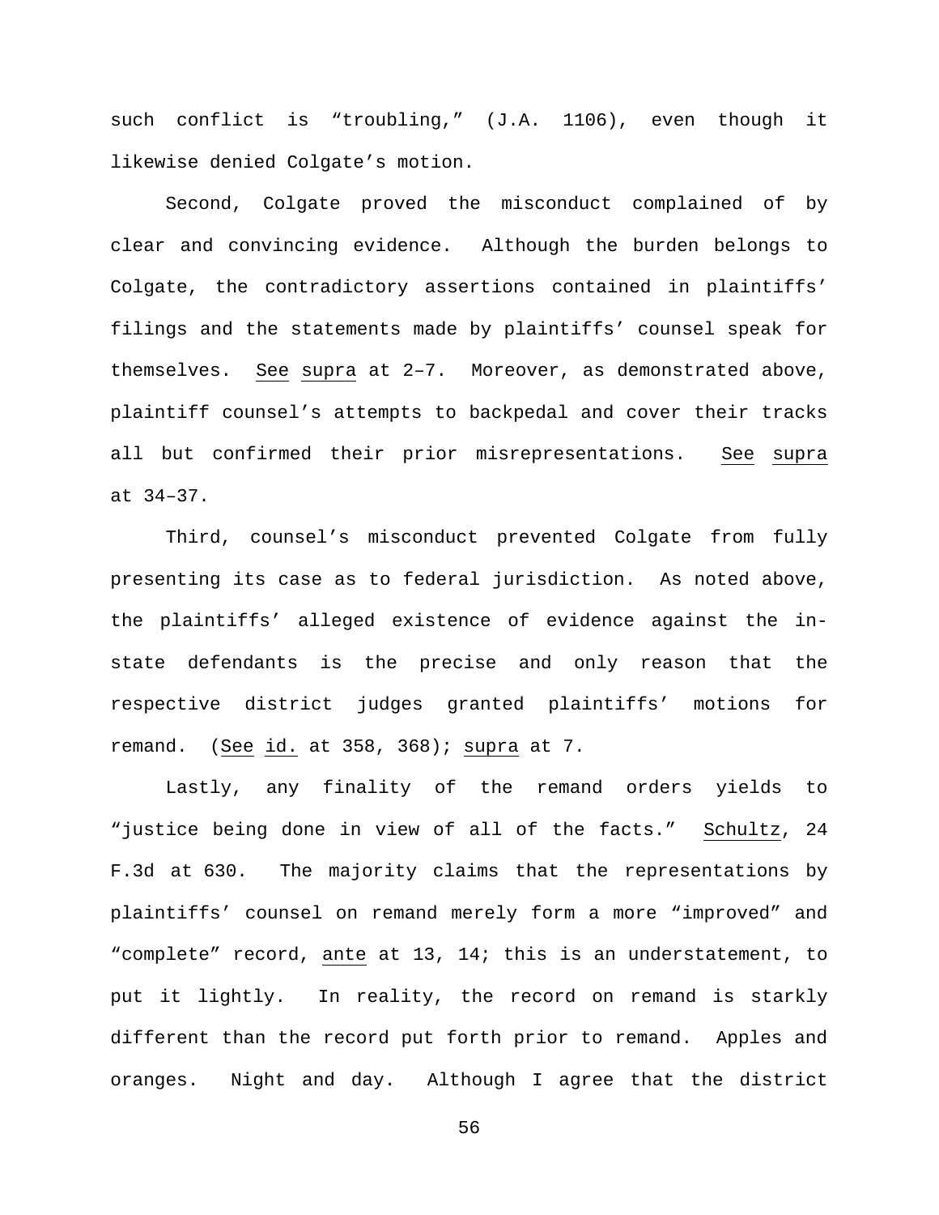such conflict is "troubling," (J.A. 1106), even though it likewise denied Colgate's motion.

Second, Colgate proved the misconduct complained of by clear and convincing evidence. Although the burden belongs to Colgate, the contradictory assertions contained in plaintiffs' filings and the statements made by plaintiffs' counsel speak for themselves. See supra at 2–7. Moreover, as demonstrated above, plaintiff counsel's attempts to backpedal and cover their tracks all but confirmed their prior misrepresentations. See supra at 34–37.

Third, counsel's misconduct prevented Colgate from fully presenting its case as to federal jurisdiction. As noted above, the plaintiffs' alleged existence of evidence against the in-state defendants is the precise and only reason that the respective district judges granted plaintiffs' motions for remand. (See id. at 358, 368); supra at 7.

Lastly, any finality of the remand orders yields to "justice being done in view of all of the facts." Schultz, 24 F.3d at 630. The majority claims that the representations by plaintiffs' counsel on remand merely form a more "improved" and "complete" record, ante at 13, 14; this is an understatement, to put it lightly. In reality, the record on remand is starkly different than the record put forth prior to remand. Apples and oranges. Night and day. Although I agree that the district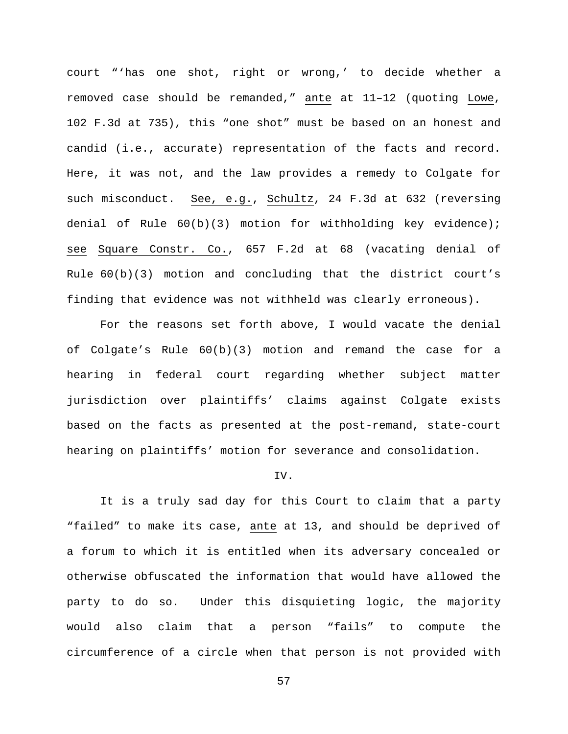court "'has one shot, right or wrong,' to decide whether a removed case should be remanded," ante at 11–12 (quoting Lowe, 102 F.3d at 735), this "one shot" must be based on an honest and candid (i.e., accurate) representation of the facts and record. Here, it was not, and the law provides a remedy to Colgate for such misconduct. See, e.g., Schultz, 24 F.3d at 632 (reversing denial of Rule 60(b)(3) motion for withholding key evidence); see Square Constr. Co., 657 F.2d at 68 (vacating denial of Rule 60(b)(3) motion and concluding that the district court's finding that evidence was not withheld was clearly erroneous).

For the reasons set forth above, I would vacate the denial of Colgate's Rule 60(b)(3) motion and remand the case for a hearing in federal court regarding whether subject matter jurisdiction over plaintiffs' claims against Colgate exists based on the facts as presented at the post-remand, state-court hearing on plaintiffs' motion for severance and consolidation.

IV.

It is a truly sad day for this Court to claim that a party "failed" to make its case, ante at 13, and should be deprived of a forum to which it is entitled when its adversary concealed or otherwise obfuscated the information that would have allowed the party to do so. Under this disquieting logic, the majority would also claim that a person "fails" to compute the circumference of a circle when that person is not provided with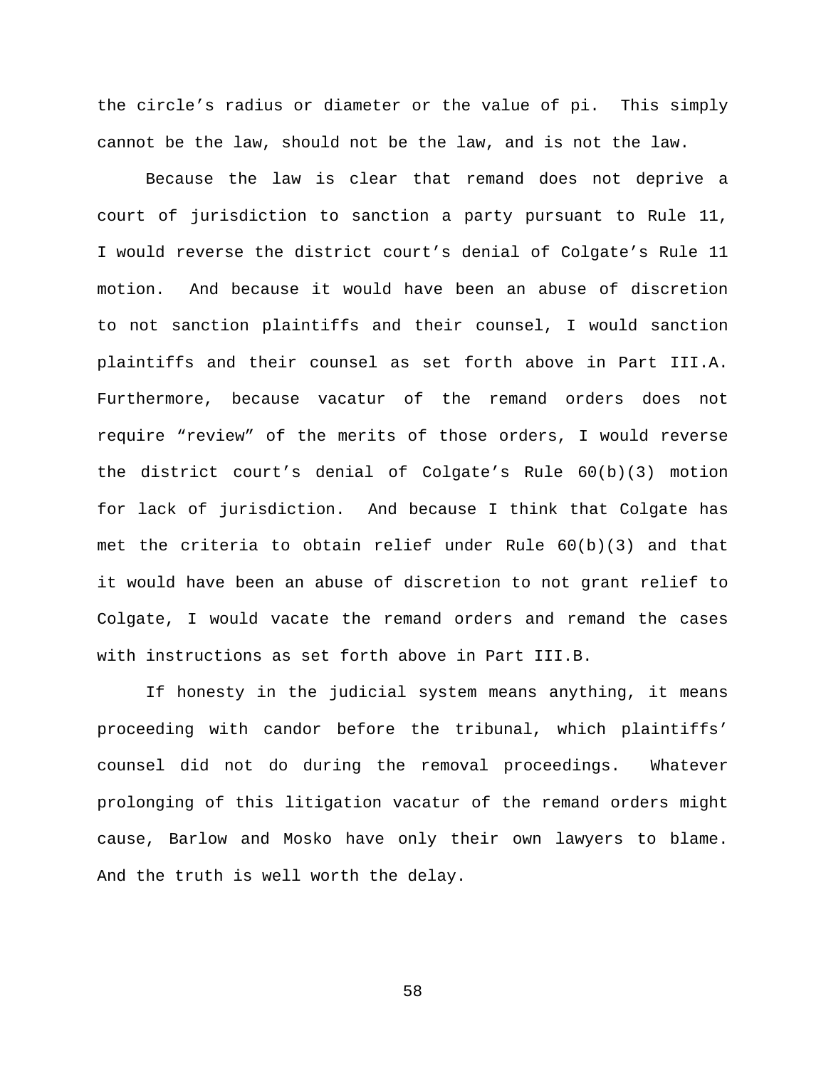the circle’s radius or diameter or the value of pi. This simply cannot be the law, should not be the law, and is not the law.

Because the law is clear that remand does not deprive a court of jurisdiction to sanction a party pursuant to Rule 11, I would reverse the district court’s denial of Colgate’s Rule 11 motion. And because it would have been an abuse of discretion to not sanction plaintiffs and their counsel, I would sanction plaintiffs and their counsel as set forth above in Part III.A. Furthermore, because vacatur of the remand orders does not require “review” of the merits of those orders, I would reverse the district court’s denial of Colgate’s Rule 60(b)(3) motion for lack of jurisdiction. And because I think that Colgate has met the criteria to obtain relief under Rule 60(b)(3) and that it would have been an abuse of discretion to not grant relief to Colgate, I would vacate the remand orders and remand the cases with instructions as set forth above in Part III.B.

If honesty in the judicial system means anything, it means proceeding with candor before the tribunal, which plaintiffs’ counsel did not do during the removal proceedings. Whatever prolonging of this litigation vacatur of the remand orders might cause, Barlow and Mosko have only their own lawyers to blame. And the truth is well worth the delay.